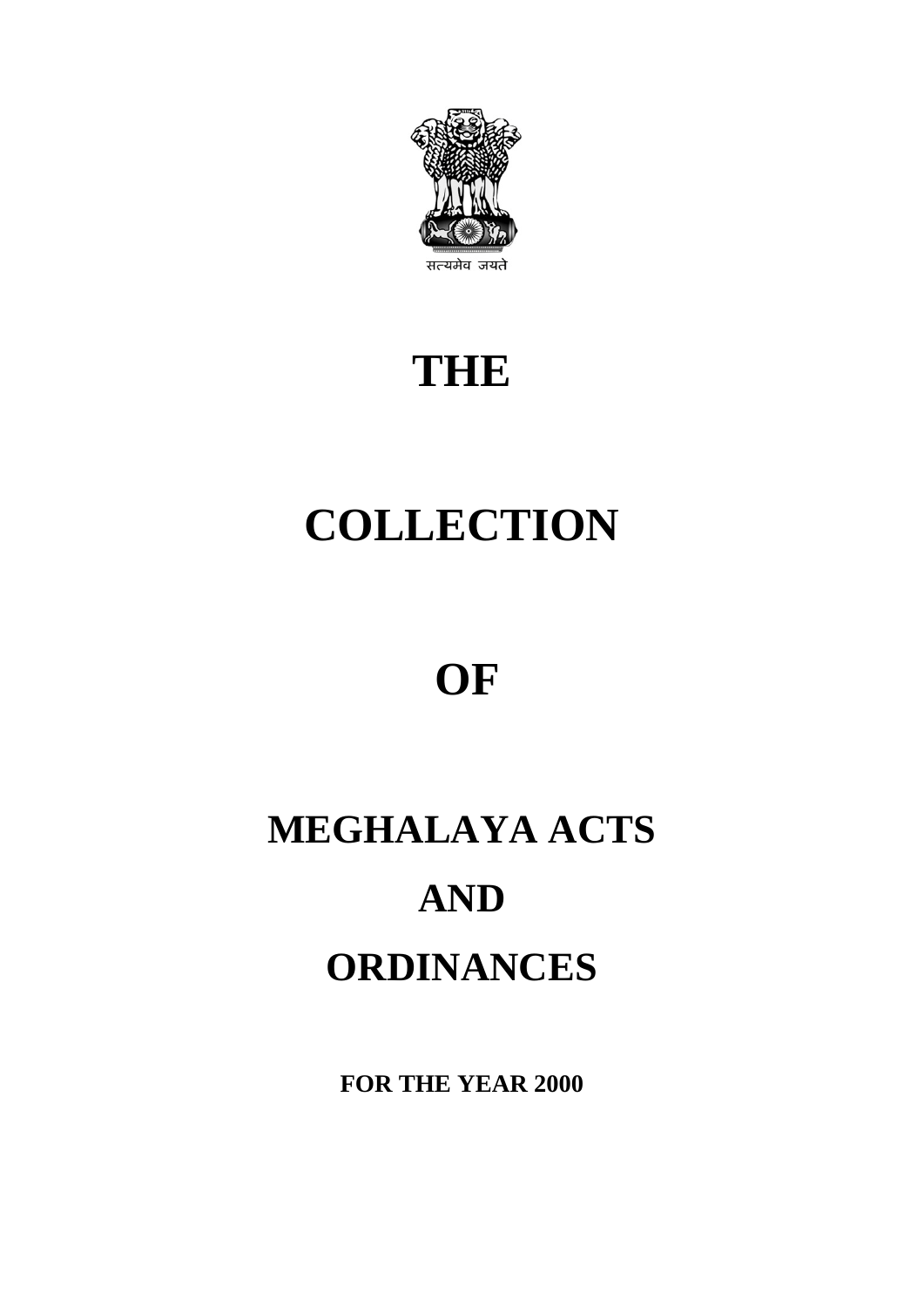सत्यमेव जयते

# THE

# COLLECTION

# OF

# MEGHALAYA ACTS

# AND

# ORDINANCES

**FOR THE YEAR 2000**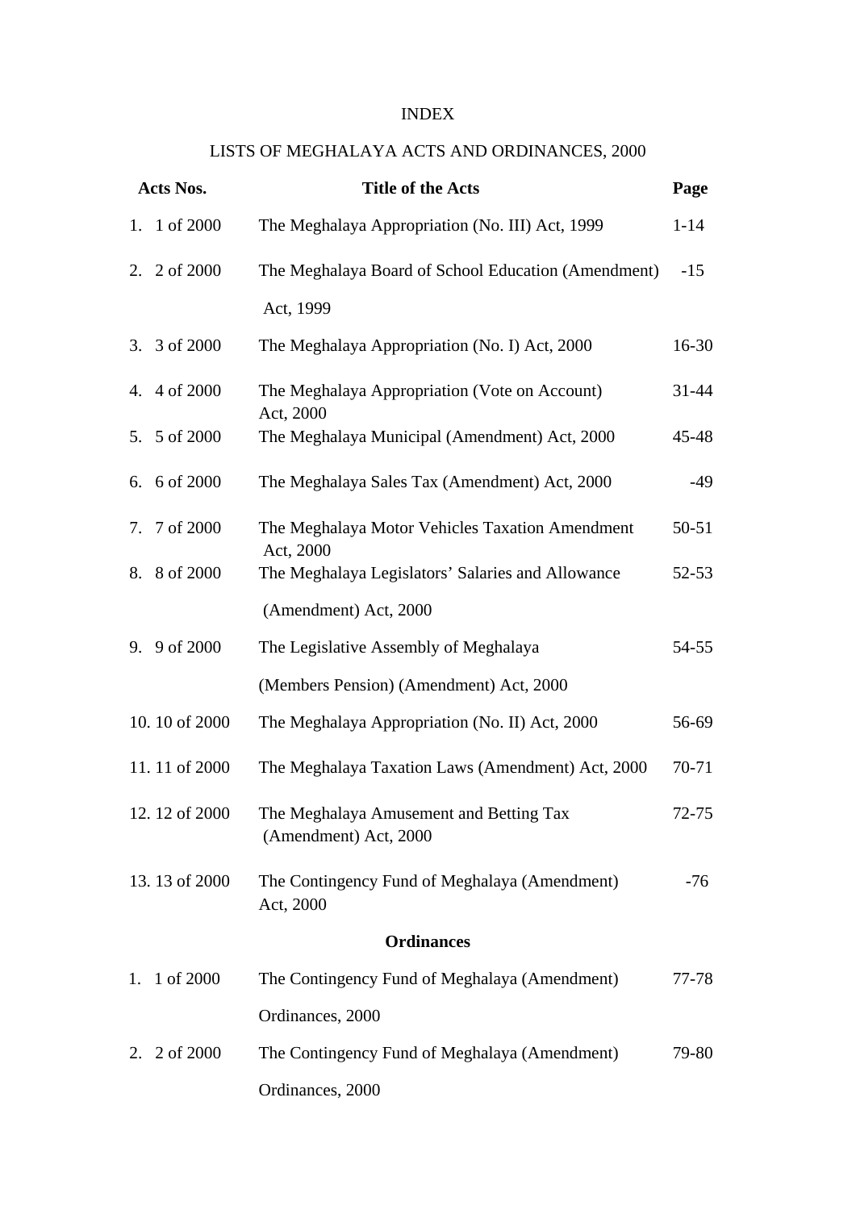INDEX

LISTS OF MEGHALAYA ACTS AND ORDINANCES, 2000

| Acts Nos. | Title of the Acts | Page |
|---|---|---|
| 1. 1 of 2000 | The Meghalaya Appropriation (No. III) Act, 1999 | 1-14 |
| 2. 2 of 2000 | The Meghalaya Board of School Education (Amendment) Act, 1999 | -15 |
| 3. 3 of 2000 | The Meghalaya Appropriation (No. I) Act, 2000 | 16-30 |
| 4. 4 of 2000 | The Meghalaya Appropriation (Vote on Account) Act, 2000 | 31-44 |
| 5. 5 of 2000 | The Meghalaya Municipal (Amendment) Act, 2000 | 45-48 |
| 6. 6 of 2000 | The Meghalaya Sales Tax (Amendment) Act, 2000 | -49 |
| 7. 7 of 2000 | The Meghalaya Motor Vehicles Taxation Amendment Act, 2000 | 50-51 |
| 8. 8 of 2000 | The Meghalaya Legislators' Salaries and Allowance (Amendment) Act, 2000 | 52-53 |
| 9. 9 of 2000 | The Legislative Assembly of Meghalaya (Members Pension) (Amendment) Act, 2000 | 54-55 |
| 10. 10 of 2000 | The Meghalaya Appropriation (No. II) Act, 2000 | 56-69 |
| 11. 11 of 2000 | The Meghalaya Taxation Laws (Amendment) Act, 2000 | 70-71 |
| 12. 12 of 2000 | The Meghalaya Amusement and Betting Tax (Amendment) Act, 2000 | 72-75 |
| 13. 13 of 2000 | The Contingency Fund of Meghalaya (Amendment) Act, 2000 | -76 |
| | **Ordinances** | |
| 1. 1 of 2000 | The Contingency Fund of Meghalaya (Amendment) Ordinances, 2000 | 77-78 |
| 2. 2 of 2000 | The Contingency Fund of Meghalaya (Amendment) Ordinances, 2000 | 79-80 |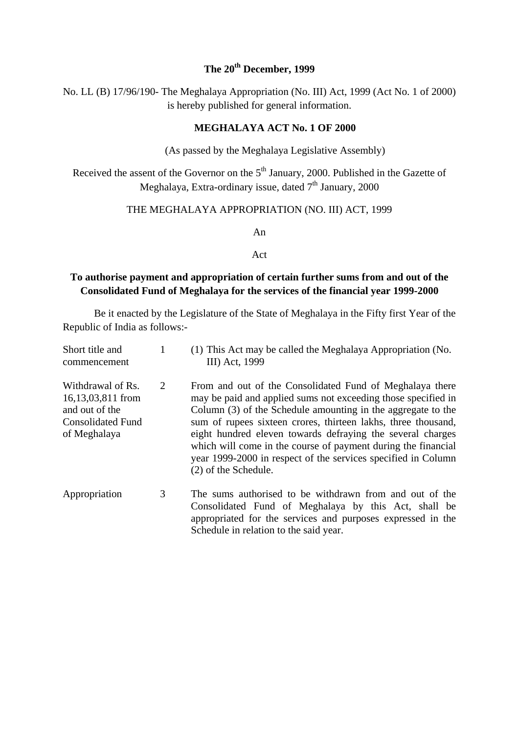**The 20th December, 1999**

No. LL (B) 17/96/190- The Meghalaya Appropriation (No. III) Act, 1999 (Act No. 1 of 2000) is hereby published for general information.

**MEGHALAYA ACT No. 1 OF 2000**

(As passed by the Meghalaya Legislative Assembly)

Received the assent of the Governor on the 5th January, 2000. Published in the Gazette of Meghalaya, Extra-ordinary issue, dated 7th January, 2000

THE MEGHALAYA APPROPRIATION (NO. III) ACT, 1999

An

Act

**To authorise payment and appropriation of certain further sums from and out of the Consolidated Fund of Meghalaya for the services of the financial year 1999-2000**

Be it enacted by the Legislature of the State of Meghalaya in the Fifty first Year of the Republic of India as follows:-

| | | |
|---|---|---|
| Short title and commencement | 1 | (1) This Act may be called the Meghalaya Appropriation (No. III) Act, 1999 |
| Withdrawal of Rs. 16,13,03,811 from and out of the Consolidated Fund of Meghalaya | 2 | From and out of the Consolidated Fund of Meghalaya there may be paid and applied sums not exceeding those specified in Column (3) of the Schedule amounting in the aggregate to the sum of rupees sixteen crores, thirteen lakhs, three thousand, eight hundred eleven towards defraying the several charges which will come in the course of payment during the financial year 1999-2000 in respect of the services specified in Column (2) of the Schedule. |
| Appropriation | 3 | The sums authorised to be withdrawn from and out of the Consolidated Fund of Meghalaya by this Act, shall be appropriated for the services and purposes expressed in the Schedule in relation to the said year. |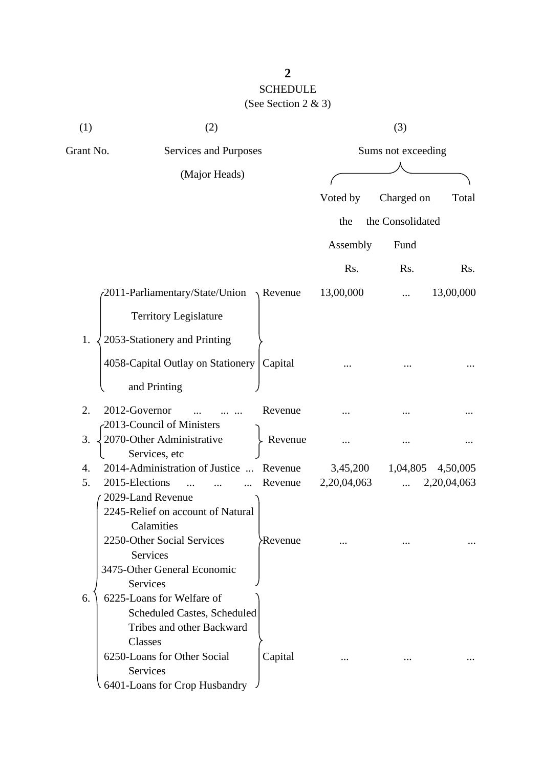## SCHEDULE

(See Section 2 & 3)

| (1) | (2) | | (3) | | |
|---|---|---|---|---|---|
| Grant No. | Services and Purposes (Major Heads) | | Sums not exceeding | | |
| | | | Voted by the Assembly | Charged on the Consolidated Fund | Total |
| | | | Rs. | Rs. | Rs. |
| 1. | 2011-Parliamentary/State/Union Territory Legislature<br>2053-Stationery and Printing | Revenue | 13,00,000 | ... | 13,00,000 |
| | 4058-Capital Outlay on Stationery and Printing | Capital | ... | ... | ... |
| 2. | 2012-Governor ... ... ... | Revenue | ... | ... | ... |
| 3. | 2013-Council of Ministers<br>2070-Other Administrative Services, etc | Revenue | ... | ... | ... |
| 4. | 2014-Administration of Justice ... | Revenue | 3,45,200 | 1,04,805 | 4,50,005 |
| 5. | 2015-Elections ... ... ... | Revenue | 2,20,04,063 | ... | 2,20,04,063 |
| 6. | 2029-Land Revenue<br>2245-Relief on account of Natural Calamities<br>2250-Other Social Services Services<br>3475-Other General Economic Services | Revenue | ... | ... | ... |
| | 6225-Loans for Welfare of Scheduled Castes, Scheduled Tribes and other Backward Classes<br>6250-Loans for Other Social Services<br>6401-Loans for Crop Husbandry | Capital | ... | ... | ... |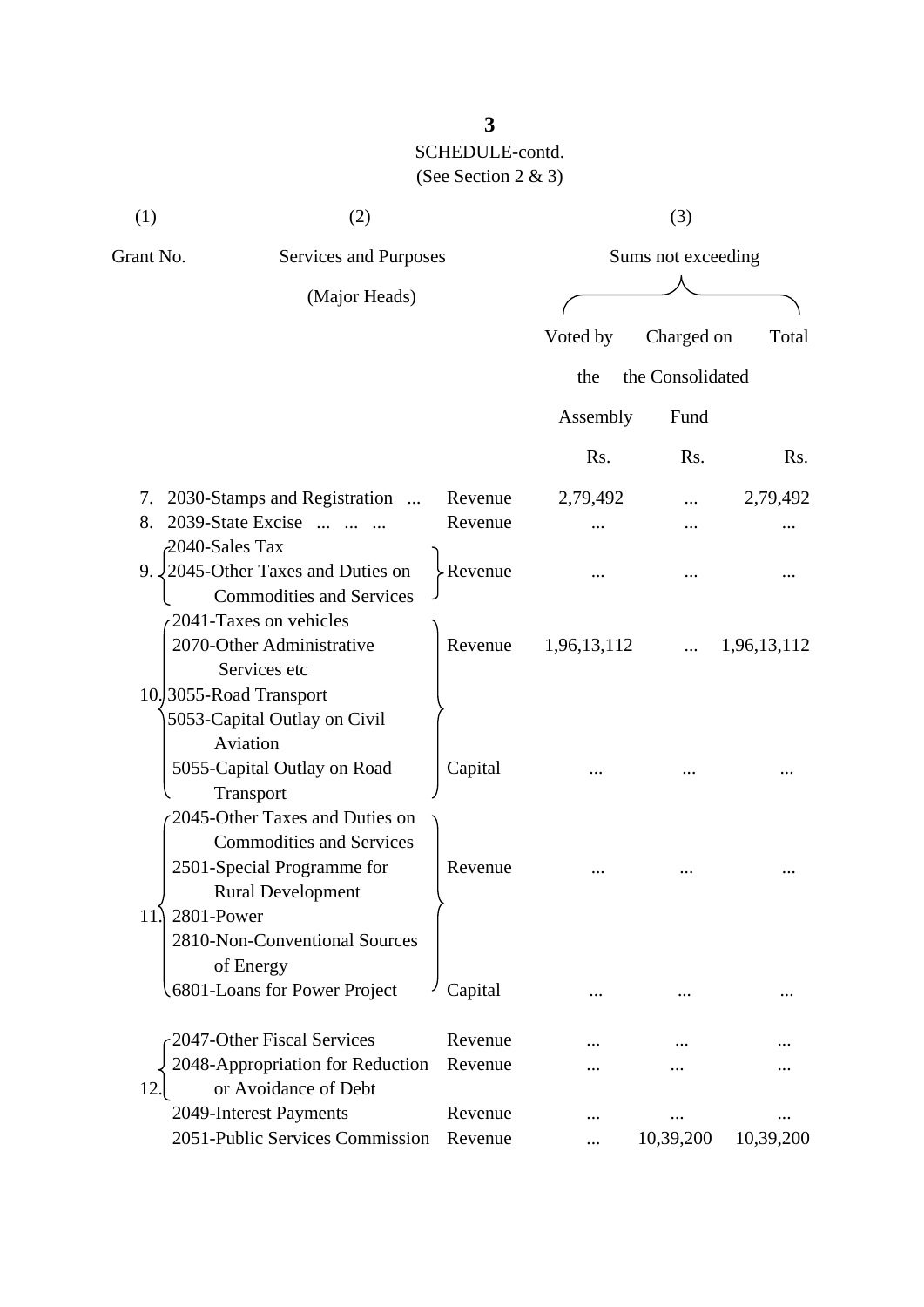## SCHEDULE-contd.

(See Section 2 & 3)

| (1) | (2) | | (3) | | |
|---|---|---|---|---|---|
| Grant No. | Services and Purposes (Major Heads) | | Sums not exceeding | | |
| | | | Voted by the Assembly | Charged on the Consolidated Fund | Total |
| | | | Rs. | Rs. | Rs. |
| 7. | 2030-Stamps and Registration ... | Revenue | 2,79,492 | ... | 2,79,492 |
| 8. | 2039-State Excise ... ... ... | Revenue | ... | ... | ... |
| 9. | 2040-Sales Tax<br>2045-Other Taxes and Duties on Commodities and Services | Revenue | ... | ... | ... |
| 10. | 2041-Taxes on vehicles<br>2070-Other Administrative Services etc<br>3055-Road Transport | Revenue | 1,96,13,112 | ... | 1,96,13,112 |
| | 5053-Capital Outlay on Civil Aviation<br>5055-Capital Outlay on Road Transport | Capital | ... | ... | ... |
| 11. | 2045-Other Taxes and Duties on Commodities and Services<br>2501-Special Programme for Rural Development<br>2801-Power<br>2810-Non-Conventional Sources of Energy | Revenue | ... | ... | ... |
| | 6801-Loans for Power Project | Capital | ... | ... | ... |
| 12. | 2047-Other Fiscal Services | Revenue | ... | ... | ... |
| | 2048-Appropriation for Reduction or Avoidance of Debt | Revenue | ... | ... | ... |
| | 2049-Interest Payments | Revenue | ... | ... | ... |
| | 2051-Public Services Commission | Revenue | ... | 10,39,200 | 10,39,200 |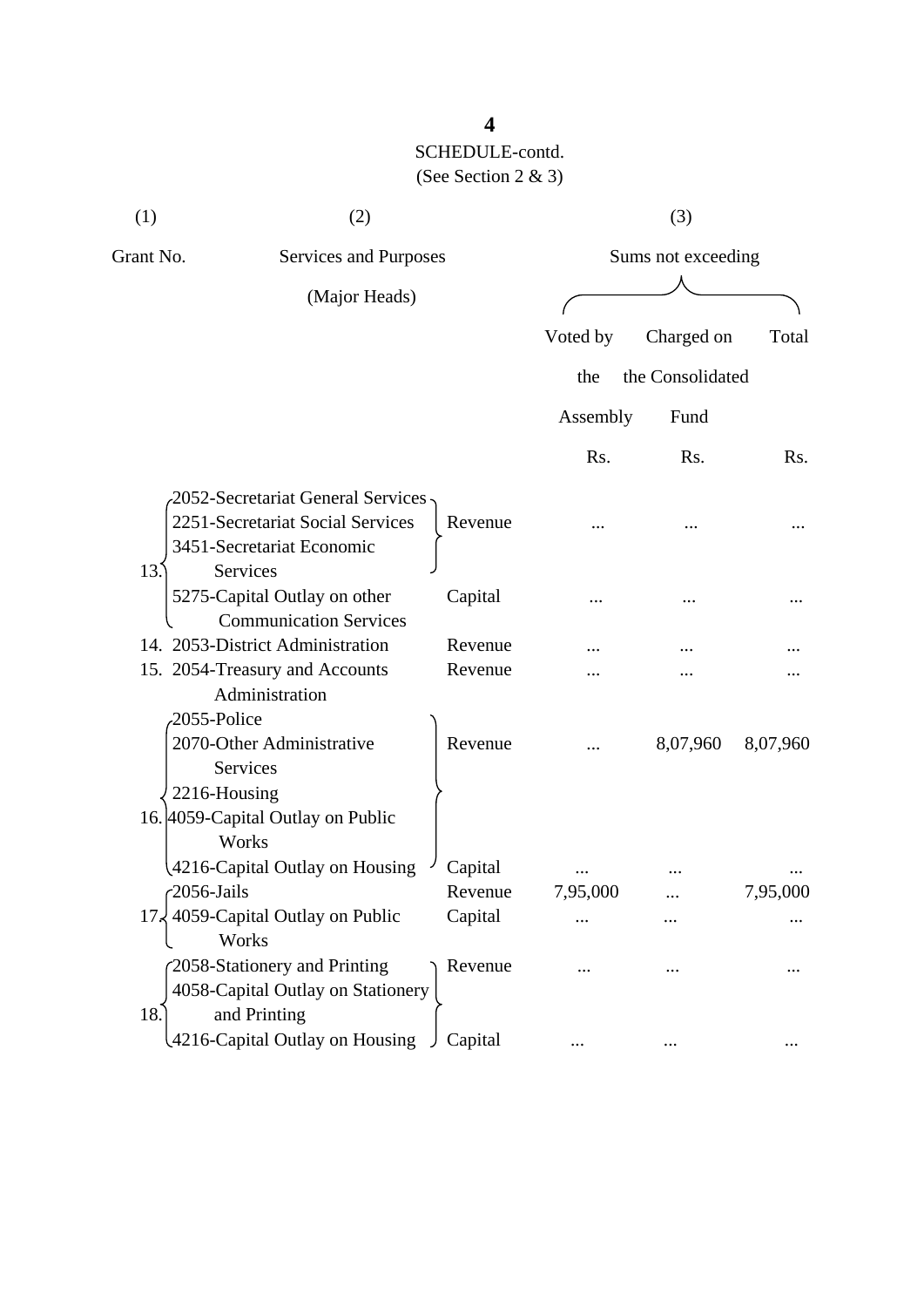SCHEDULE-contd.
(See Section 2 & 3)

| (1) | (2) | | (3) | | |
|---|---|---|---|---|---|
| Grant No. | Services and Purposes (Major Heads) | | Sums not exceeding | | |
| | | | Voted by the Assembly | Charged on the Consolidated Fund | Total |
| | | | Rs. | Rs. | Rs. |
| 13. | 2052-Secretariat General Services<br>2251-Secretariat Social Services<br>3451-Secretariat Economic Services | Revenue | ... | ... | ... |
| | 5275-Capital Outlay on other Communication Services | Capital | ... | ... | ... |
| 14. | 2053-District Administration | Revenue | ... | ... | ... |
| 15. | 2054-Treasury and Accounts Administration | Revenue | ... | ... | ... |
| 16. | 2055-Police<br>2070-Other Administrative Services<br>2216-Housing<br>4059-Capital Outlay on Public Works | Revenue | ... | 8,07,960 | 8,07,960 |
| | 4216-Capital Outlay on Housing | Capital | ... | ... | ... |
| 17. | 2056-Jails | Revenue | 7,95,000 | ... | 7,95,000 |
| | 4059-Capital Outlay on Public Works | Capital | ... | ... | ... |
| 18. | 2058-Stationery and Printing<br>4058-Capital Outlay on Stationery and Printing | Revenue | ... | ... | ... |
| | 4216-Capital Outlay on Housing | Capital | ... | ... | ... |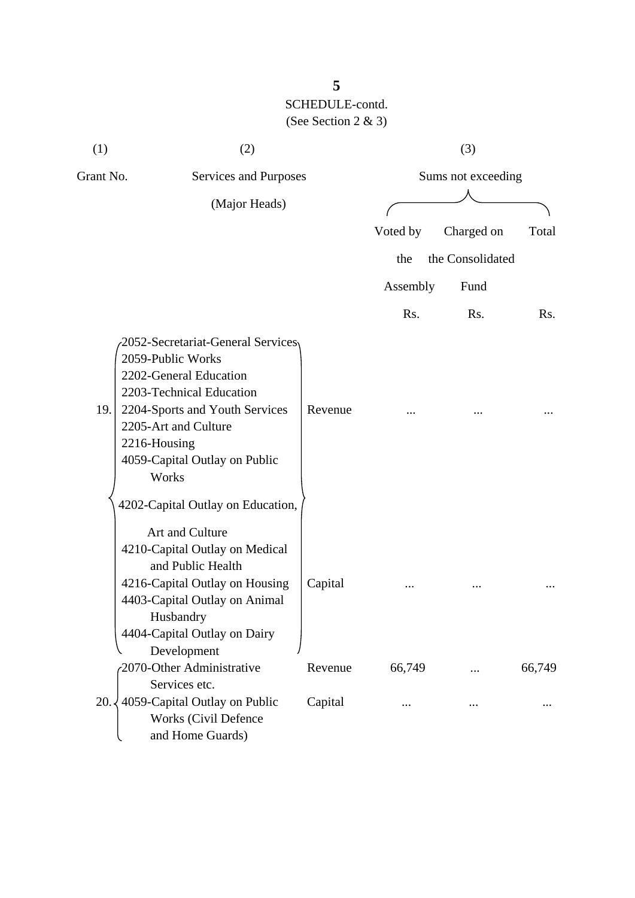SCHEDULE-contd.
(See Section 2 & 3)

| (1) | (2) | | (3) | | |
|---|---|---|---|---|---|
| Grant No. | Services and Purposes (Major Heads) | | Sums not exceeding | | |
| | | | Voted by the Assembly | Charged on the Consolidated Fund | Total |
| | | | Rs. | Rs. | Rs. |
| 19. | 2052-Secretariat-General Services 2059-Public Works 2202-General Education 2203-Technical Education 2204-Sports and Youth Services 2205-Art and Culture 2216-Housing 4059-Capital Outlay on Public Works | Revenue | ... | ... | ... |
| | 4202-Capital Outlay on Education, Art and Culture 4210-Capital Outlay on Medical and Public Health 4216-Capital Outlay on Housing 4403-Capital Outlay on Animal Husbandry 4404-Capital Outlay on Dairy Development | Capital | ... | ... | ... |
| 20. | 2070-Other Administrative Services etc. | Revenue | 66,749 | ... | 66,749 |
| | 4059-Capital Outlay on Public Works (Civil Defence and Home Guards) | Capital | ... | ... | ... |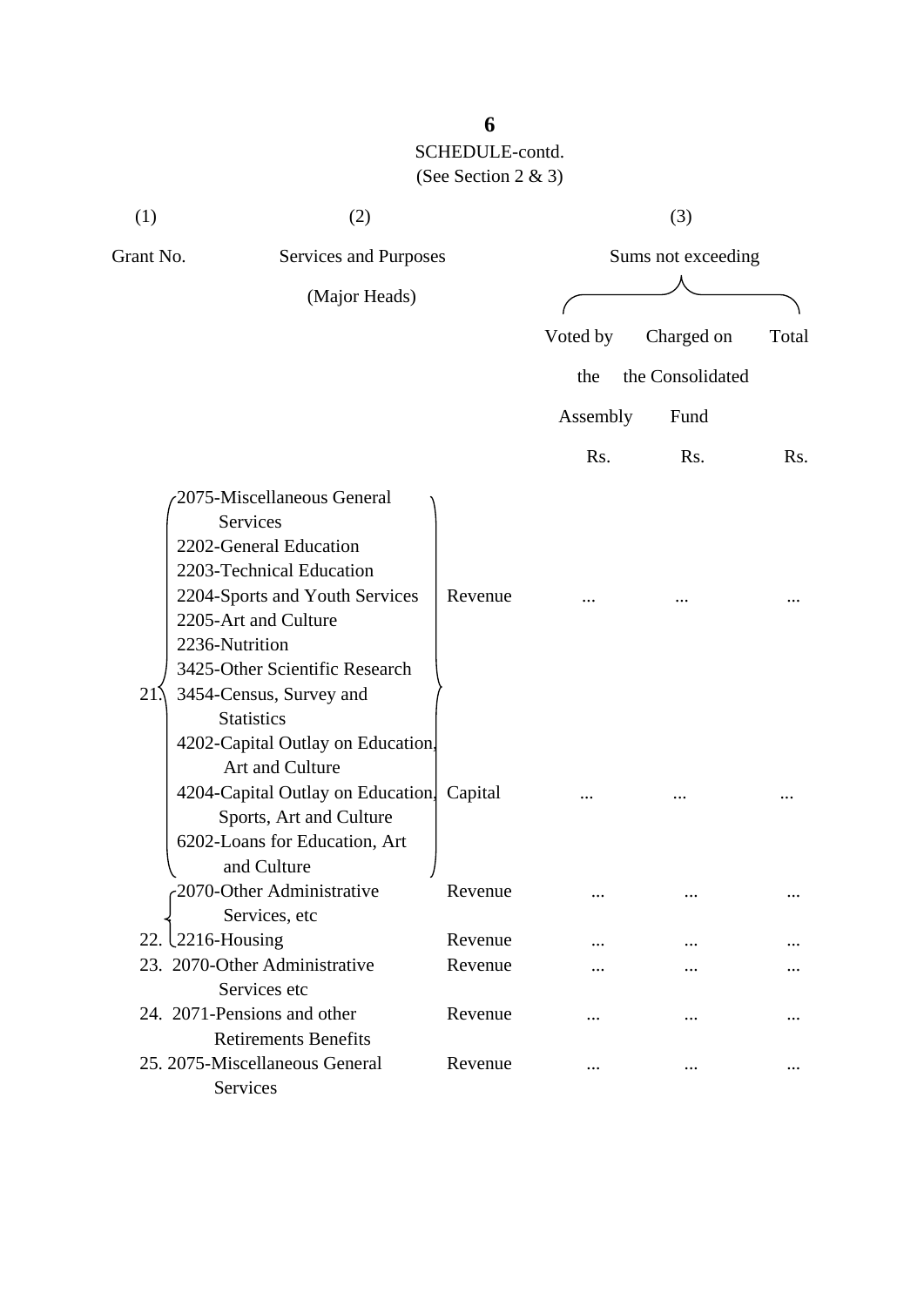SCHEDULE-contd.
(See Section 2 & 3)

| (1) | (2) | | (3) | | |
|---|---|---|---|---|---|
| Grant No. | Services and Purposes (Major Heads) | | Sums not exceeding | | |
| | | | Voted by the Assembly | Charged on the Consolidated Fund | Total |
| | | | Rs. | Rs. | Rs. |
| 21. | 2075-Miscellaneous General Services<br>2202-General Education<br>2203-Technical Education<br>2204-Sports and Youth Services<br>2205-Art and Culture<br>2236-Nutrition<br>3425-Other Scientific Research<br>3454-Census, Survey and Statistics | Revenue | ... | ... | ... |
| | 4202-Capital Outlay on Education, Art and Culture<br>4204-Capital Outlay on Education, Sports, Art and Culture<br>6202-Loans for Education, Art and Culture | Capital | ... | ... | ... |
| 22. | 2070-Other Administrative Services, etc | Revenue | ... | ... | ... |
| | 2216-Housing | Revenue | ... | ... | ... |
| 23. | 2070-Other Administrative Services etc | Revenue | ... | ... | ... |
| 24. | 2071-Pensions and other Retirements Benefits | Revenue | ... | ... | ... |
| 25. | 2075-Miscellaneous General Services | Revenue | ... | ... | ... |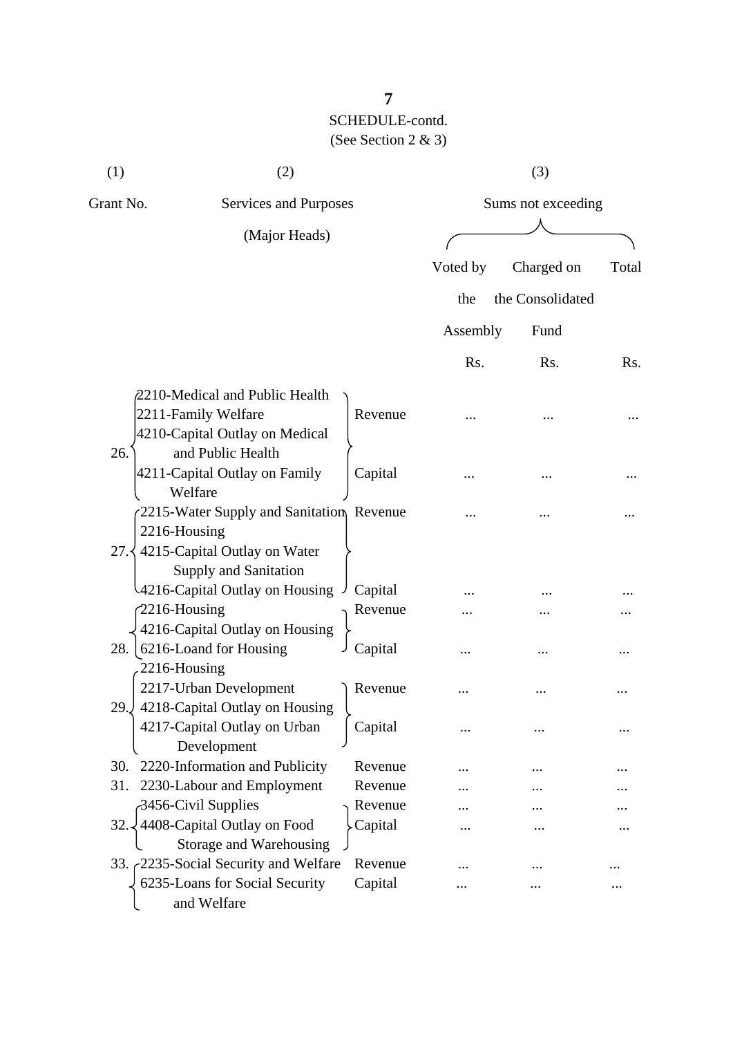SCHEDULE-contd.
(See Section 2 & 3)

| (1) | (2) | | (3) | | |
|---|---|---|---|---|---|
| Grant No. | Services and Purposes (Major Heads) | | Sums not exceeding | | |
| | | | Voted by the Assembly | Charged on the Consolidated Fund | Total |
| | | | Rs. | Rs. | Rs. |
| 26. | 2210-Medical and Public Health<br>2211-Family Welfare | Revenue | ... | ... | ... |
| | 4210-Capital Outlay on Medical and Public Health<br>4211-Capital Outlay on Family Welfare | Capital | ... | ... | ... |
| 27. | 2215-Water Supply and Sanitation<br>2216-Housing | Revenue | ... | ... | ... |
| | 4215-Capital Outlay on Water Supply and Sanitation<br>4216-Capital Outlay on Housing | Capital | ... | ... | ... |
| 28. | 2216-Housing | Revenue | ... | ... | ... |
| | 4216-Capital Outlay on Housing<br>6216-Loand for Housing | Capital | ... | ... | ... |
| 29. | 2216-Housing<br>2217-Urban Development | Revenue | ... | ... | ... |
| | 4218-Capital Outlay on Housing<br>4217-Capital Outlay on Urban Development | Capital | ... | ... | ... |
| 30. | 2220-Information and Publicity | Revenue | ... | ... | ... |
| 31. | 2230-Labour and Employment | Revenue | ... | ... | ... |
| 32. | 3456-Civil Supplies | Revenue | ... | ... | ... |
| | 4408-Capital Outlay on Food Storage and Warehousing | Capital | ... | ... | ... |
| 33. | 2235-Social Security and Welfare | Revenue | ... | ... | ... |
| | 6235-Loans for Social Security and Welfare | Capital | ... | ... | ... |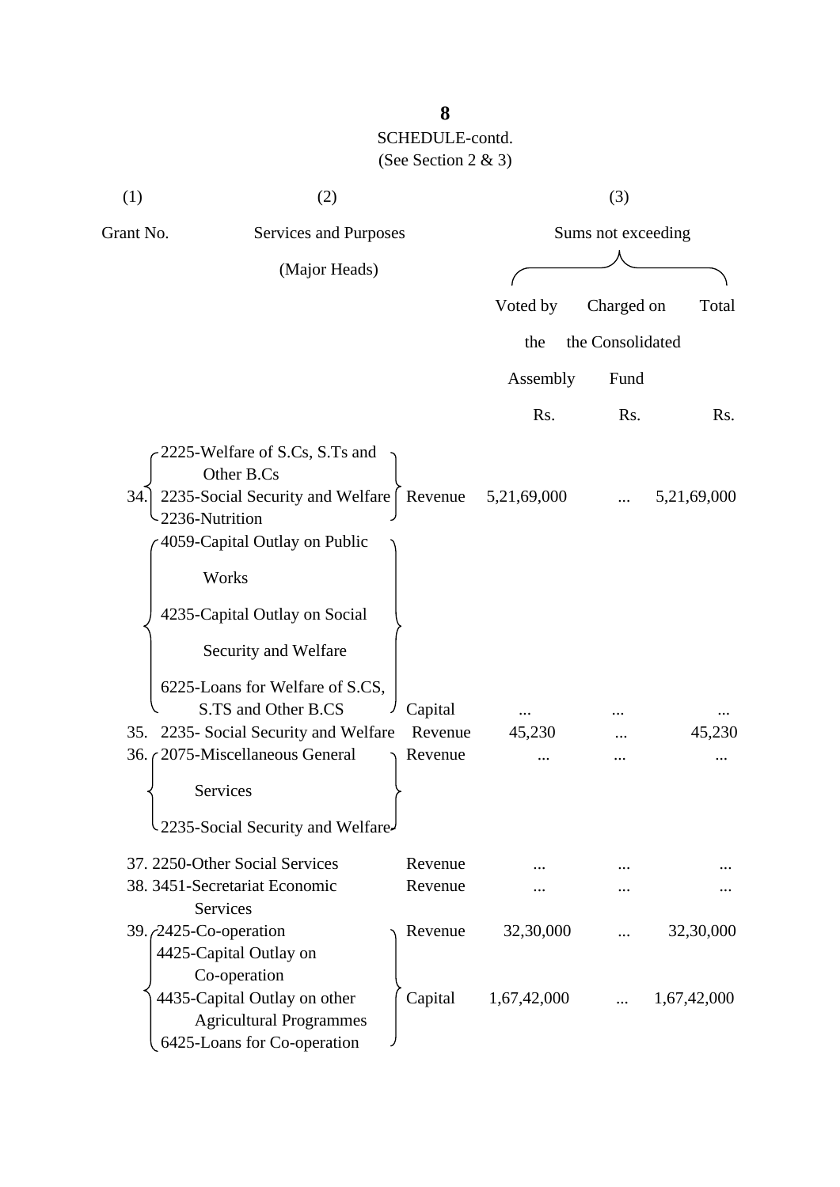SCHEDULE-contd.
(See Section 2 & 3)

| (1) Grant No. | (2) Services and Purposes (Major Heads) | | (3) Sums not exceeding Voted by the Assembly Rs. | Charged on the Consolidated Fund Rs. | Total Rs. |
|---|---|---|---|---|---|
| 34. | 2225-Welfare of S.Cs, S.Ts and Other B.Cs<br>2235-Social Security and Welfare<br>2236-Nutrition | Revenue | 5,21,69,000 | ... | 5,21,69,000 |
| | 4059-Capital Outlay on Public Works<br>4235-Capital Outlay on Social Security and Welfare<br>6225-Loans for Welfare of S.CS, S.TS and Other B.CS | Capital | ... | ... | ... |
| 35. | 2235- Social Security and Welfare | Revenue | 45,230 | ... | 45,230 |
| 36. | 2075-Miscellaneous General Services<br>2235-Social Security and Welfare | Revenue | ... | ... | ... |
| 37. | 2250-Other Social Services | Revenue | ... | ... | ... |
| 38. | 3451-Secretariat Economic Services | Revenue | ... | ... | ... |
| 39. | 2425-Co-operation | Revenue | 32,30,000 | ... | 32,30,000 |
| | 4425-Capital Outlay on Co-operation<br>4435-Capital Outlay on other Agricultural Programmes<br>6425-Loans for Co-operation | Capital | 1,67,42,000 | ... | 1,67,42,000 |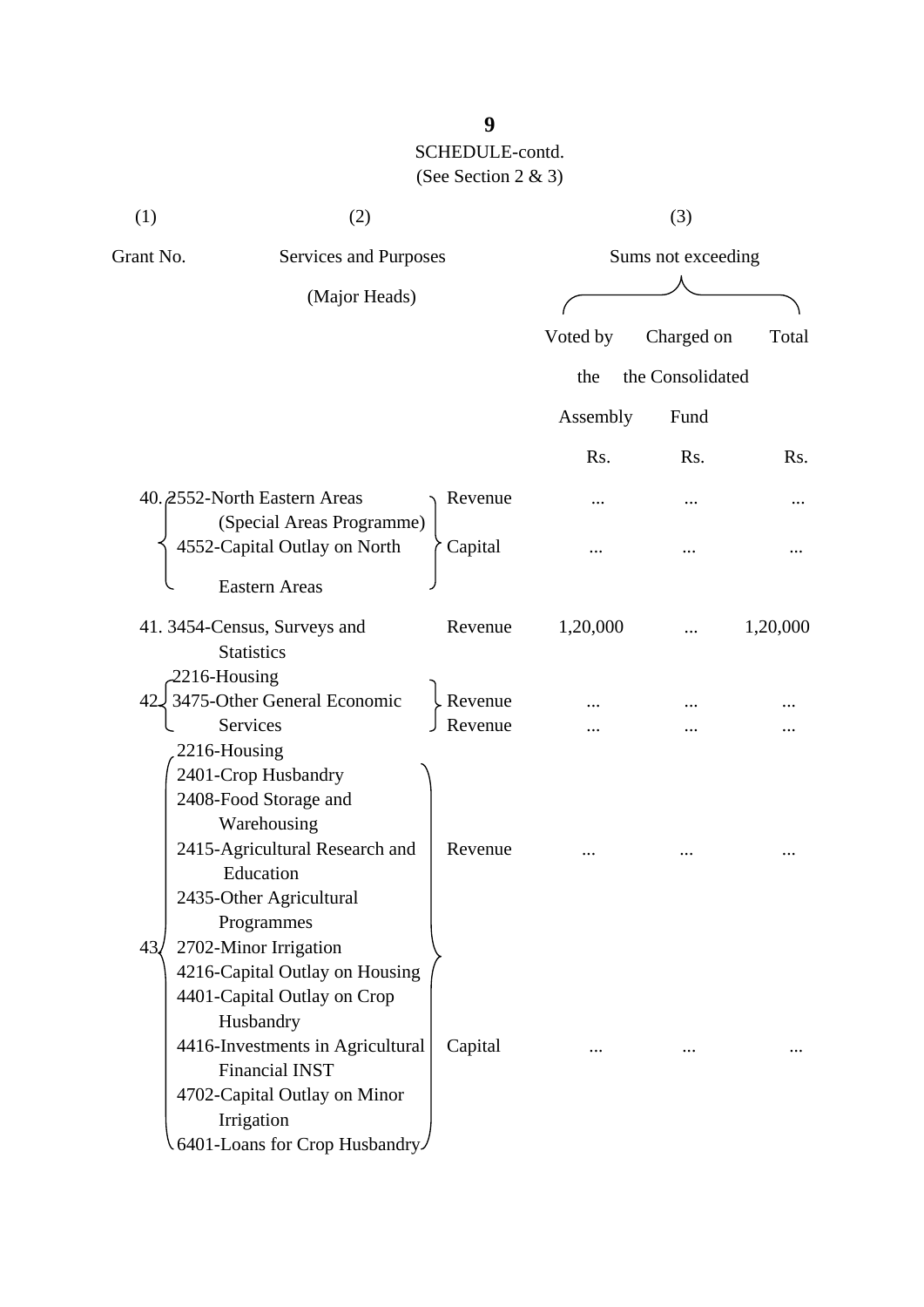SCHEDULE-contd.
(See Section 2 & 3)

| (1) | (2) | | (3) | | |
|---|---|---|---|---|---|
| Grant No. | Services and Purposes (Major Heads) | | Sums not exceeding | | |
| | | | Voted by the Assembly | Charged on the Consolidated Fund | Total |
| | | | Rs. | Rs. | Rs. |
| 40. | 2552-North Eastern Areas (Special Areas Programme) 4552-Capital Outlay on North Eastern Areas | Revenue | ... | ... | ... |
| | | Capital | ... | ... | ... |
| 41. | 3454-Census, Surveys and Statistics | Revenue | 1,20,000 | ... | 1,20,000 |
| 42. | 2216-Housing 3475-Other General Economic Services | Revenue | ... | ... | ... |
| | | Revenue | ... | ... | ... |
| 43. | 2216-Housing 2401-Crop Husbandry 2408-Food Storage and Warehousing 2415-Agricultural Research and Education 2435-Other Agricultural Programmes 2702-Minor Irrigation | Revenue | ... | ... | ... |
| | 4216-Capital Outlay on Housing 4401-Capital Outlay on Crop Husbandry 4416-Investments in Agricultural Financial INST 4702-Capital Outlay on Minor Irrigation 6401-Loans for Crop Husbandry | Capital | ... | ... | ... |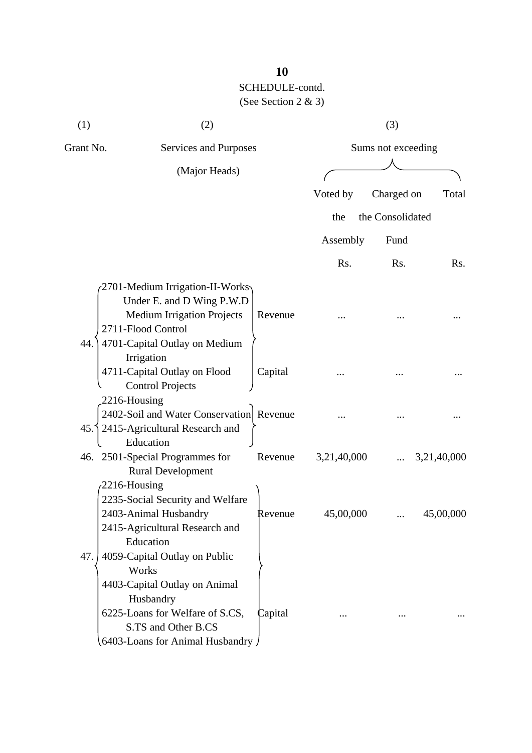SCHEDULE-contd.

(See Section 2 & 3)

| (1) | (2) | | (3) | | |
|---|---|---|---|---|---|
| Grant No. | Services and Purposes (Major Heads) | | Sums not exceeding | | |
| | | | Voted by the Assembly | Charged on the Consolidated Fund | Total |
| | | | Rs. | Rs. | Rs. |
| 44. | 2701-Medium Irrigation-II-Works Under E. and D Wing P.W.D Medium Irrigation Projects; 2711-Flood Control | Revenue | ... | ... | ... |
| | 4701-Capital Outlay on Medium Irrigation; 4711-Capital Outlay on Flood Control Projects | Capital | ... | ... | ... |
| 45. | 2216-Housing; 2402-Soil and Water Conservation; 2415-Agricultural Research and Education | Revenue | ... | ... | ... |
| 46. | 2501-Special Programmes for Rural Development | Revenue | 3,21,40,000 | ... | 3,21,40,000 |
| 47. | 2216-Housing; 2235-Social Security and Welfare; 2403-Animal Husbandry; 2415-Agricultural Research and Education | Revenue | 45,00,000 | ... | 45,00,000 |
| | 4059-Capital Outlay on Public Works; 4403-Capital Outlay on Animal Husbandry; 6225-Loans for Welfare of S.CS, S.TS and Other B.CS; 6403-Loans for Animal Husbandry | Capital | ... | ... | ... |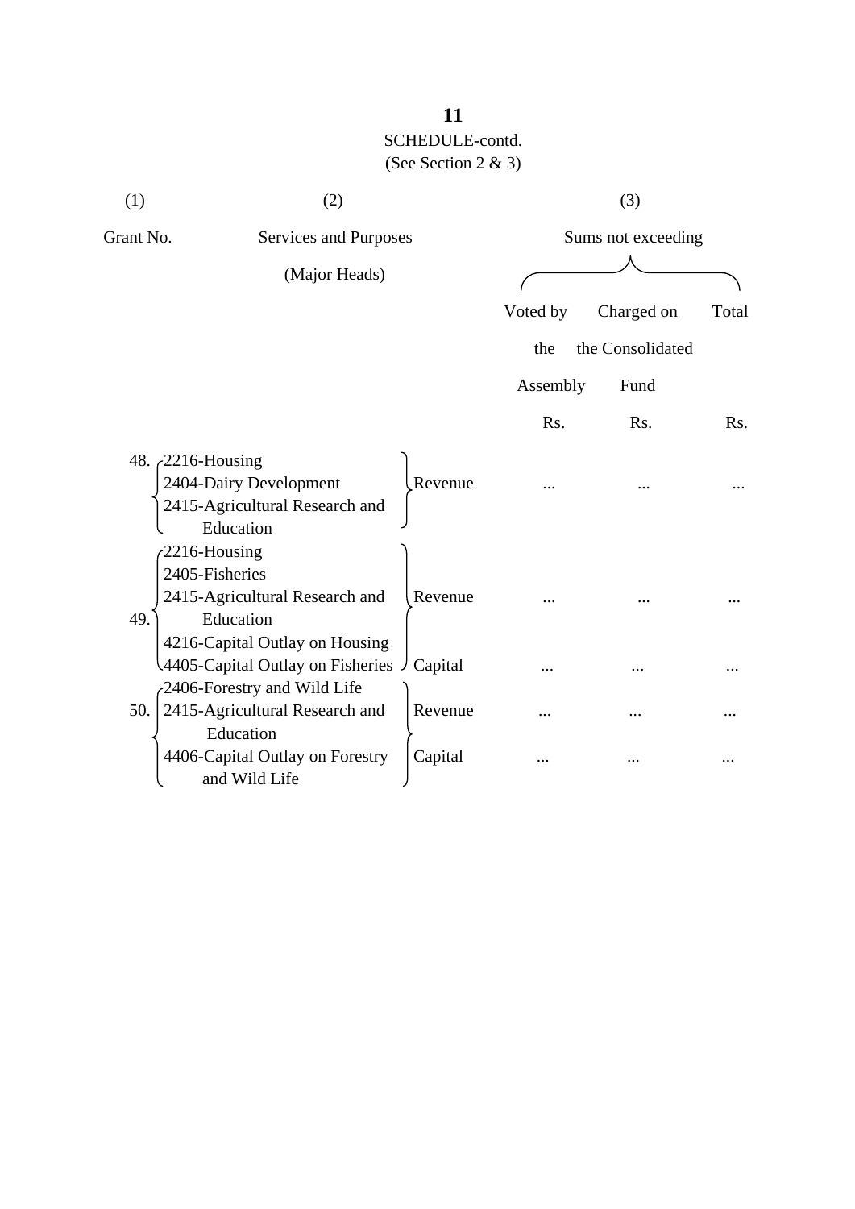SCHEDULE-contd.
(See Section 2 & 3)

| (1) | (2) | | (3) | | |
|---|---|---|---|---|---|
| Grant No. | Services and Purposes (Major Heads) | | Sums not exceeding | | |
| | | | Voted by the Assembly | Charged on the Consolidated Fund | Total |
| | | | Rs. | Rs. | Rs. |
| 48. | 2216-Housing<br>2404-Dairy Development<br>2415-Agricultural Research and Education | Revenue | ... | ... | ... |
| 49. | 2216-Housing<br>2405-Fisheries<br>2415-Agricultural Research and Education | Revenue | ... | ... | ... |
| | 4216-Capital Outlay on Housing<br>4405-Capital Outlay on Fisheries | Capital | ... | ... | ... |
| 50. | 2406-Forestry and Wild Life<br>2415-Agricultural Research and Education | Revenue | ... | ... | ... |
| | 4406-Capital Outlay on Forestry and Wild Life | Capital | ... | ... | ... |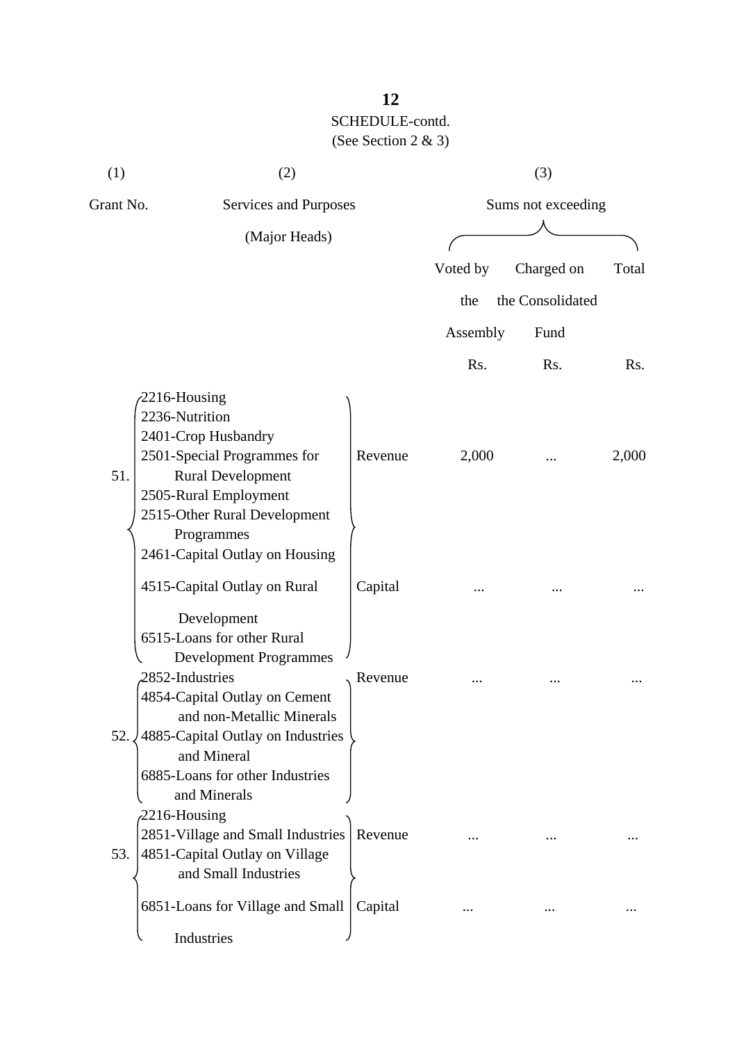SCHEDULE-contd.
(See Section 2 & 3)

| (1) | (2) | | (3) | | |
|---|---|---|---|---|---|
| Grant No. | Services and Purposes (Major Heads) | | Sums not exceeding | | |
| | | | Voted by the Assembly | Charged on the Consolidated Fund | Total |
| | | | Rs. | Rs. | Rs. |
| 51. | 2216-Housing<br>2236-Nutrition<br>2401-Crop Husbandry<br>2501-Special Programmes for Rural Development<br>2505-Rural Employment<br>2515-Other Rural Development Programmes | Revenue | 2,000 | ... | 2,000 |
| | 2461-Capital Outlay on Housing<br>4515-Capital Outlay on Rural Development<br>6515-Loans for other Rural Development Programmes | Capital | ... | ... | ... |
| 52. | 2852-Industries | Revenue | ... | ... | ... |
| | 4854-Capital Outlay on Cement and non-Metallic Minerals<br>4885-Capital Outlay on Industries and Mineral<br>6885-Loans for other Industries and Minerals | | | | |
| 53. | 2216-Housing<br>2851-Village and Small Industries | Revenue | ... | ... | ... |
| | 4851-Capital Outlay on Village and Small Industries<br>6851-Loans for Village and Small Industries | Capital | ... | ... | ... |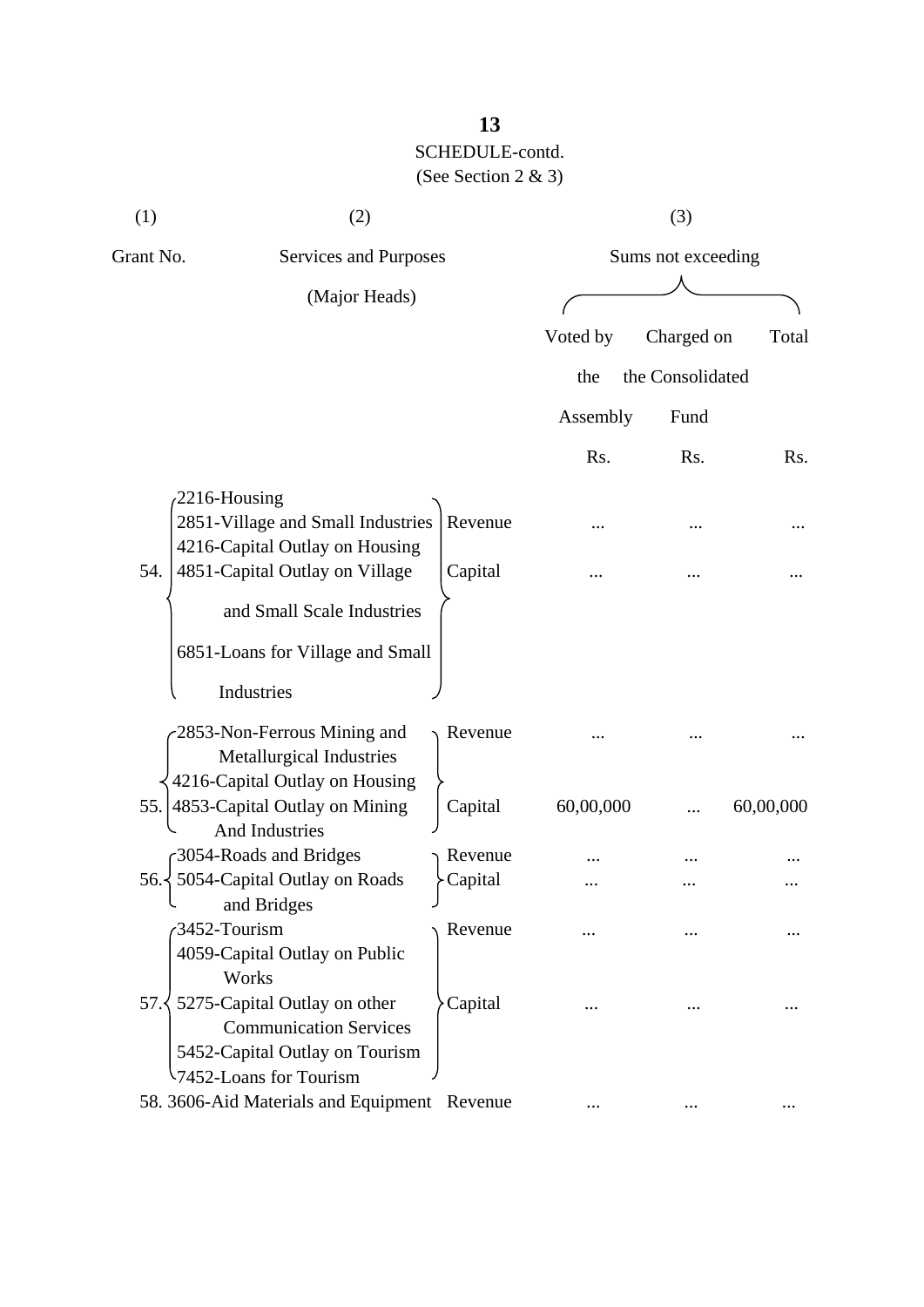SCHEDULE-contd.
(See Section 2 & 3)

| (1) | (2) | | (3) | | |
|---|---|---|---|---|---|
| Grant No. | Services and Purposes (Major Heads) | | Sums not exceeding | | |
| | | | Voted by the Assembly | Charged on the Consolidated Fund | Total |
| | | | Rs. | Rs. | Rs. |
| 54. | 2216-Housing<br>2851-Village and Small Industries | Revenue | ... | ... | ... |
| | 4216-Capital Outlay on Housing<br>4851-Capital Outlay on Village and Small Scale Industries<br>6851-Loans for Village and Small Industries | Capital | ... | ... | ... |
| 55. | 2853-Non-Ferrous Mining and Metallurgical Industries | Revenue | ... | ... | ... |
| | 4216-Capital Outlay on Housing<br>4853-Capital Outlay on Mining And Industries | Capital | 60,00,000 | ... | 60,00,000 |
| 56. | 3054-Roads and Bridges | Revenue | ... | ... | ... |
| | 5054-Capital Outlay on Roads and Bridges | Capital | ... | ... | ... |
| 57. | 3452-Tourism | Revenue | ... | ... | ... |
| | 4059-Capital Outlay on Public Works<br>5275-Capital Outlay on other Communication Services<br>5452-Capital Outlay on Tourism<br>7452-Loans for Tourism | Capital | ... | ... | ... |
| 58. | 3606-Aid Materials and Equipment | Revenue | ... | ... | ... |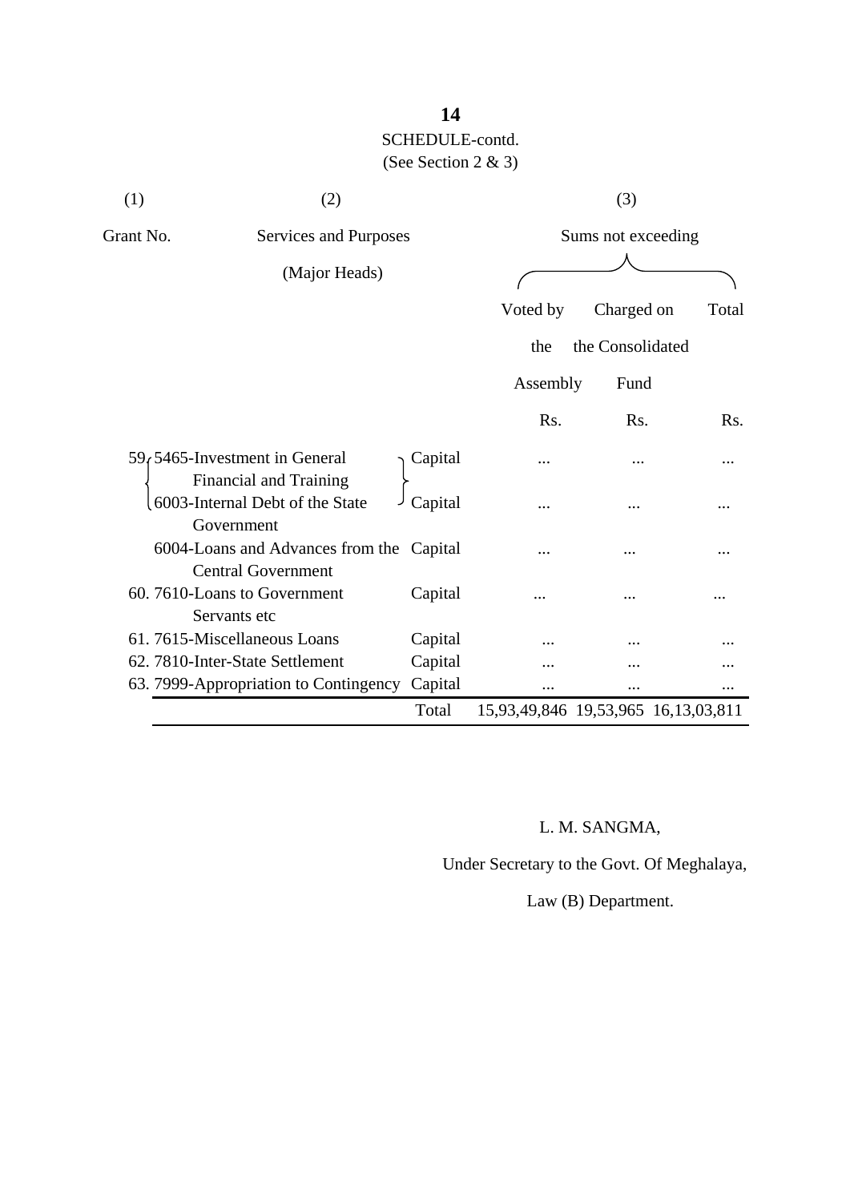## SCHEDULE-contd.

(See Section 2 & 3)

| (1) | (2) | | (3) | | |
|---|---|---|---|---|---|
| Grant No. | Services and Purposes (Major Heads) | | Sums not exceeding | | |
| | | | Voted by the Assembly | Charged on the Consolidated Fund | Total |
| | | | Rs. | Rs. | Rs. |
| 59. | 5465-Investment in General Financial and Training | Capital | ... | ... | ... |
| | 6003-Internal Debt of the State Government | Capital | ... | ... | ... |
| | 6004-Loans and Advances from the Central Government | Capital | ... | ... | ... |
| 60. | 7610-Loans to Government Servants etc | Capital | ... | ... | ... |
| 61. | 7615-Miscellaneous Loans | Capital | ... | ... | ... |
| 62. | 7810-Inter-State Settlement | Capital | ... | ... | ... |
| 63. | 7999-Appropriation to Contingency | Capital | ... | ... | ... |
| | | Total | 15,93,49,846 | 19,53,965 | 16,13,03,811 |

L. M. SANGMA,

Under Secretary to the Govt. Of Meghalaya,

Law (B) Department.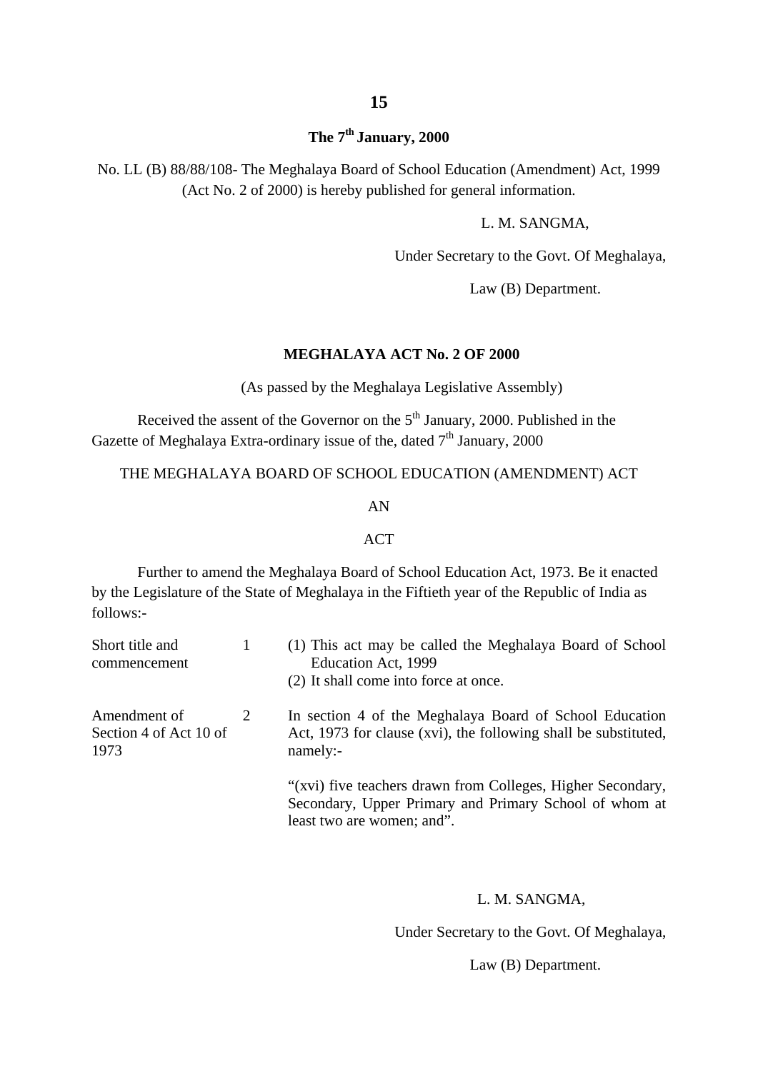**The 7th January, 2000**

No. LL (B) 88/88/108- The Meghalaya Board of School Education (Amendment) Act, 1999 (Act No. 2 of 2000) is hereby published for general information.

L. M. SANGMA,

Under Secretary to the Govt. Of Meghalaya,

Law (B) Department.

**MEGHALAYA ACT No. 2 OF 2000**

(As passed by the Meghalaya Legislative Assembly)

Received the assent of the Governor on the 5th January, 2000. Published in the Gazette of Meghalaya Extra-ordinary issue of the, dated 7th January, 2000

THE MEGHALAYA BOARD OF SCHOOL EDUCATION (AMENDMENT) ACT

AN

ACT

Further to amend the Meghalaya Board of School Education Act, 1973. Be it enacted by the Legislature of the State of Meghalaya in the Fiftieth year of the Republic of India as follows:-

| | | |
|---|---|---|
| Short title and commencement | 1 | (1) This act may be called the Meghalaya Board of School Education Act, 1999<br>(2) It shall come into force at once. |
| Amendment of Section 4 of Act 10 of 1973 | 2 | In section 4 of the Meghalaya Board of School Education Act, 1973 for clause (xvi), the following shall be substituted, namely:-<br><br>"(xvi) five teachers drawn from Colleges, Higher Secondary, Secondary, Upper Primary and Primary School of whom at least two are women; and". |

L. M. SANGMA,

Under Secretary to the Govt. Of Meghalaya,

Law (B) Department.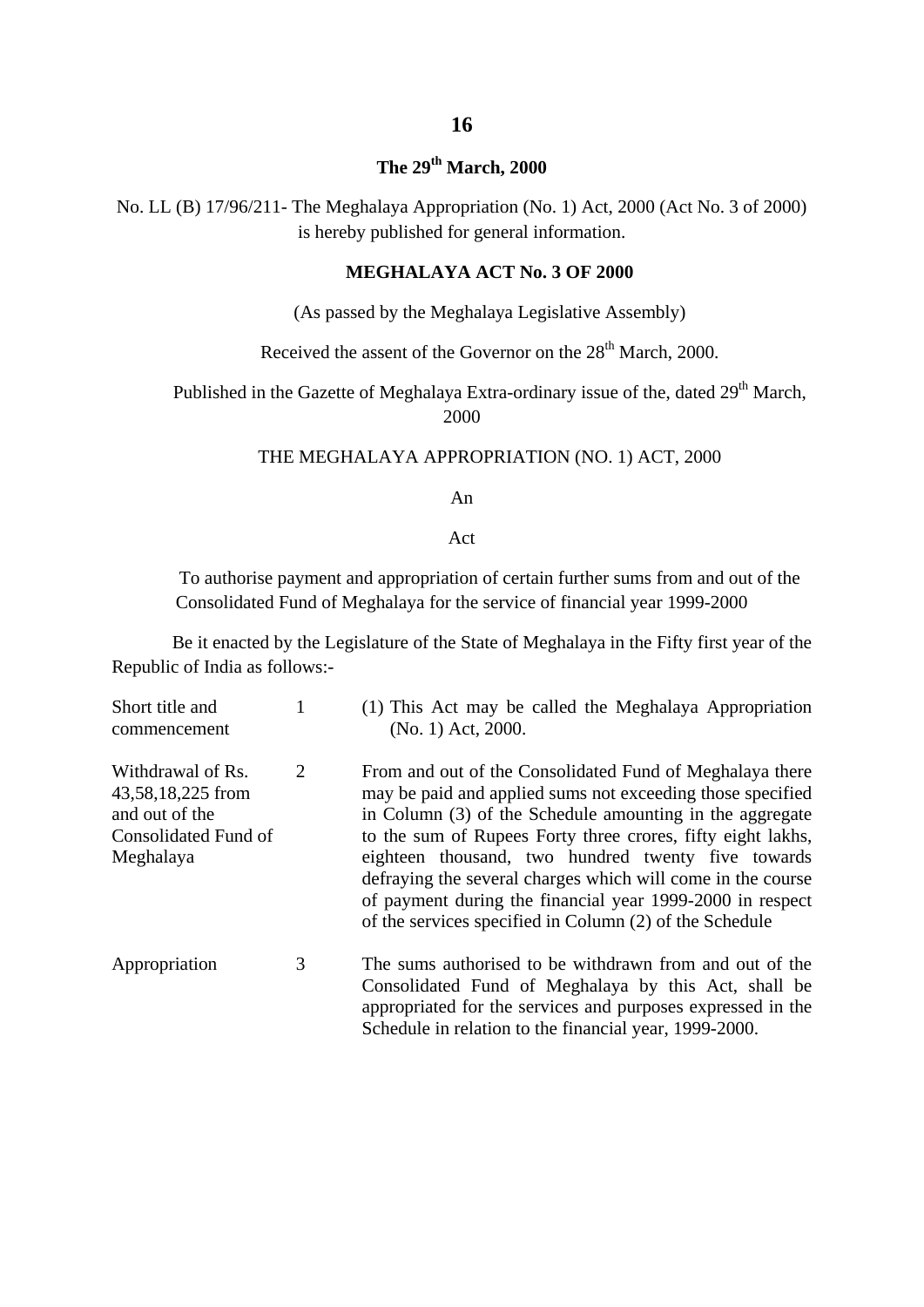**The 29th March, 2000**

No. LL (B) 17/96/211- The Meghalaya Appropriation (No. 1) Act, 2000 (Act No. 3 of 2000) is hereby published for general information.

**MEGHALAYA ACT No. 3 OF 2000**

(As passed by the Meghalaya Legislative Assembly)

Received the assent of the Governor on the 28th March, 2000.

Published in the Gazette of Meghalaya Extra-ordinary issue of the, dated 29th March, 2000

THE MEGHALAYA APPROPRIATION (NO. 1) ACT, 2000

An

Act

To authorise payment and appropriation of certain further sums from and out of the Consolidated Fund of Meghalaya for the service of financial year 1999-2000

Be it enacted by the Legislature of the State of Meghalaya in the Fifty first year of the Republic of India as follows:-

| | | |
|---|---|---|
| Short title and commencement | 1 | (1) This Act may be called the Meghalaya Appropriation (No. 1) Act, 2000. |
| Withdrawal of Rs. 43,58,18,225 from and out of the Consolidated Fund of Meghalaya | 2 | From and out of the Consolidated Fund of Meghalaya there may be paid and applied sums not exceeding those specified in Column (3) of the Schedule amounting in the aggregate to the sum of Rupees Forty three crores, fifty eight lakhs, eighteen thousand, two hundred twenty five towards defraying the several charges which will come in the course of payment during the financial year 1999-2000 in respect of the services specified in Column (2) of the Schedule |
| Appropriation | 3 | The sums authorised to be withdrawn from and out of the Consolidated Fund of Meghalaya by this Act, shall be appropriated for the services and purposes expressed in the Schedule in relation to the financial year, 1999-2000. |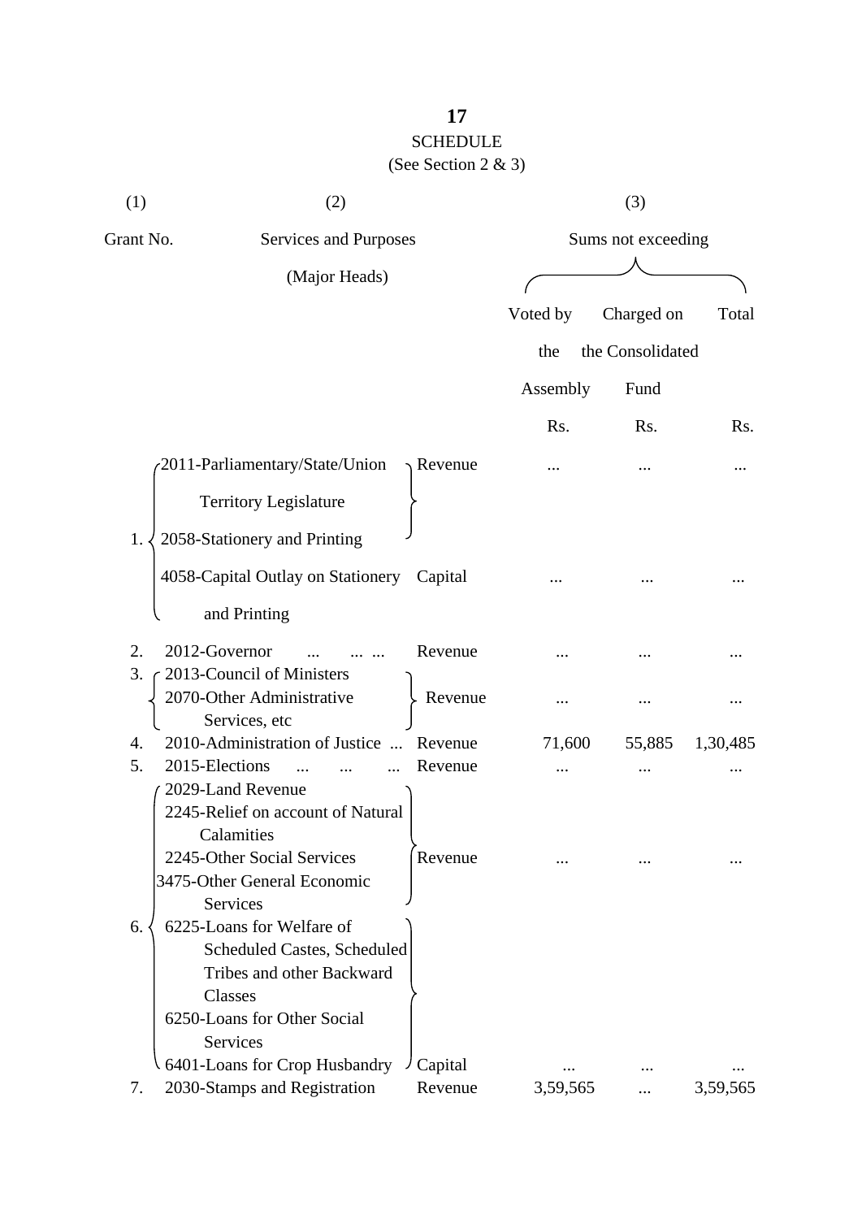## SCHEDULE

(See Section 2 & 3)

| (1) | (2) | | (3) | | |
|---|---|---|---|---|---|
| Grant No. | Services and Purposes (Major Heads) | | Sums not exceeding | | |
| | | | Voted by the Assembly | Charged on the Consolidated Fund | Total |
| | | | Rs. | Rs. | Rs. |
| 1. | 2011-Parliamentary/State/Union Territory Legislature<br>2058-Stationery and Printing | Revenue | ... | ... | ... |
| | 4058-Capital Outlay on Stationery and Printing | Capital | ... | ... | ... |
| 2. | 2012-Governor ... ... ... | Revenue | ... | ... | ... |
| 3. | 2013-Council of Ministers<br>2070-Other Administrative Services, etc | Revenue | ... | ... | ... |
| 4. | 2010-Administration of Justice ... | Revenue | 71,600 | 55,885 | 1,30,485 |
| 5. | 2015-Elections ... ... ... | Revenue | ... | ... | ... |
| 6. | 2029-Land Revenue<br>2245-Relief on account of Natural Calamities<br>2245-Other Social Services<br>3475-Other General Economic Services | Revenue | ... | ... | ... |
| | 6225-Loans for Welfare of Scheduled Castes, Scheduled Tribes and other Backward Classes<br>6250-Loans for Other Social Services<br>6401-Loans for Crop Husbandry | Capital | ... | ... | ... |
| 7. | 2030-Stamps and Registration | Revenue | 3,59,565 | ... | 3,59,565 |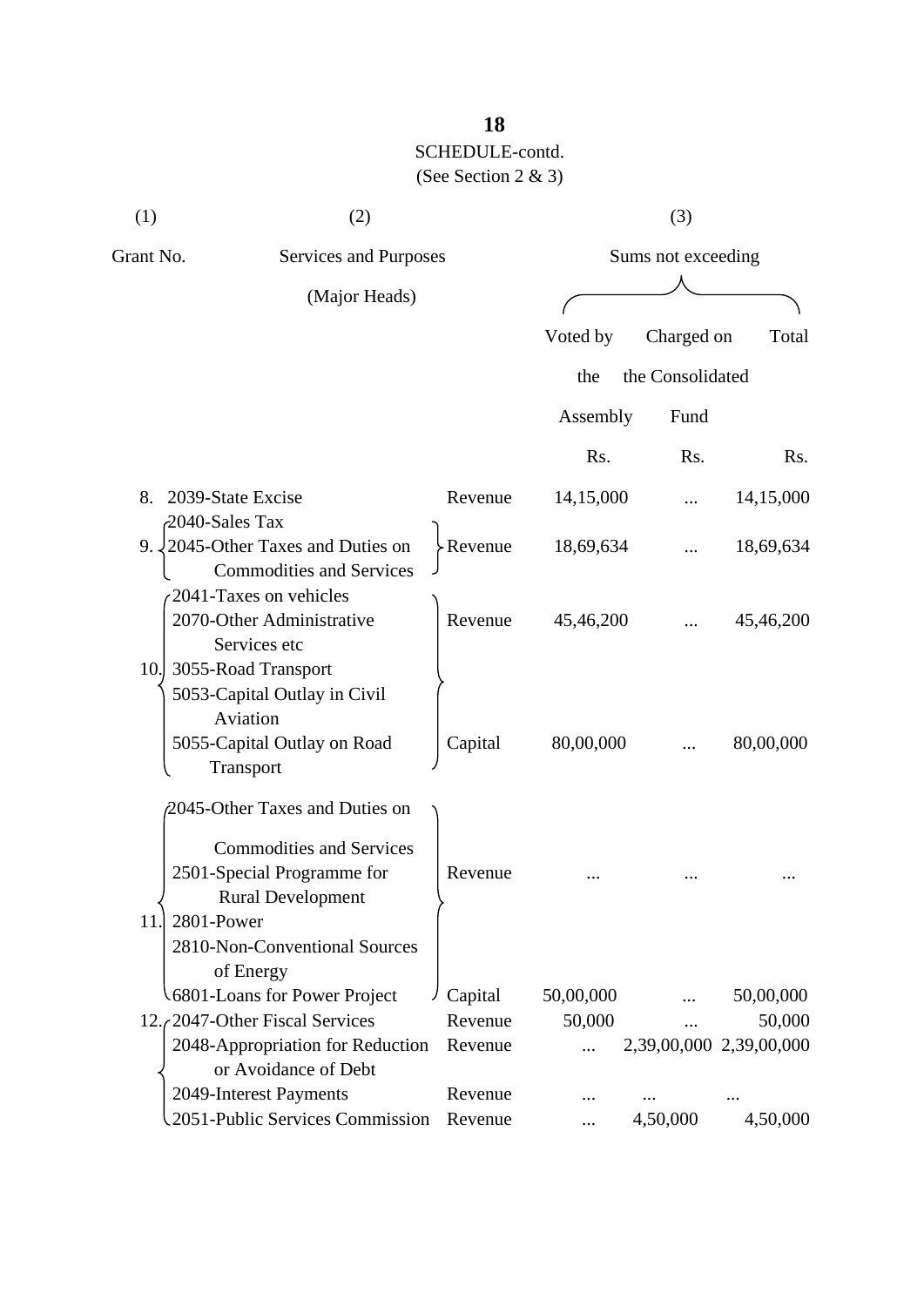SCHEDULE-contd.

(See Section 2 & 3)

| (1) | (2) | | (3) | | |
|---|---|---|---|---|---|
| Grant No. | Services and Purposes (Major Heads) | | Sums not exceeding | | |
| | | | Voted by the Assembly | Charged on the Consolidated Fund | Total |
| | | | Rs. | Rs. | Rs. |
| 8. | 2039-State Excise | Revenue | 14,15,000 | ... | 14,15,000 |
| 9. | 2040-Sales Tax<br>2045-Other Taxes and Duties on Commodities and Services | Revenue | 18,69,634 | ... | 18,69,634 |
| 10. | 2041-Taxes on vehicles<br>2070-Other Administrative Services etc<br>3055-Road Transport | Revenue | 45,46,200 | ... | 45,46,200 |
| | 5053-Capital Outlay in Civil Aviation<br>5055-Capital Outlay on Road Transport | Capital | 80,00,000 | ... | 80,00,000 |
| 11. | 2045-Other Taxes and Duties on Commodities and Services<br>2501-Special Programme for Rural Development<br>2801-Power<br>2810-Non-Conventional Sources of Energy | Revenue | ... | ... | ... |
| | 6801-Loans for Power Project | Capital | 50,00,000 | ... | 50,00,000 |
| 12. | 2047-Other Fiscal Services | Revenue | 50,000 | ... | 50,000 |
| | 2048-Appropriation for Reduction or Avoidance of Debt | Revenue | ... | 2,39,00,000 | 2,39,00,000 |
| | 2049-Interest Payments | Revenue | ... | ... | ... |
| | 2051-Public Services Commission | Revenue | ... | 4,50,000 | 4,50,000 |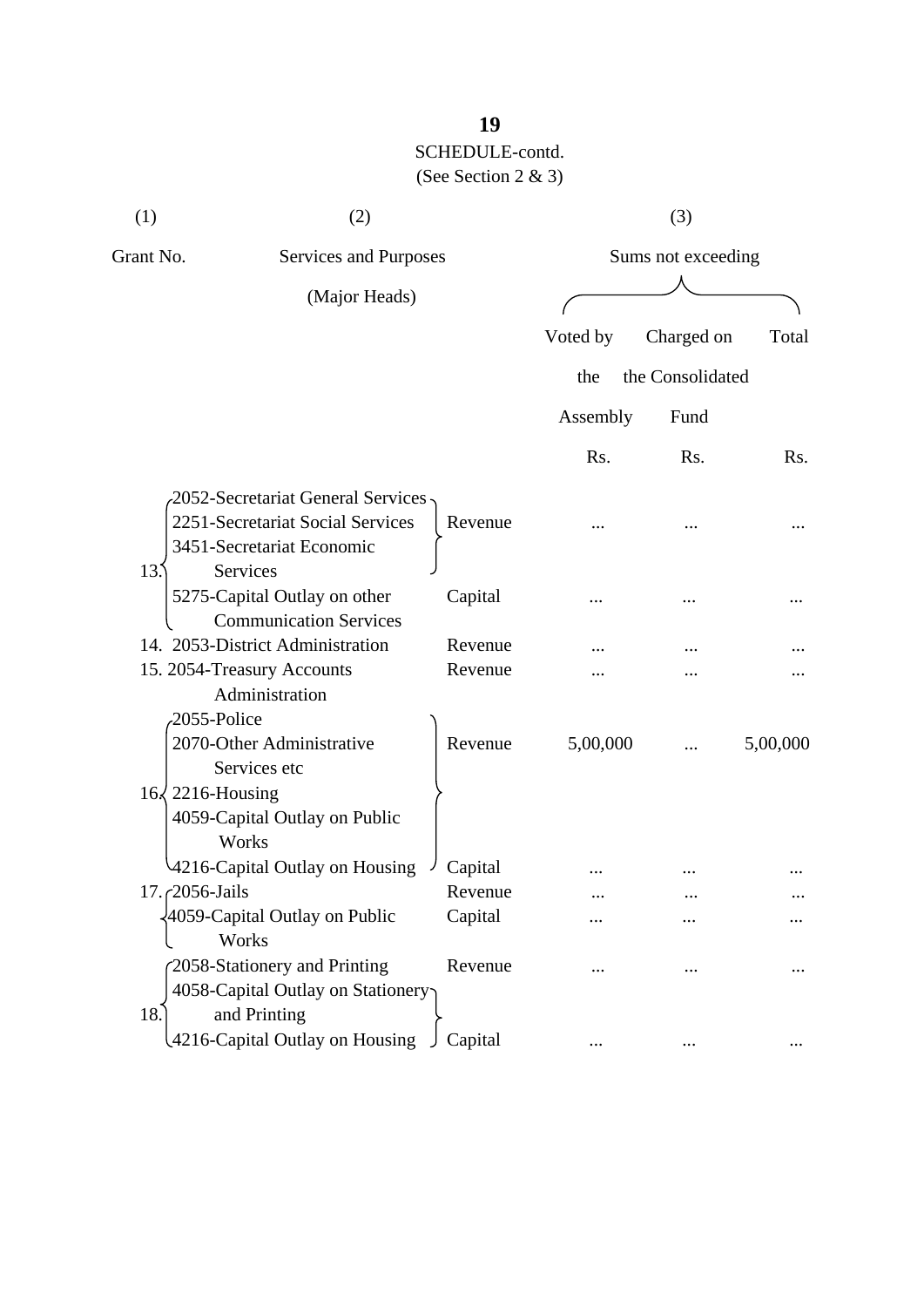SCHEDULE-contd.

(See Section 2 & 3)

| (1) | (2) | | (3) | | |
|---|---|---|---|---|---|
| Grant No. | Services and Purposes (Major Heads) | | Sums not exceeding | | |
| | | | Voted by the Assembly | Charged on the Consolidated Fund | Total |
| | | | Rs. | Rs. | Rs. |
| 13. | 2052-Secretariat General Services<br>2251-Secretariat Social Services<br>3451-Secretariat Economic Services | Revenue | ... | ... | ... |
| | 5275-Capital Outlay on other Communication Services | Capital | ... | ... | ... |
| 14. | 2053-District Administration | Revenue | ... | ... | ... |
| 15. | 2054-Treasury Accounts Administration | Revenue | ... | ... | ... |
| 16. | 2055-Police<br>2070-Other Administrative Services etc<br>2216-Housing<br>4059-Capital Outlay on Public Works | Revenue | 5,00,000 | ... | 5,00,000 |
| | 4216-Capital Outlay on Housing | Capital | ... | ... | ... |
| 17. | 2056-Jails | Revenue | ... | ... | ... |
| | 4059-Capital Outlay on Public Works | Capital | ... | ... | ... |
| 18. | 2058-Stationery and Printing | Revenue | ... | ... | ... |
| | 4058-Capital Outlay on Stationery and Printing<br>4216-Capital Outlay on Housing | Capital | ... | ... | ... |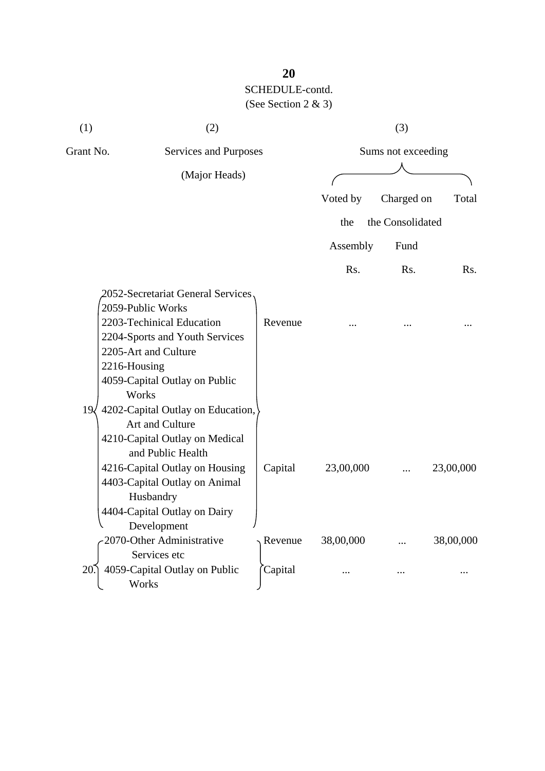SCHEDULE-contd.

(See Section 2 & 3)

| (1) | (2) | | (3) | | |
|---|---|---|---|---|---|
| Grant No. | Services and Purposes (Major Heads) | | Sums not exceeding | | |
| | | | Voted by the Assembly | Charged on the Consolidated Fund | Total |
| | | | Rs. | Rs. | Rs. |
| 19 | 2052-Secretariat General Services<br>2059-Public Works<br>2203-Techinical Education<br>2204-Sports and Youth Services<br>2205-Art and Culture<br>2216-Housing | Revenue | ... | ... | ... |
| | 4059-Capital Outlay on Public Works<br>4202-Capital Outlay on Education, Art and Culture<br>4210-Capital Outlay on Medical and Public Health<br>4216-Capital Outlay on Housing<br>4403-Capital Outlay on Animal Husbandry<br>4404-Capital Outlay on Dairy Development | Capital | 23,00,000 | ... | 23,00,000 |
| 20. | 2070-Other Administrative Services etc | Revenue | 38,00,000 | ... | 38,00,000 |
| | 4059-Capital Outlay on Public Works | Capital | ... | ... | ... |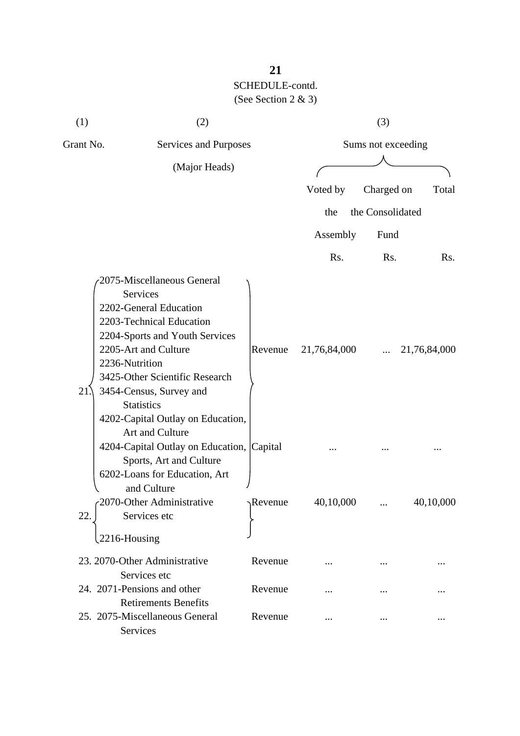SCHEDULE-contd.

(See Section 2 & 3)

| (1) | (2) | | (3) | | |
|---|---|---|---|---|---|
| Grant No. | Services and Purposes (Major Heads) | | Sums not exceeding | | |
| | | | Voted by the Assembly | Charged on the Consolidated Fund | Total |
| | | | Rs. | Rs. | Rs. |
| 21. | 2075-Miscellaneous General Services<br>2202-General Education<br>2203-Technical Education<br>2204-Sports and Youth Services<br>2205-Art and Culture<br>2236-Nutrition<br>3425-Other Scientific Research<br>3454-Census, Survey and Statistics | Revenue | 21,76,84,000 | ... | 21,76,84,000 |
| | 4202-Capital Outlay on Education, Art and Culture<br>4204-Capital Outlay on Education, Sports, Art and Culture<br>6202-Loans for Education, Art and Culture | Capital | ... | ... | ... |
| 22. | 2070-Other Administrative Services etc<br>2216-Housing | Revenue | 40,10,000 | ... | 40,10,000 |
| 23. | 2070-Other Administrative Services etc | Revenue | ... | ... | ... |
| 24. | 2071-Pensions and other Retirements Benefits | Revenue | ... | ... | ... |
| 25. | 2075-Miscellaneous General Services | Revenue | ... | ... | ... |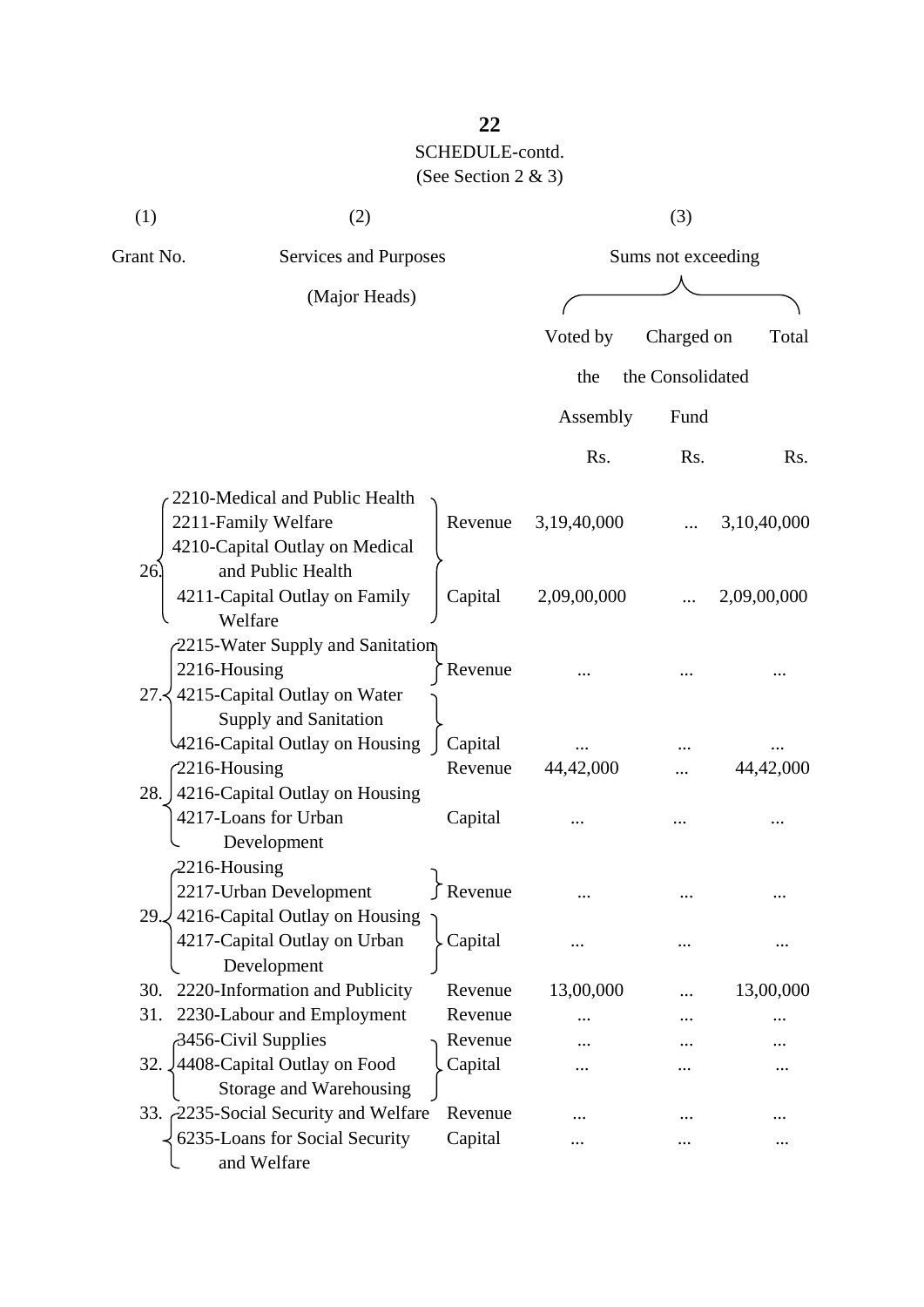SCHEDULE-contd.

(See Section 2 & 3)

| (1) | (2) | | (3) | | |
|---|---|---|---|---|---|
| Grant No. | Services and Purposes (Major Heads) | | Sums not exceeding | | |
| | | | Voted by the Assembly | Charged on the Consolidated Fund | Total |
| | | | Rs. | Rs. | Rs. |
| 26. | 2210-Medical and Public Health<br>2211-Family Welfare | Revenue | 3,19,40,000 | ... | 3,10,40,000 |
| | 4210-Capital Outlay on Medical and Public Health<br>4211-Capital Outlay on Family Welfare | Capital | 2,09,00,000 | ... | 2,09,00,000 |
| 27. | 2215-Water Supply and Sanitation<br>2216-Housing | Revenue | ... | ... | ... |
| | 4215-Capital Outlay on Water Supply and Sanitation<br>4216-Capital Outlay on Housing | Capital | ... | ... | ... |
| 28. | 2216-Housing | Revenue | 44,42,000 | ... | 44,42,000 |
| | 4216-Capital Outlay on Housing<br>4217-Loans for Urban Development | Capital | ... | ... | ... |
| 29. | 2216-Housing<br>2217-Urban Development | Revenue | ... | ... | ... |
| | 4216-Capital Outlay on Housing<br>4217-Capital Outlay on Urban Development | Capital | ... | ... | ... |
| 30. | 2220-Information and Publicity | Revenue | 13,00,000 | ... | 13,00,000 |
| 31. | 2230-Labour and Employment | Revenue | ... | ... | ... |
| 32. | 3456-Civil Supplies | Revenue | ... | ... | ... |
| | 4408-Capital Outlay on Food Storage and Warehousing | Capital | ... | ... | ... |
| 33. | 2235-Social Security and Welfare | Revenue | ... | ... | ... |
| | 6235-Loans for Social Security and Welfare | Capital | ... | ... | ... |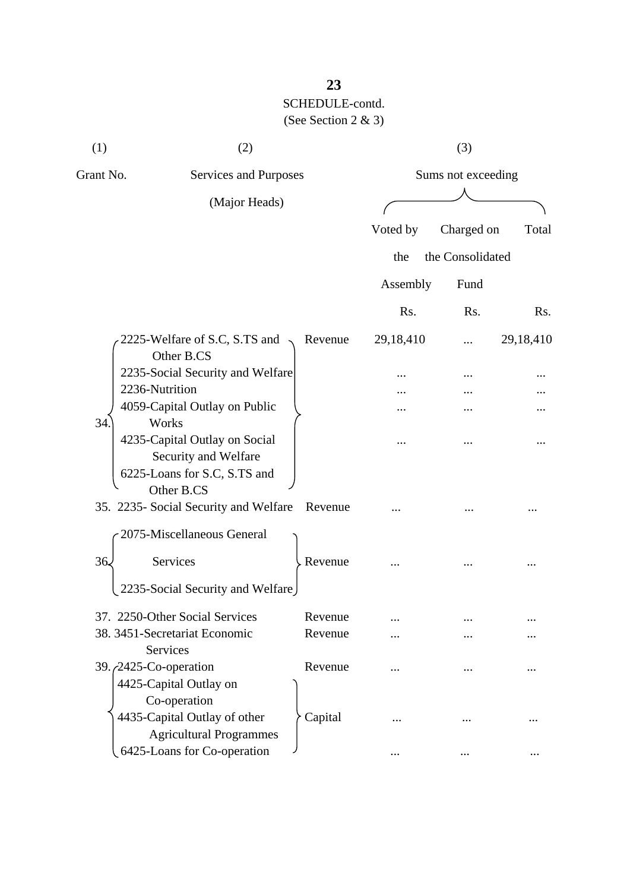SCHEDULE-contd.

(See Section 2 & 3)

| (1) | (2) | | (3) | | |
|---|---|---|---|---|---|
| Grant No. | Services and Purposes (Major Heads) | | Sums not exceeding | | |
| | | | Voted by the Assembly | Charged on the Consolidated Fund | Total |
| | | | Rs. | Rs. | Rs. |
| 34. | 2225-Welfare of S.C, S.TS and Other B.CS | Revenue | 29,18,410 | ... | 29,18,410 |
| | 2235-Social Security and Welfare | | ... | ... | ... |
| | 2236-Nutrition | | ... | ... | ... |
| | 4059-Capital Outlay on Public Works | | ... | ... | ... |
| | 4235-Capital Outlay on Social Security and Welfare | | ... | ... | ... |
| | 6225-Loans for S.C, S.TS and Other B.CS | | | | |
| 35. | 2235- Social Security and Welfare | Revenue | ... | ... | ... |
| 36. | 2075-Miscellaneous General Services<br>2235-Social Security and Welfare | Revenue | ... | ... | ... |
| 37. | 2250-Other Social Services | Revenue | ... | ... | ... |
| 38. | 3451-Secretariat Economic Services | Revenue | ... | ... | ... |
| 39. | 2425-Co-operation | Revenue | ... | ... | ... |
| | 4425-Capital Outlay on Co-operation<br>4435-Capital Outlay of other Agricultural Programmes | Capital | ... | ... | ... |
| | 6425-Loans for Co-operation | | ... | ... | ... |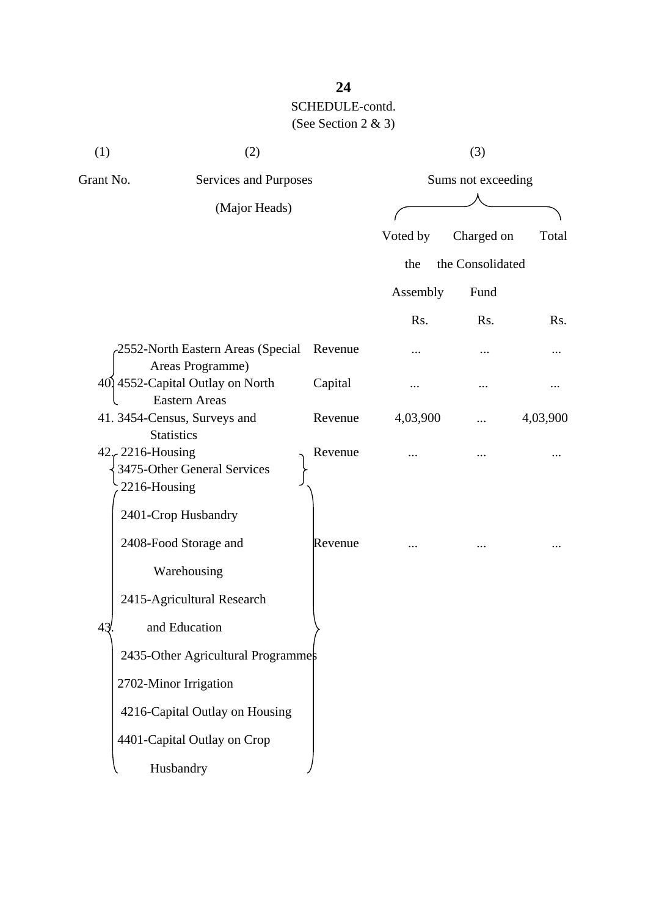SCHEDULE-contd.
(See Section 2 & 3)

| (1) | (2) | | (3) | | |
|---|---|---|---|---|---|
| Grant No. | Services and Purposes (Major Heads) | | Sums not exceeding | | |
| | | | Voted by the Assembly | Charged on the Consolidated Fund | Total |
| | | | Rs. | Rs. | Rs. |
| 40. | 2552-North Eastern Areas (Special Areas Programme) | Revenue | ... | ... | ... |
| | 4552-Capital Outlay on North Eastern Areas | Capital | ... | ... | ... |
| 41. | 3454-Census, Surveys and Statistics | Revenue | 4,03,900 | ... | 4,03,900 |
| 42. | 2216-Housing<br>3475-Other General Services | Revenue | ... | ... | ... |
| 43. | 2216-Housing<br>2401-Crop Husbandry<br>2408-Food Storage and Warehousing<br>2415-Agricultural Research and Education<br>2435-Other Agricultural Programmes<br>2702-Minor Irrigation<br>4216-Capital Outlay on Housing<br>4401-Capital Outlay on Crop Husbandry | Revenue | ... | ... | ... |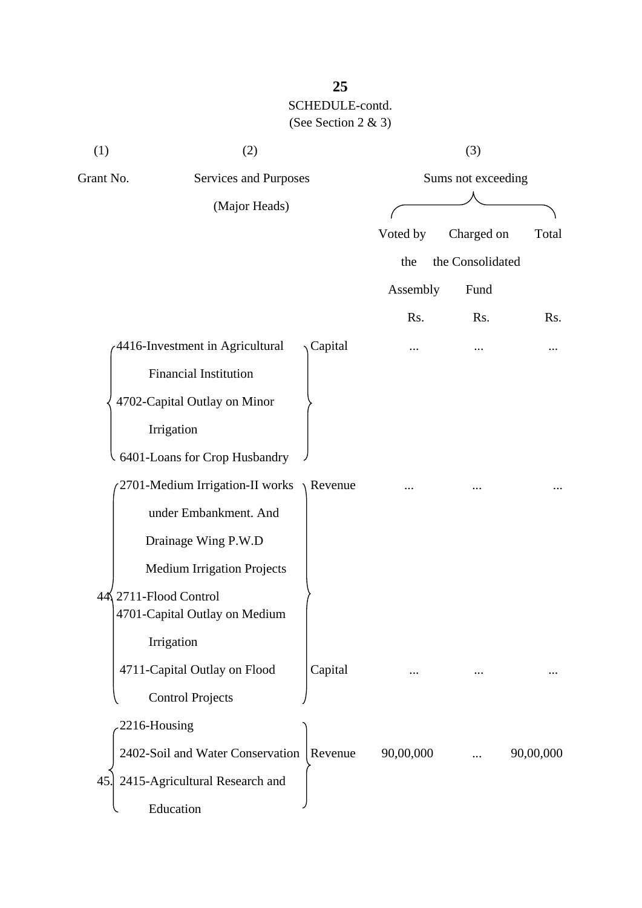SCHEDULE-contd.
(See Section 2 & 3)

| (1) | (2) | | (3) | | |
|---|---|---|---|---|---|
| Grant No. | Services and Purposes (Major Heads) | | Sums not exceeding | | |
| | | | Voted by the Assembly | Charged on the Consolidated Fund | Total |
| | | | Rs. | Rs. | Rs. |
| | 4416-Investment in Agricultural Financial Institution<br>4702-Capital Outlay on Minor Irrigation<br>6401-Loans for Crop Husbandry | Capital | ... | ... | ... |
| 44 | 2701-Medium Irrigation-II works under Embankment. And Drainage Wing P.W.D Medium Irrigation Projects<br>2711-Flood Control | Revenue | ... | ... | ... |
| | 4701-Capital Outlay on Medium Irrigation<br>4711-Capital Outlay on Flood Control Projects | Capital | ... | ... | ... |
| 45. | 2216-Housing<br>2402-Soil and Water Conservation<br>2415-Agricultural Research and Education | Revenue | 90,00,000 | ... | 90,00,000 |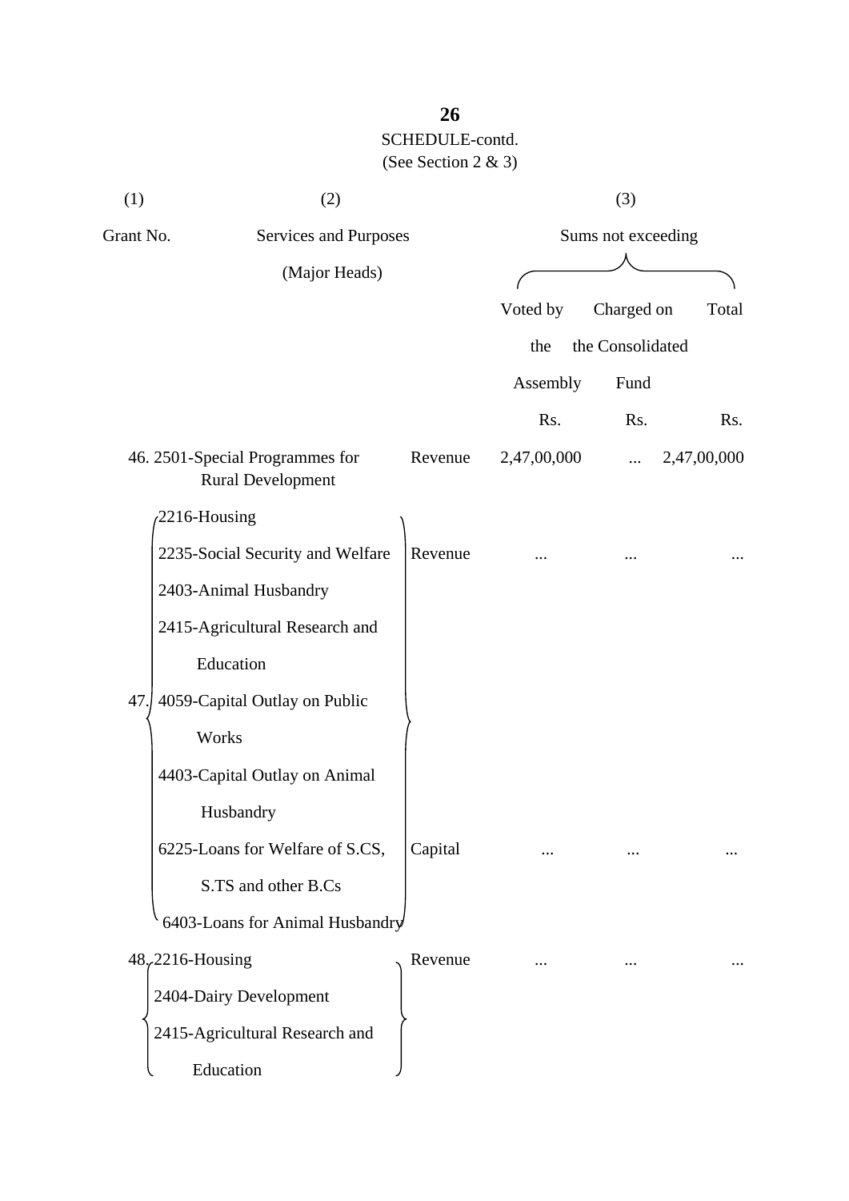SCHEDULE-contd.

(See Section 2 & 3)

| (1) | (2) | | (3) | | |
|---|---|---|---|---|---|
| Grant No. | Services and Purposes (Major Heads) | | Sums not exceeding | | |
| | | | Voted by the Assembly | Charged on the Consolidated Fund | Total |
| | | | Rs. | Rs. | Rs. |
| 46. | 2501-Special Programmes for Rural Development | Revenue | 2,47,00,000 | ... | 2,47,00,000 |
| 47. | 2216-Housing<br>2235-Social Security and Welfare<br>2403-Animal Husbandry<br>2415-Agricultural Research and Education | Revenue | ... | ... | ... |
| | 4059-Capital Outlay on Public Works<br>4403-Capital Outlay on Animal Husbandry<br>6225-Loans for Welfare of S.CS, S.TS and other B.Cs<br>6403-Loans for Animal Husbandry | Capital | ... | ... | ... |
| 48. | 2216-Housing<br>2404-Dairy Development<br>2415-Agricultural Research and Education | Revenue | ... | ... | ... |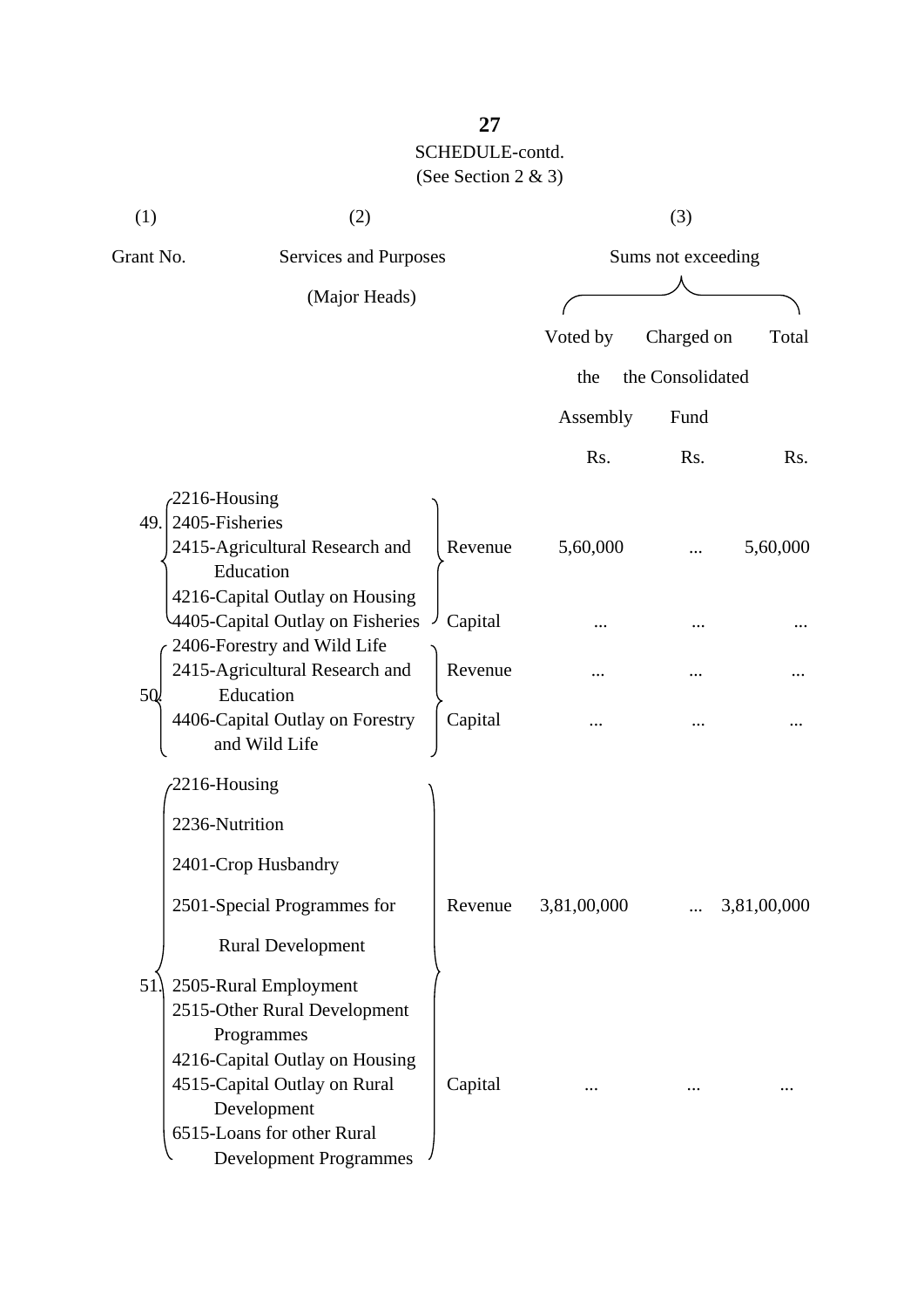SCHEDULE-contd.

(See Section 2 & 3)

| (1) | (2) | | (3) | | |
|---|---|---|---|---|---|
| Grant No. | Services and Purposes (Major Heads) | | Sums not exceeding | | |
| | | | Voted by the Assembly | Charged on the Consolidated Fund | Total |
| | | | Rs. | Rs. | Rs. |
| 49. | 2216-Housing<br>2405-Fisheries<br>2415-Agricultural Research and Education | Revenue | 5,60,000 | ... | 5,60,000 |
| | 4216-Capital Outlay on Housing<br>4405-Capital Outlay on Fisheries | Capital | ... | ... | ... |
| 50. | 2406-Forestry and Wild Life<br>2415-Agricultural Research and Education | Revenue | ... | ... | ... |
| | 4406-Capital Outlay on Forestry and Wild Life | Capital | ... | ... | ... |
| 51. | 2216-Housing<br>2236-Nutrition<br>2401-Crop Husbandry<br>2501-Special Programmes for Rural Development<br>2505-Rural Employment<br>2515-Other Rural Development Programmes | Revenue | 3,81,00,000 | ... | 3,81,00,000 |
| | 4216-Capital Outlay on Housing<br>4515-Capital Outlay on Rural Development<br>6515-Loans for other Rural Development Programmes | Capital | ... | ... | ... |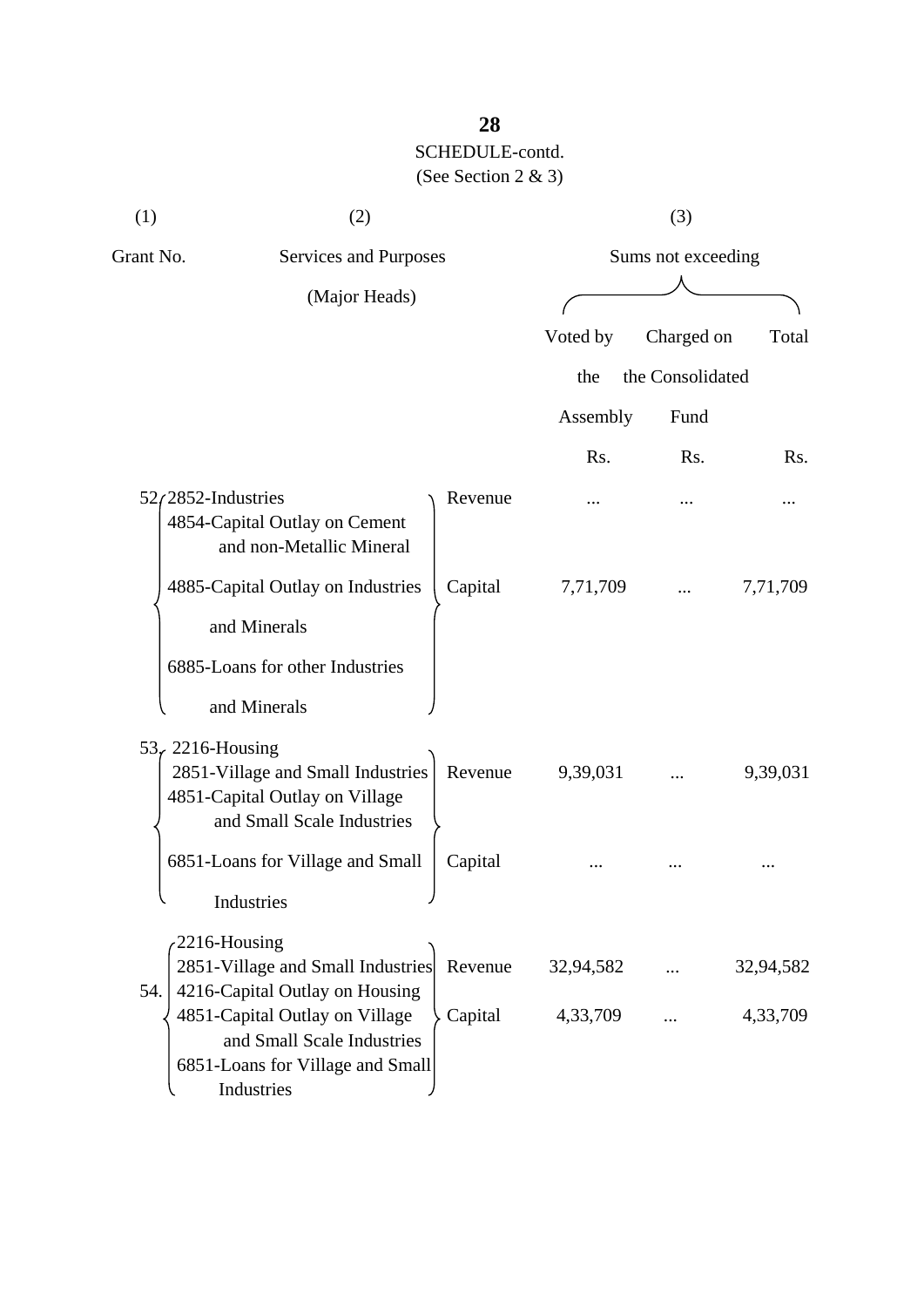SCHEDULE-contd.
(See Section 2 & 3)

| (1) | (2) | | (3) | | |
|---|---|---|---|---|---|
| Grant No. | Services and Purposes (Major Heads) | | Sums not exceeding | | |
| | | | Voted by the Assembly | Charged on the Consolidated Fund | Total |
| | | | Rs. | Rs. | Rs. |
| 52 | 2852-Industries | Revenue | ... | ... | ... |
| | 4854-Capital Outlay on Cement and non-Metallic Mineral<br>4885-Capital Outlay on Industries and Minerals<br>6885-Loans for other Industries and Minerals | Capital | 7,71,709 | ... | 7,71,709 |
| 53. | 2216-Housing<br>2851-Village and Small Industries | Revenue | 9,39,031 | ... | 9,39,031 |
| | 4851-Capital Outlay on Village and Small Scale Industries<br>6851-Loans for Village and Small Industries | Capital | ... | ... | ... |
| 54. | 2216-Housing<br>2851-Village and Small Industries | Revenue | 32,94,582 | ... | 32,94,582 |
| | 4216-Capital Outlay on Housing<br>4851-Capital Outlay on Village and Small Scale Industries<br>6851-Loans for Village and Small Industries | Capital | 4,33,709 | ... | 4,33,709 |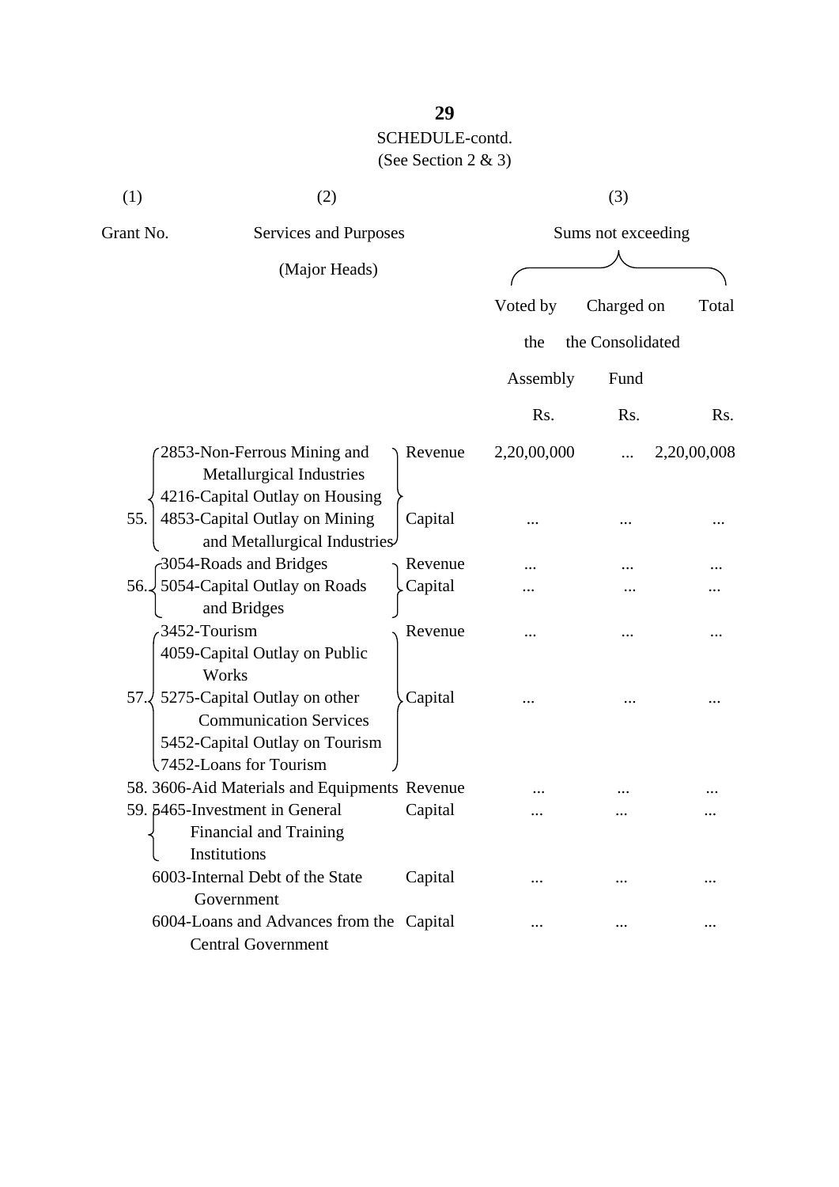## SCHEDULE-contd.

(See Section 2 & 3)

| (1) | (2) | | (3) | | |
|---|---|---|---|---|---|
| Grant No. | Services and Purposes (Major Heads) | | Sums not exceeding | | |
| | | | Voted by the Assembly | Charged on the Consolidated Fund | Total |
| | | | Rs. | Rs. | Rs. |
| 55. | 2853-Non-Ferrous Mining and Metallurgical Industries | Revenue | 2,20,00,000 | ... | 2,20,00,008 |
| | 4216-Capital Outlay on Housing<br>4853-Capital Outlay on Mining and Metallurgical Industries | Capital | ... | ... | ... |
| 56. | 3054-Roads and Bridges | Revenue | ... | ... | ... |
| | 5054-Capital Outlay on Roads and Bridges | Capital | ... | ... | ... |
| 57. | 3452-Tourism | Revenue | ... | ... | ... |
| | 4059-Capital Outlay on Public Works<br>5275-Capital Outlay on other Communication Services<br>5452-Capital Outlay on Tourism<br>7452-Loans for Tourism | Capital | ... | ... | ... |
| 58. | 3606-Aid Materials and Equipments | Revenue | ... | ... | ... |
| 59. | 5465-Investment in General Financial and Training Institutions | Capital | ... | ... | ... |
| | 6003-Internal Debt of the State Government | Capital | ... | ... | ... |
| | 6004-Loans and Advances from the Central Government | Capital | ... | ... | ... |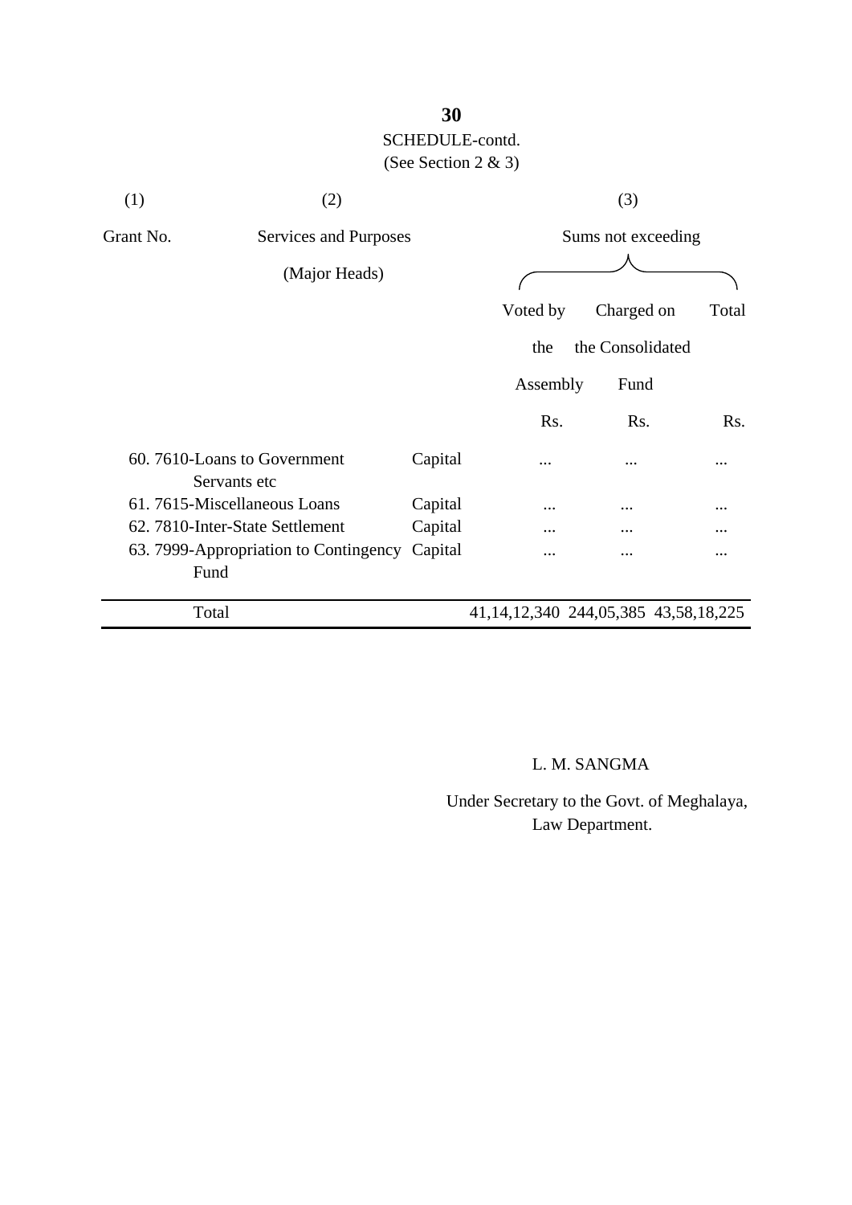SCHEDULE-contd.
(See Section 2 & 3)

| (1) | (2) | | (3) | | |
|---|---|---|---|---|---|
| Grant No. | Services and Purposes (Major Heads) | | Sums not exceeding | | |
| | | | Voted by the Assembly | Charged on the Consolidated Fund | Total |
| | | | Rs. | Rs. | Rs. |
| 60. | 7610-Loans to Government Servants etc | Capital | ... | ... | ... |
| 61. | 7615-Miscellaneous Loans | Capital | ... | ... | ... |
| 62. | 7810-Inter-State Settlement | Capital | ... | ... | ... |
| 63. | 7999-Appropriation to Contingency Fund | Capital | ... | ... | ... |
| | Total | | 41,14,12,340 | 244,05,385 | 43,58,18,225 |

L. M. SANGMA

Under Secretary to the Govt. of Meghalaya,
Law Department.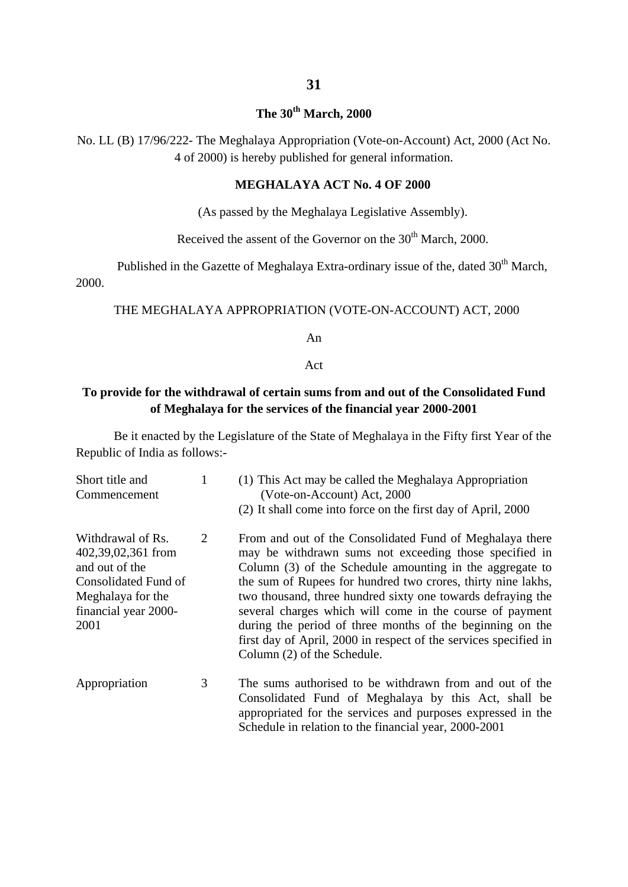**The 30th March, 2000**

No. LL (B) 17/96/222- The Meghalaya Appropriation (Vote-on-Account) Act, 2000 (Act No. 4 of 2000) is hereby published for general information.

**MEGHALAYA ACT No. 4 OF 2000**

(As passed by the Meghalaya Legislative Assembly).

Received the assent of the Governor on the 30th March, 2000.

Published in the Gazette of Meghalaya Extra-ordinary issue of the, dated 30th March, 2000.

THE MEGHALAYA APPROPRIATION (VOTE-ON-ACCOUNT) ACT, 2000

An

Act

**To provide for the withdrawal of certain sums from and out of the Consolidated Fund of Meghalaya for the services of the financial year 2000-2001**

Be it enacted by the Legislature of the State of Meghalaya in the Fifty first Year of the Republic of India as follows:-

| | | |
|---|---|---|
| Short title and Commencement | 1 | (1) This Act may be called the Meghalaya Appropriation (Vote-on-Account) Act, 2000<br>(2) It shall come into force on the first day of April, 2000 |
| Withdrawal of Rs. 402,39,02,361 from and out of the Consolidated Fund of Meghalaya for the financial year 2000-2001 | 2 | From and out of the Consolidated Fund of Meghalaya there may be withdrawn sums not exceeding those specified in Column (3) of the Schedule amounting in the aggregate to the sum of Rupees for hundred two crores, thirty nine lakhs, two thousand, three hundred sixty one towards defraying the several charges which will come in the course of payment during the period of three months of the beginning on the first day of April, 2000 in respect of the services specified in Column (2) of the Schedule. |
| Appropriation | 3 | The sums authorised to be withdrawn from and out of the Consolidated Fund of Meghalaya by this Act, shall be appropriated for the services and purposes expressed in the Schedule in relation to the financial year, 2000-2001 |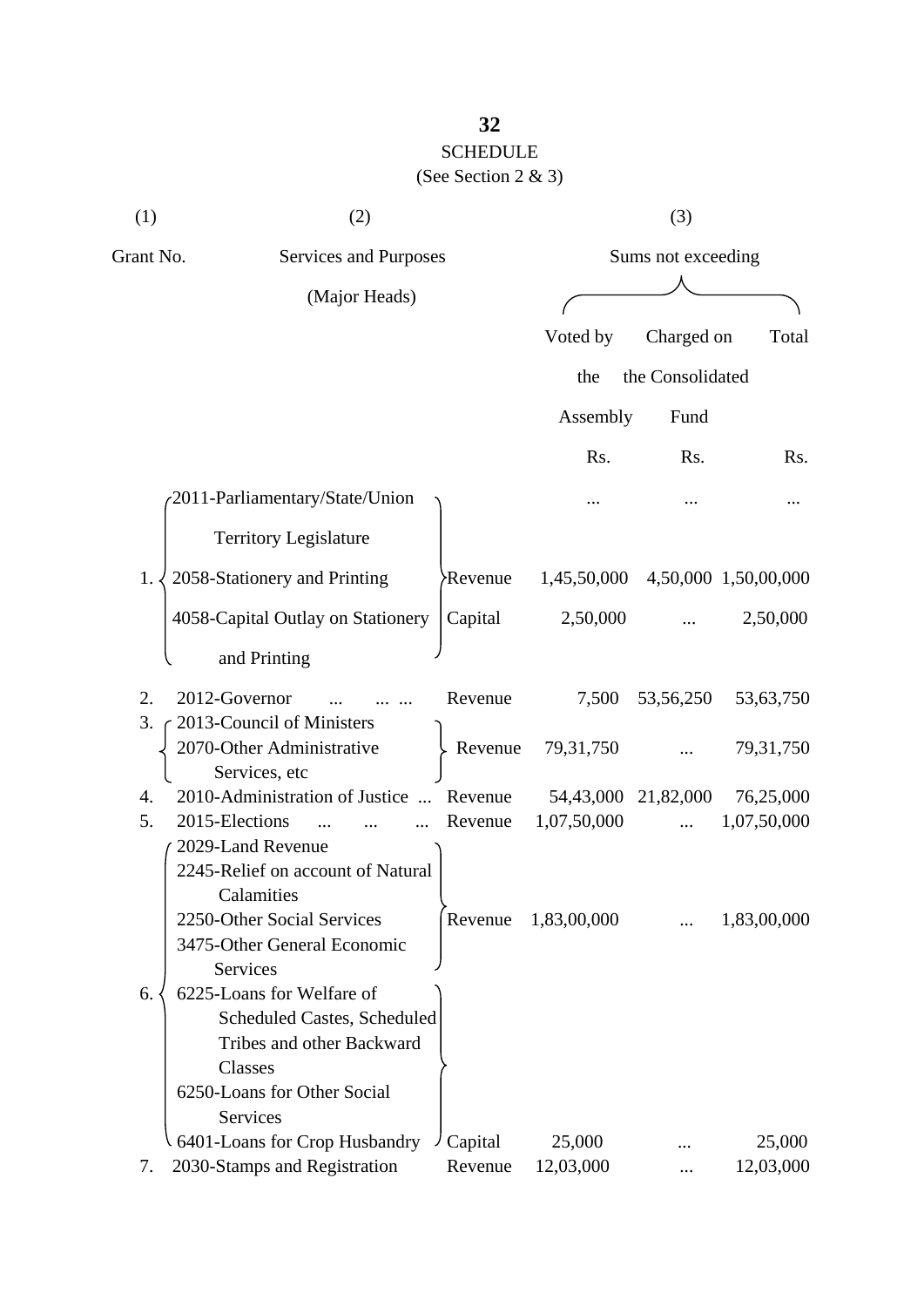# SCHEDULE

(See Section 2 & 3)

| (1) | (2) | | (3) | | |
|---|---|---|---|---|---|
| Grant No. | Services and Purposes (Major Heads) | | Sums not exceeding | | |
| | | | Voted by the Assembly | Charged on the Consolidated Fund | Total |
| | | | Rs. | Rs. | Rs. |
| 1. | 2011-Parliamentary/State/Union Territory Legislature | | ... | ... | ... |
| | 2058-Stationery and Printing | Revenue | 1,45,50,000 | 4,50,000 | 1,50,00,000 |
| | 4058-Capital Outlay on Stationery and Printing | Capital | 2,50,000 | ... | 2,50,000 |
| 2. | 2012-Governor ... ... ... | Revenue | 7,500 | 53,56,250 | 53,63,750 |
| 3. | 2013-Council of Ministers<br>2070-Other Administrative Services, etc | Revenue | 79,31,750 | ... | 79,31,750 |
| 4. | 2010-Administration of Justice ... | Revenue | 54,43,000 | 21,82,000 | 76,25,000 |
| 5. | 2015-Elections ... ... ... | Revenue | 1,07,50,000 | ... | 1,07,50,000 |
| 6. | 2029-Land Revenue<br>2245-Relief on account of Natural Calamities<br>2250-Other Social Services<br>3475-Other General Economic Services | Revenue | 1,83,00,000 | ... | 1,83,00,000 |
| | 6225-Loans for Welfare of Scheduled Castes, Scheduled Tribes and other Backward Classes<br>6250-Loans for Other Social Services<br>6401-Loans for Crop Husbandry | Capital | 25,000 | ... | 25,000 |
| 7. | 2030-Stamps and Registration | Revenue | 12,03,000 | ... | 12,03,000 |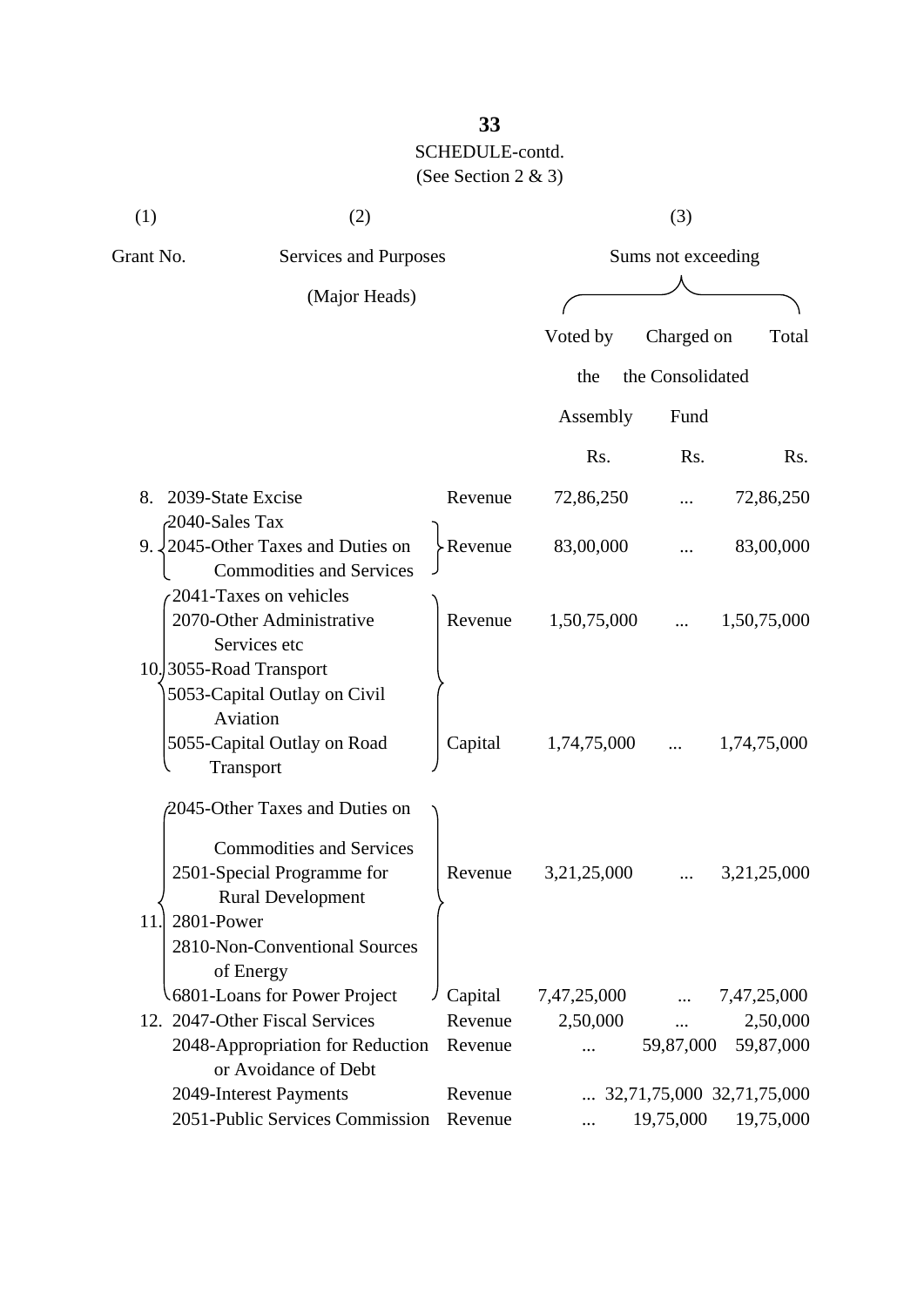SCHEDULE-contd.

(See Section 2 & 3)

| (1) | (2) | | (3) | | |
|---|---|---|---|---|---|
| Grant No. | Services and Purposes (Major Heads) | | Sums not exceeding | | |
| | | | Voted by the Assembly | Charged on the Consolidated Fund | Total |
| | | | Rs. | Rs. | Rs. |
| 8. | 2039-State Excise | Revenue | 72,86,250 | ... | 72,86,250 |
| 9. | 2040-Sales Tax<br>2045-Other Taxes and Duties on Commodities and Services | Revenue | 83,00,000 | ... | 83,00,000 |
| 10. | 2041-Taxes on vehicles<br>2070-Other Administrative Services etc<br>3055-Road Transport | Revenue | 1,50,75,000 | ... | 1,50,75,000 |
| | 5053-Capital Outlay on Civil Aviation<br>5055-Capital Outlay on Road Transport | Capital | 1,74,75,000 | ... | 1,74,75,000 |
| 11. | 2045-Other Taxes and Duties on Commodities and Services<br>2501-Special Programme for Rural Development<br>2801-Power<br>2810-Non-Conventional Sources of Energy | Revenue | 3,21,25,000 | ... | 3,21,25,000 |
| | 6801-Loans for Power Project | Capital | 7,47,25,000 | ... | 7,47,25,000 |
| 12. | 2047-Other Fiscal Services | Revenue | 2,50,000 | ... | 2,50,000 |
| | 2048-Appropriation for Reduction or Avoidance of Debt | Revenue | ... | 59,87,000 | 59,87,000 |
| | 2049-Interest Payments | Revenue | ... | 32,71,75,000 | 32,71,75,000 |
| | 2051-Public Services Commission | Revenue | ... | 19,75,000 | 19,75,000 |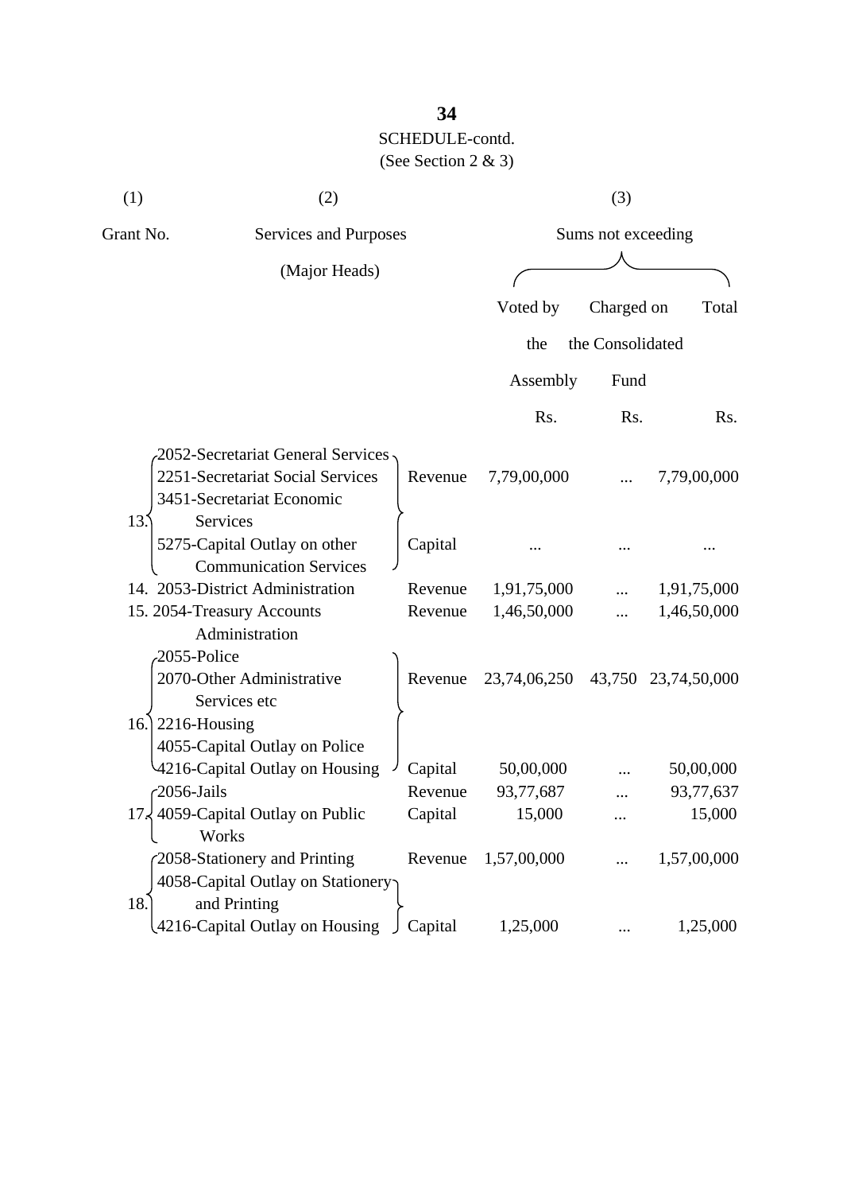SCHEDULE-contd.
(See Section 2 & 3)

| (1) | (2) | | (3) | | |
|---|---|---|---|---|---|
| Grant No. | Services and Purposes (Major Heads) | | Sums not exceeding | | |
| | | | Voted by the Assembly | Charged on the Consolidated Fund | Total |
| | | | Rs. | Rs. | Rs. |
| 13. | 2052-Secretariat General Services<br>2251-Secretariat Social Services<br>3451-Secretariat Economic Services | Revenue | 7,79,00,000 | ... | 7,79,00,000 |
| | 5275-Capital Outlay on other Communication Services | Capital | ... | ... | ... |
| 14. | 2053-District Administration | Revenue | 1,91,75,000 | ... | 1,91,75,000 |
| 15. | 2054-Treasury Accounts Administration | Revenue | 1,46,50,000 | ... | 1,46,50,000 |
| 16. | 2055-Police<br>2070-Other Administrative Services etc<br>2216-Housing | Revenue | 23,74,06,250 | 43,750 | 23,74,50,000 |
| | 4055-Capital Outlay on Police<br>4216-Capital Outlay on Housing | Capital | 50,00,000 | ... | 50,00,000 |
| 17. | 2056-Jails | Revenue | 93,77,687 | ... | 93,77,637 |
| | 4059-Capital Outlay on Public Works | Capital | 15,000 | ... | 15,000 |
| 18. | 2058-Stationery and Printing | Revenue | 1,57,00,000 | ... | 1,57,00,000 |
| | 4058-Capital Outlay on Stationery and Printing<br>4216-Capital Outlay on Housing | Capital | 1,25,000 | ... | 1,25,000 |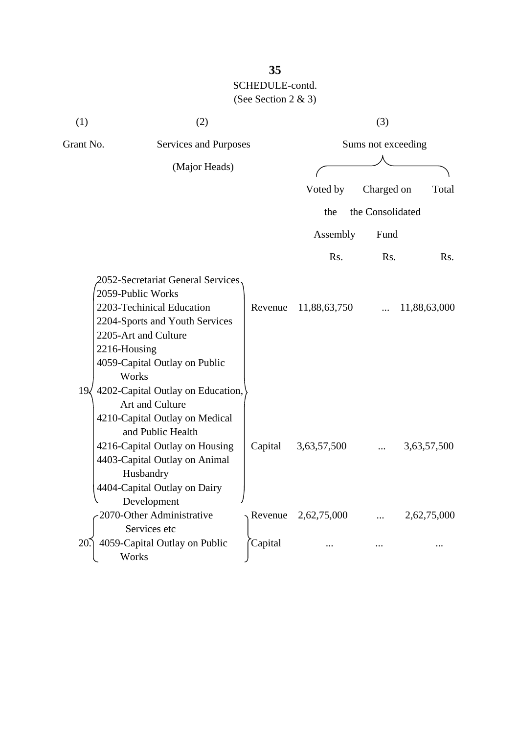SCHEDULE-contd.
(See Section 2 & 3)

| (1) | (2) | | (3) | | |
|---|---|---|---|---|---|
| Grant No. | Services and Purposes (Major Heads) | | Sums not exceeding | | |
| | | | Voted by the Assembly | Charged on the Consolidated Fund | Total |
| | | | Rs. | Rs. | Rs. |
| 19 | 2052-Secretariat General Services<br>2059-Public Works<br>2203-Techinical Education<br>2204-Sports and Youth Services<br>2205-Art and Culture<br>2216-Housing | Revenue | 11,88,63,750 | ... | 11,88,63,000 |
| | 4059-Capital Outlay on Public Works<br>4202-Capital Outlay on Education, Art and Culture<br>4210-Capital Outlay on Medical and Public Health<br>4216-Capital Outlay on Housing<br>4403-Capital Outlay on Animal Husbandry<br>4404-Capital Outlay on Dairy Development | Capital | 3,63,57,500 | ... | 3,63,57,500 |
| 20. | 2070-Other Administrative Services etc | Revenue | 2,62,75,000 | ... | 2,62,75,000 |
| | 4059-Capital Outlay on Public Works | Capital | ... | ... | ... |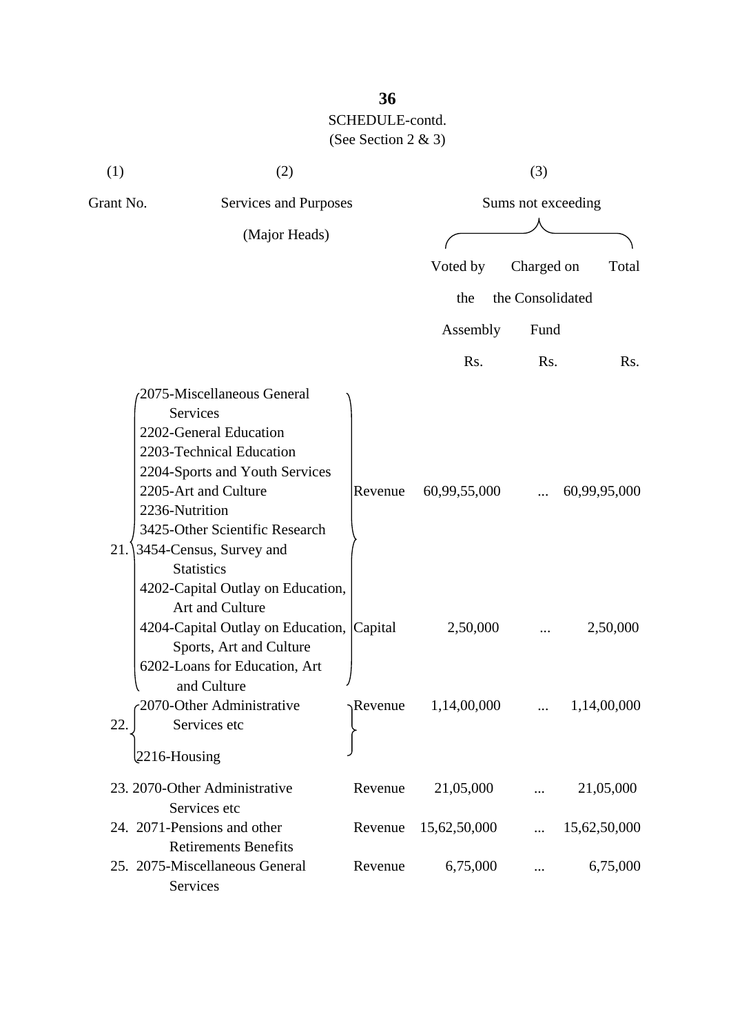SCHEDULE-contd.
(See Section 2 & 3)

| (1) Grant No. | (2) Services and Purposes (Major Heads) | | (3) Sums not exceeding Voted by the Assembly Rs. | Charged on the Consolidated Fund Rs. | Total Rs. |
|---|---|---|---|---|---|
| 21. | 2075-Miscellaneous General Services<br>2202-General Education<br>2203-Technical Education<br>2204-Sports and Youth Services<br>2205-Art and Culture<br>2236-Nutrition<br>3425-Other Scientific Research<br>3454-Census, Survey and Statistics | Revenue | 60,99,55,000 | ... | 60,99,95,000 |
| | 4202-Capital Outlay on Education, Art and Culture<br>4204-Capital Outlay on Education, Sports, Art and Culture<br>6202-Loans for Education, Art and Culture | Capital | 2,50,000 | ... | 2,50,000 |
| 22. | 2070-Other Administrative Services etc<br>2216-Housing | Revenue | 1,14,00,000 | ... | 1,14,00,000 |
| 23. | 2070-Other Administrative Services etc | Revenue | 21,05,000 | ... | 21,05,000 |
| 24. | 2071-Pensions and other Retirements Benefits | Revenue | 15,62,50,000 | ... | 15,62,50,000 |
| 25. | 2075-Miscellaneous General Services | Revenue | 6,75,000 | ... | 6,75,000 |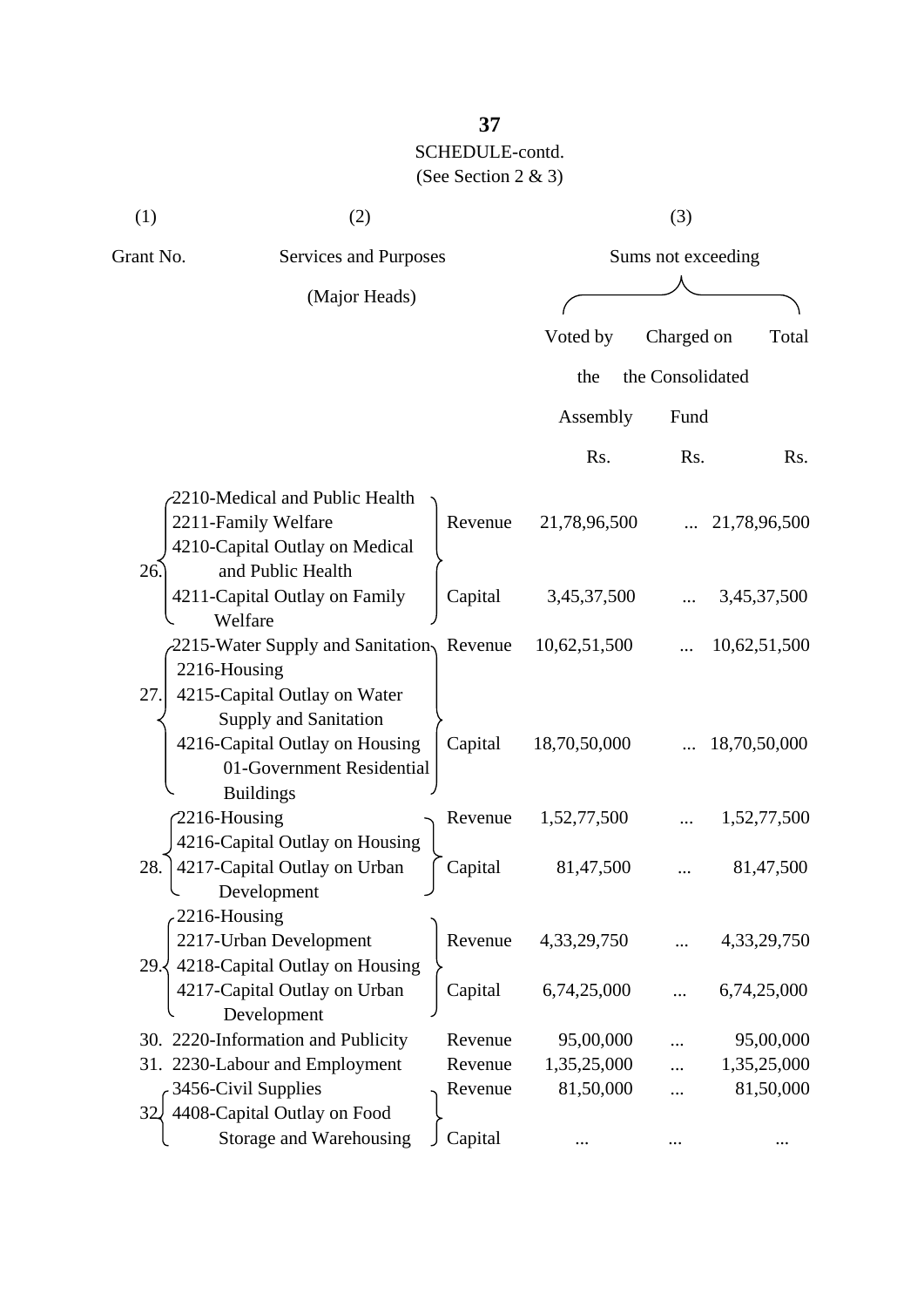SCHEDULE-contd.

(See Section 2 & 3)

| (1) | (2) | | (3) | | |
|---|---|---|---|---|---|
| Grant No. | Services and Purposes (Major Heads) | | Sums not exceeding | | |
| | | | Voted by the Assembly | Charged on the Consolidated Fund | Total |
| | | | Rs. | Rs. | Rs. |
| 26. | 2210-Medical and Public Health<br>2211-Family Welfare | Revenue | 21,78,96,500 | ... | 21,78,96,500 |
| | 4210-Capital Outlay on Medical and Public Health<br>4211-Capital Outlay on Family Welfare | Capital | 3,45,37,500 | ... | 3,45,37,500 |
| 27. | 2215-Water Supply and Sanitation<br>2216-Housing | Revenue | 10,62,51,500 | ... | 10,62,51,500 |
| | 4215-Capital Outlay on Water Supply and Sanitation<br>4216-Capital Outlay on Housing 01-Government Residential Buildings | Capital | 18,70,50,000 | ... | 18,70,50,000 |
| 28. | 2216-Housing | Revenue | 1,52,77,500 | ... | 1,52,77,500 |
| | 4216-Capital Outlay on Housing<br>4217-Capital Outlay on Urban Development | Capital | 81,47,500 | ... | 81,47,500 |
| 29. | 2216-Housing<br>2217-Urban Development | Revenue | 4,33,29,750 | ... | 4,33,29,750 |
| | 4218-Capital Outlay on Housing<br>4217-Capital Outlay on Urban Development | Capital | 6,74,25,000 | ... | 6,74,25,000 |
| 30. | 2220-Information and Publicity | Revenue | 95,00,000 | ... | 95,00,000 |
| 31. | 2230-Labour and Employment | Revenue | 1,35,25,000 | ... | 1,35,25,000 |
| 32. | 3456-Civil Supplies | Revenue | 81,50,000 | ... | 81,50,000 |
| | 4408-Capital Outlay on Food Storage and Warehousing | Capital | ... | ... | ... |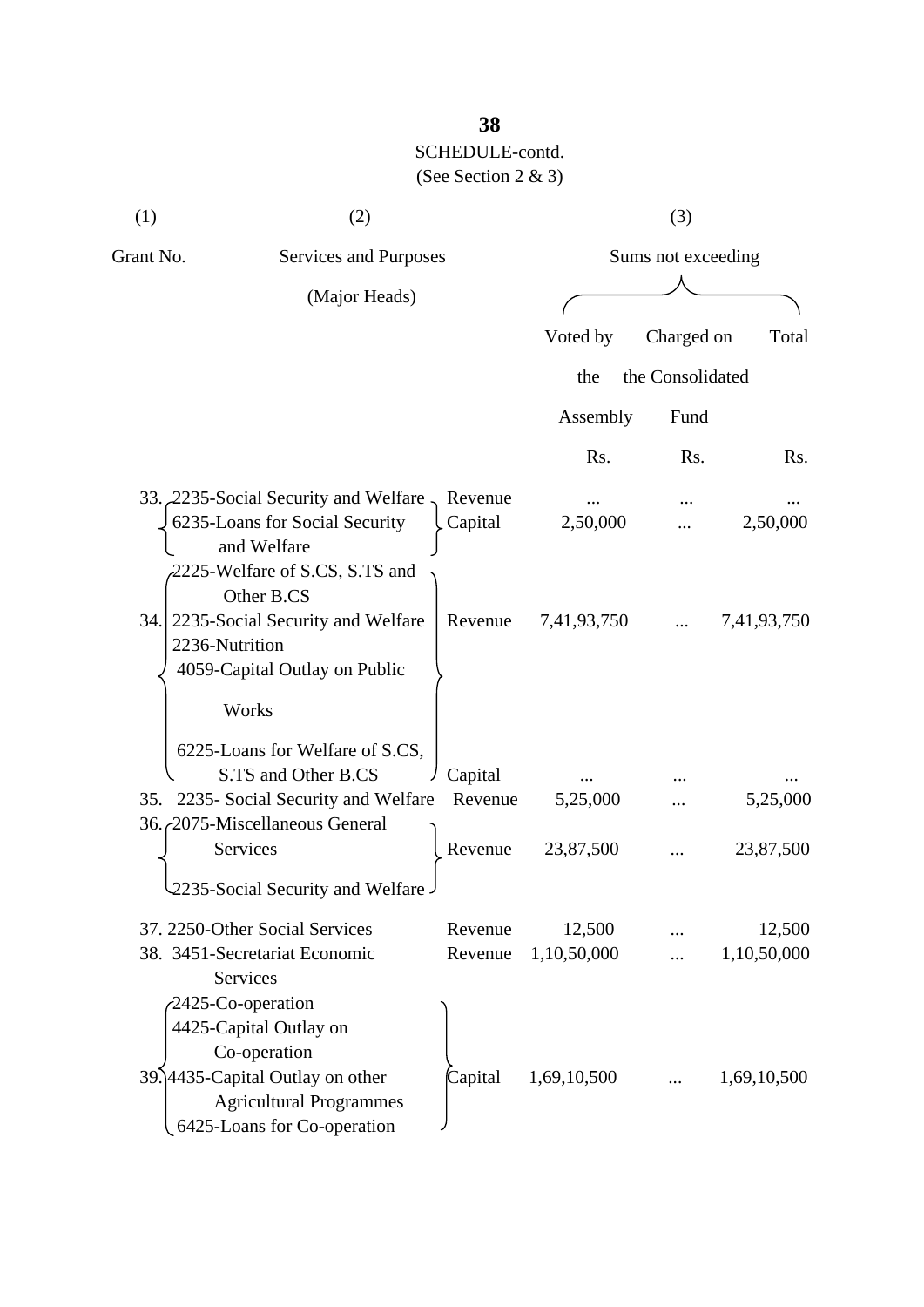SCHEDULE-contd.

(See Section 2 & 3)

| (1) | (2) | | (3) | | |
|---|---|---|---|---|---|
| Grant No. | Services and Purposes (Major Heads) | | Sums not exceeding | | |
| | | | Voted by the Assembly | Charged on the Consolidated Fund | Total |
| | | | Rs. | Rs. | Rs. |
| 33. | 2235-Social Security and Welfare | Revenue | ... | ... | ... |
| | 6235-Loans for Social Security and Welfare | Capital | 2,50,000 | ... | 2,50,000 |
| 34. | 2225-Welfare of S.CS, S.TS and Other B.CS<br>2235-Social Security and Welfare<br>2236-Nutrition<br>4059-Capital Outlay on Public Works | Revenue | 7,41,93,750 | ... | 7,41,93,750 |
| | 6225-Loans for Welfare of S.CS, S.TS and Other B.CS | Capital | ... | ... | ... |
| 35. | 2235- Social Security and Welfare | Revenue | 5,25,000 | ... | 5,25,000 |
| 36. | 2075-Miscellaneous General Services<br>2235-Social Security and Welfare | Revenue | 23,87,500 | ... | 23,87,500 |
| 37. | 2250-Other Social Services | Revenue | 12,500 | ... | 12,500 |
| 38. | 3451-Secretariat Economic Services | Revenue | 1,10,50,000 | ... | 1,10,50,000 |
| 39. | 2425-Co-operation<br>4425-Capital Outlay on Co-operation<br>4435-Capital Outlay on other Agricultural Programmes<br>6425-Loans for Co-operation | Capital | 1,69,10,500 | ... | 1,69,10,500 |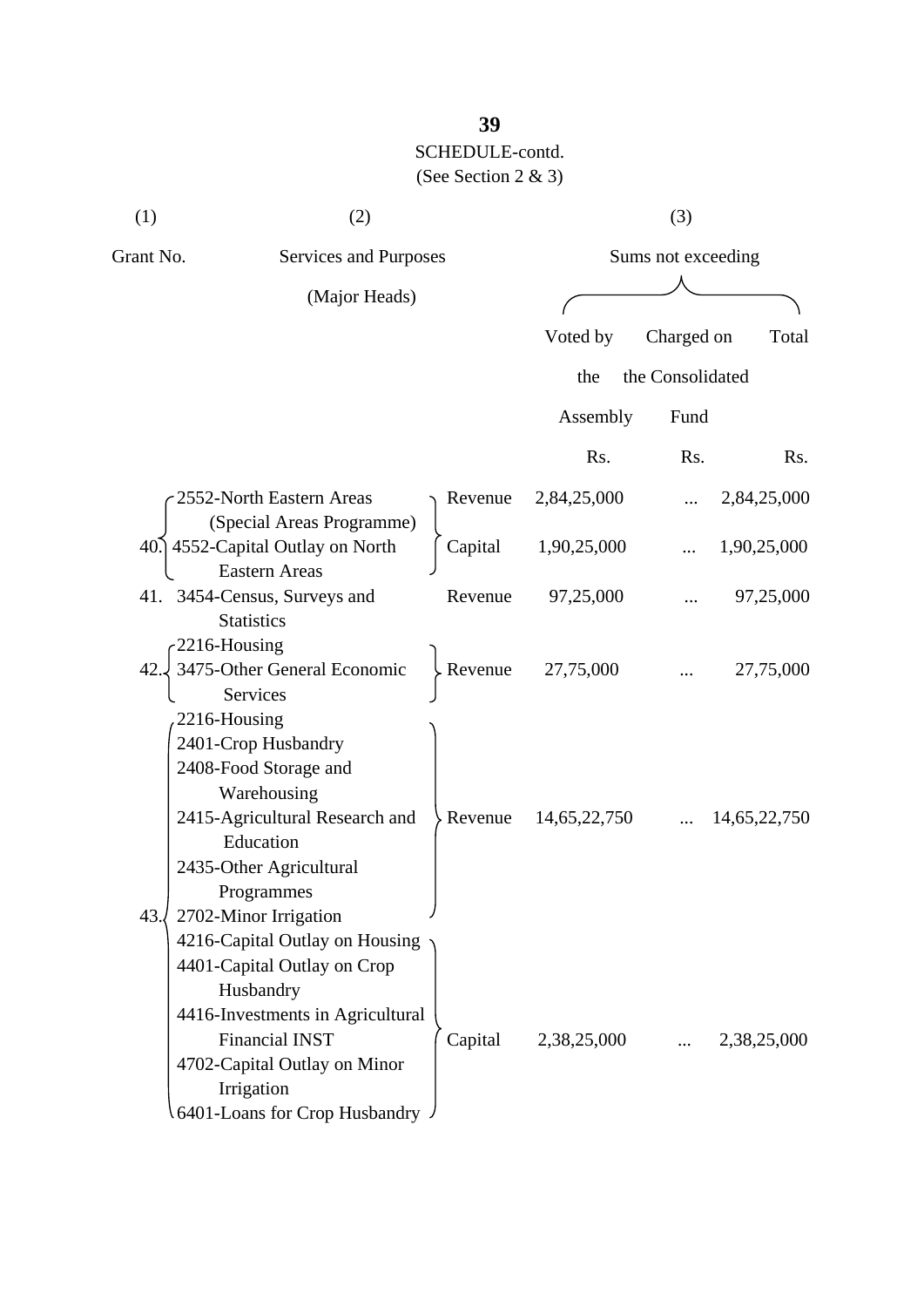SCHEDULE-contd.

(See Section 2 & 3)

| (1) | (2) | | (3) | | |
|---|---|---|---|---|---|
| Grant No. | Services and Purposes (Major Heads) | | Sums not exceeding | | |
| | | | Voted by the Assembly | Charged on the Consolidated Fund | Total |
| | | | Rs. | Rs. | Rs. |
| 40. | 2552-North Eastern Areas (Special Areas Programme) | Revenue | 2,84,25,000 | ... | 2,84,25,000 |
| | 4552-Capital Outlay on North Eastern Areas | Capital | 1,90,25,000 | ... | 1,90,25,000 |
| 41. | 3454-Census, Surveys and Statistics | Revenue | 97,25,000 | ... | 97,25,000 |
| 42. | 2216-Housing<br>3475-Other General Economic Services | Revenue | 27,75,000 | ... | 27,75,000 |
| 43. | 2216-Housing<br>2401-Crop Husbandry<br>2408-Food Storage and Warehousing<br>2415-Agricultural Research and Education<br>2435-Other Agricultural Programmes<br>2702-Minor Irrigation | Revenue | 14,65,22,750 | ... | 14,65,22,750 |
| | 4216-Capital Outlay on Housing<br>4401-Capital Outlay on Crop Husbandry<br>4416-Investments in Agricultural Financial INST<br>4702-Capital Outlay on Minor Irrigation<br>6401-Loans for Crop Husbandry | Capital | 2,38,25,000 | ... | 2,38,25,000 |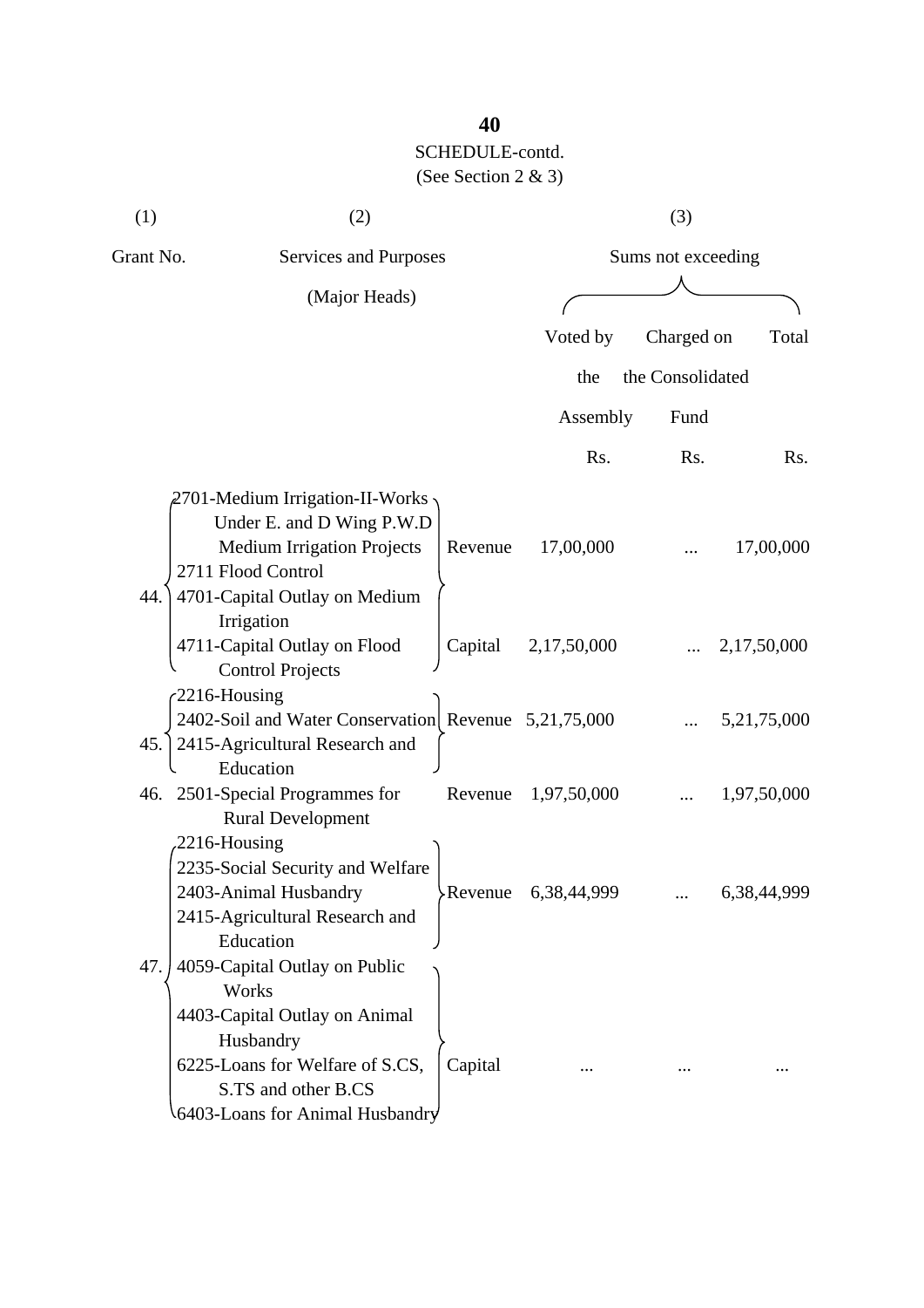SCHEDULE-contd.
(See Section 2 & 3)

| (1) | (2) | | (3) | | |
|---|---|---|---|---|---|
| Grant No. | Services and Purposes (Major Heads) | | Sums not exceeding | | |
| | | | Voted by the Assembly | Charged on the Consolidated Fund | Total |
| | | | Rs. | Rs. | Rs. |
| 44. | 2701-Medium Irrigation-II-Works Under E. and D Wing P.W.D Medium Irrigation Projects<br>2711 Flood Control | Revenue | 17,00,000 | ... | 17,00,000 |
| | 4701-Capital Outlay on Medium Irrigation<br>4711-Capital Outlay on Flood Control Projects | Capital | 2,17,50,000 | ... | 2,17,50,000 |
| 45. | 2216-Housing<br>2402-Soil and Water Conservation<br>2415-Agricultural Research and Education | Revenue | 5,21,75,000 | ... | 5,21,75,000 |
| 46. | 2501-Special Programmes for Rural Development | Revenue | 1,97,50,000 | ... | 1,97,50,000 |
| 47. | 2216-Housing<br>2235-Social Security and Welfare<br>2403-Animal Husbandry<br>2415-Agricultural Research and Education | Revenue | 6,38,44,999 | ... | 6,38,44,999 |
| | 4059-Capital Outlay on Public Works<br>4403-Capital Outlay on Animal Husbandry<br>6225-Loans for Welfare of S.CS, S.TS and other B.CS<br>6403-Loans for Animal Husbandry | Capital | ... | ... | ... |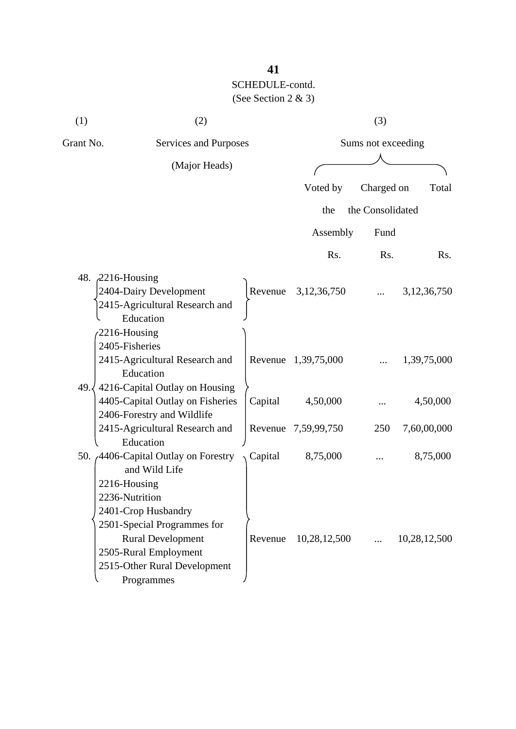SCHEDULE-contd.
(See Section 2 & 3)

| (1) | (2) | | (3) | | |
|---|---|---|---|---|---|
| Grant No. | Services and Purposes (Major Heads) | | Sums not exceeding | | |
| | | | Voted by the Assembly | Charged on the Consolidated Fund | Total |
| | | | Rs. | Rs. | Rs. |
| 48. | 2216-Housing<br>2404-Dairy Development<br>2415-Agricultural Research and Education | Revenue | 3,12,36,750 | ... | 3,12,36,750 |
| 49. | 2216-Housing<br>2405-Fisheries<br>2415-Agricultural Research and Education | Revenue | 1,39,75,000 | ... | 1,39,75,000 |
| | 4216-Capital Outlay on Housing<br>4405-Capital Outlay on Fisheries | Capital | 4,50,000 | ... | 4,50,000 |
| | 2406-Forestry and Wildlife<br>2415-Agricultural Research and Education | Revenue | 7,59,99,750 | 250 | 7,60,00,000 |
| 50. | 4406-Capital Outlay on Forestry and Wild Life | Capital | 8,75,000 | ... | 8,75,000 |
| | 2216-Housing<br>2236-Nutrition<br>2401-Crop Husbandry<br>2501-Special Programmes for Rural Development<br>2505-Rural Employment<br>2515-Other Rural Development Programmes | Revenue | 10,28,12,500 | ... | 10,28,12,500 |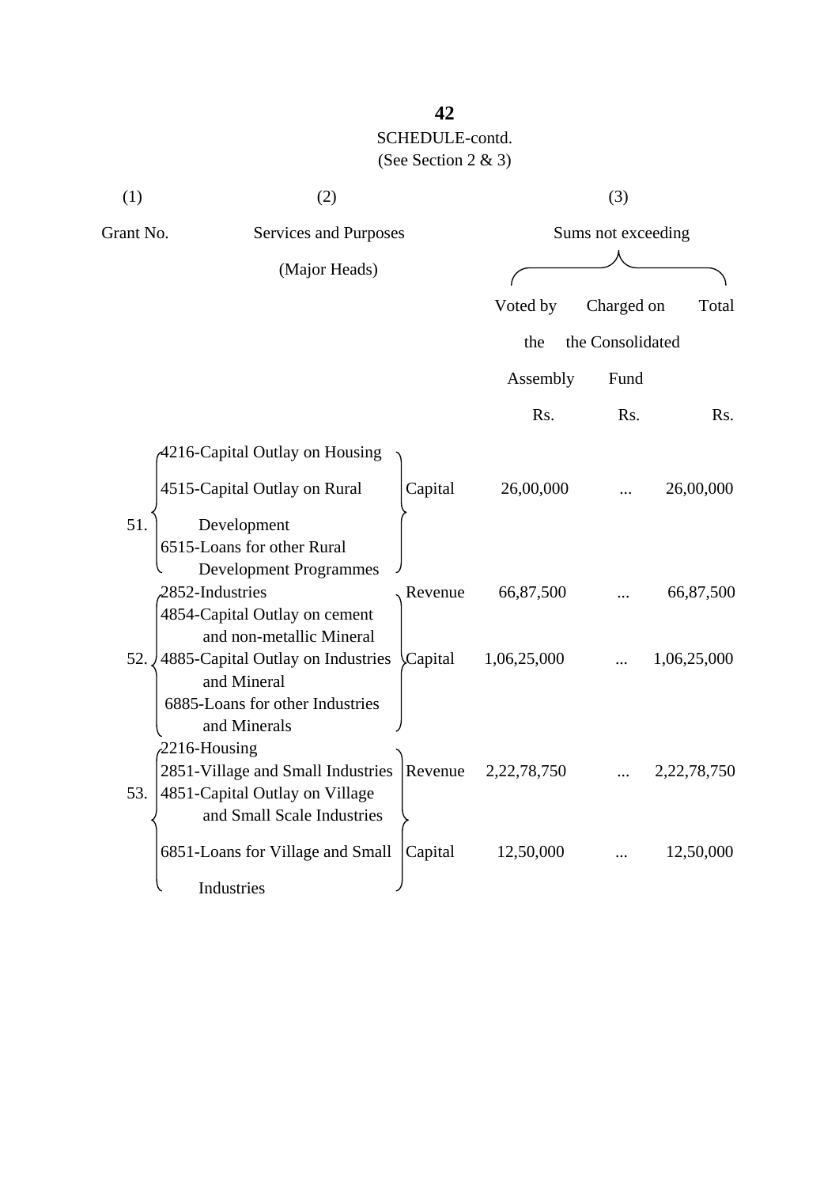SCHEDULE-contd.

(See Section 2 & 3)

| (1) | (2) | | (3) | | |
|---|---|---|---|---|---|
| Grant No. | Services and Purposes (Major Heads) | | Sums not exceeding | | |
| | | | Voted by the Assembly | Charged on the Consolidated Fund | Total |
| | | | Rs. | Rs. | Rs. |
| 51. | 4216-Capital Outlay on Housing<br>4515-Capital Outlay on Rural Development<br>6515-Loans for other Rural Development Programmes | Capital | 26,00,000 | ... | 26,00,000 |
| 52. | 2852-Industries | Revenue | 66,87,500 | ... | 66,87,500 |
| | 4854-Capital Outlay on cement and non-metallic Mineral<br>4885-Capital Outlay on Industries and Mineral<br>6885-Loans for other Industries and Minerals | Capital | 1,06,25,000 | ... | 1,06,25,000 |
| 53. | 2216-Housing<br>2851-Village and Small Industries<br>4851-Capital Outlay on Village and Small Scale Industries | Revenue | 2,22,78,750 | ... | 2,22,78,750 |
| | 6851-Loans for Village and Small Industries | Capital | 12,50,000 | ... | 12,50,000 |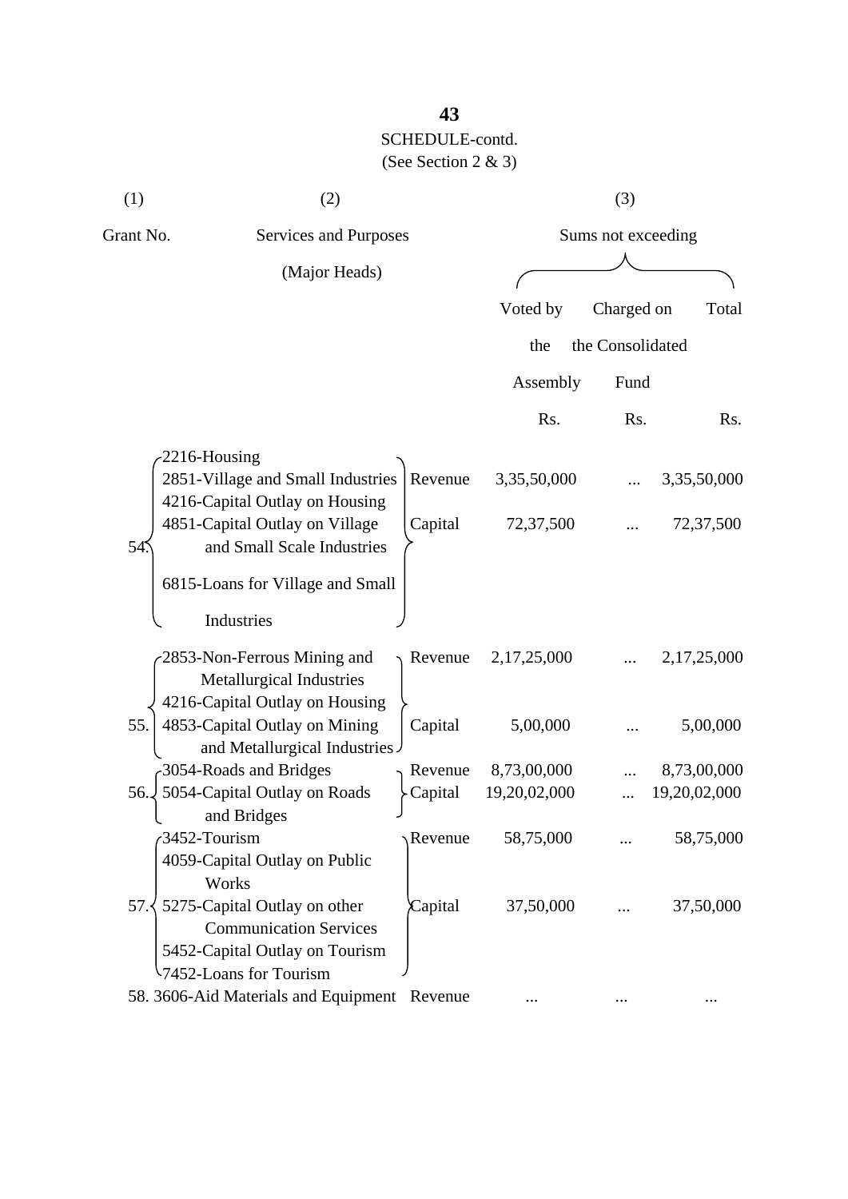SCHEDULE-contd.

(See Section 2 & 3)

| (1) | (2) | | (3) | | |
|---|---|---|---|---|---|
| Grant No. | Services and Purposes (Major Heads) | | Sums not exceeding | | |
| | | | Voted by the Assembly | Charged on the Consolidated Fund | Total |
| | | | Rs. | Rs. | Rs. |
| 54. | 2216-Housing<br>2851-Village and Small Industries<br>4216-Capital Outlay on Housing<br>4851-Capital Outlay on Village and Small Scale Industries<br>6815-Loans for Village and Small Industries | Revenue | 3,35,50,000 | ... | 3,35,50,000 |
| | | Capital | 72,37,500 | ... | 72,37,500 |
| 55. | 2853-Non-Ferrous Mining and Metallurgical Industries<br>4216-Capital Outlay on Housing<br>4853-Capital Outlay on Mining and Metallurgical Industries | Revenue | 2,17,25,000 | ... | 2,17,25,000 |
| | | Capital | 5,00,000 | ... | 5,00,000 |
| 56. | 3054-Roads and Bridges<br>5054-Capital Outlay on Roads and Bridges | Revenue | 8,73,00,000 | ... | 8,73,00,000 |
| | | Capital | 19,20,02,000 | ... | 19,20,02,000 |
| 57. | 3452-Tourism<br>4059-Capital Outlay on Public Works<br>5275-Capital Outlay on other Communication Services<br>5452-Capital Outlay on Tourism<br>7452-Loans for Tourism | Revenue | 58,75,000 | ... | 58,75,000 |
| | | Capital | 37,50,000 | ... | 37,50,000 |
| 58. | 3606-Aid Materials and Equipment | Revenue | ... | ... | ... |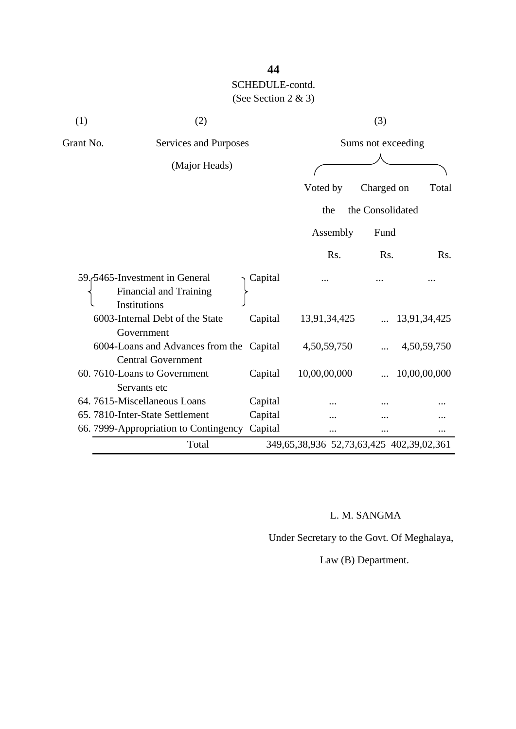SCHEDULE-contd.

(See Section 2 & 3)

| (1) | (2) | | (3) | | |
|---|---|---|---|---|---|
| Grant No. | Services and Purposes (Major Heads) | | Sums not exceeding | | |
| | | | Voted by the Assembly | Charged on the Consolidated Fund | Total |
| | | | Rs. | Rs. | Rs. |
| 59. | 5465-Investment in General Financial and Training Institutions | Capital | ... | ... | ... |
| | 6003-Internal Debt of the State Government | Capital | 13,91,34,425 | ... | 13,91,34,425 |
| | 6004-Loans and Advances from the Central Government | Capital | 4,50,59,750 | ... | 4,50,59,750 |
| 60. | 7610-Loans to Government Servants etc | Capital | 10,00,00,000 | ... | 10,00,00,000 |
| 64. | 7615-Miscellaneous Loans | Capital | ... | ... | ... |
| 65. | 7810-Inter-State Settlement | Capital | ... | ... | ... |
| 66. | 7999-Appropriation to Contingency | Capital | ... | ... | ... |
| | Total | | 349,65,38,936 | 52,73,63,425 | 402,39,02,361 |

L. M. SANGMA

Under Secretary to the Govt. Of Meghalaya,

Law (B) Department.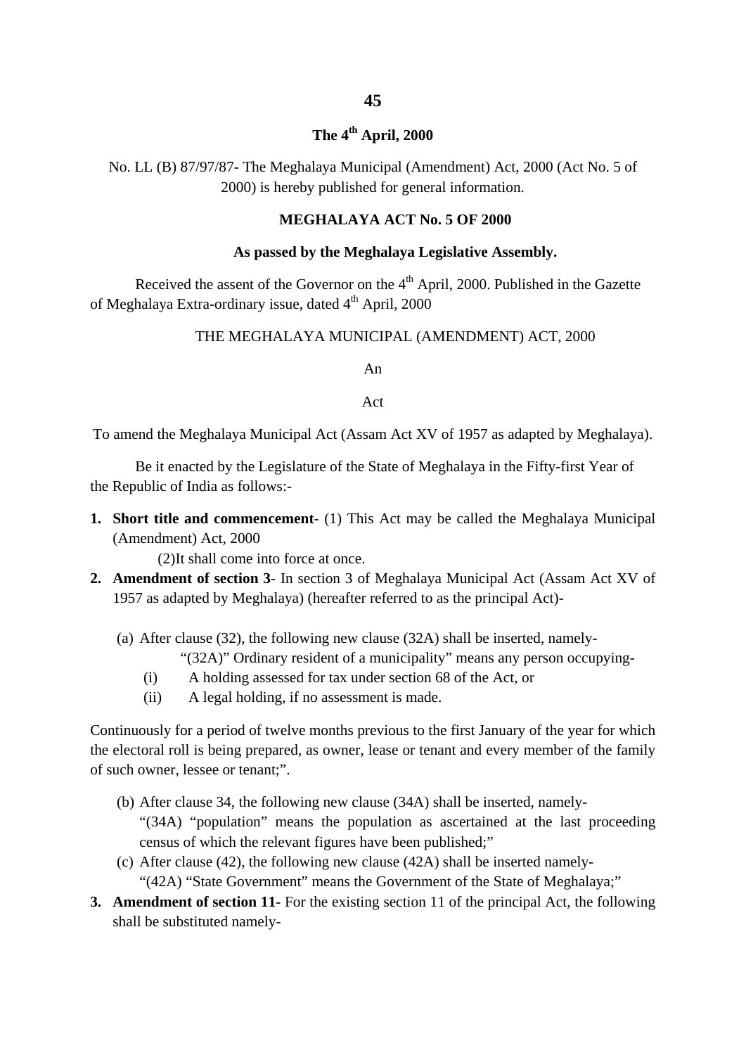**The 4th April, 2000**

No. LL (B) 87/97/87- The Meghalaya Municipal (Amendment) Act, 2000 (Act No. 5 of 2000) is hereby published for general information.

**MEGHALAYA ACT No. 5 OF 2000**

**As passed by the Meghalaya Legislative Assembly.**

Received the assent of the Governor on the 4th April, 2000. Published in the Gazette of Meghalaya Extra-ordinary issue, dated 4th April, 2000

THE MEGHALAYA MUNICIPAL (AMENDMENT) ACT, 2000

An

Act

To amend the Meghalaya Municipal Act (Assam Act XV of 1957 as adapted by Meghalaya).

Be it enacted by the Legislature of the State of Meghalaya in the Fifty-first Year of the Republic of India as follows:-

1. **Short title and commencement**- (1) This Act may be called the Meghalaya Municipal (Amendment) Act, 2000

   (2)It shall come into force at once.

2. **Amendment of section 3**- In section 3 of Meghalaya Municipal Act (Assam Act XV of 1957 as adapted by Meghalaya) (hereafter referred to as the principal Act)-

   (a) After clause (32), the following new clause (32A) shall be inserted, namely-

   "(32A)" Ordinary resident of a municipality" means any person occupying-

   (i) A holding assessed for tax under section 68 of the Act, or

   (ii) A legal holding, if no assessment is made.

Continuously for a period of twelve months previous to the first January of the year for which the electoral roll is being prepared, as owner, lease or tenant and every member of the family of such owner, lessee or tenant;".

   (b) After clause 34, the following new clause (34A) shall be inserted, namely-

   "(34A) "population" means the population as ascertained at the last proceeding census of which the relevant figures have been published;"

   (c) After clause (42), the following new clause (42A) shall be inserted namely-

   "(42A) "State Government" means the Government of the State of Meghalaya;"

3. **Amendment of section 11**- For the existing section 11 of the principal Act, the following shall be substituted namely-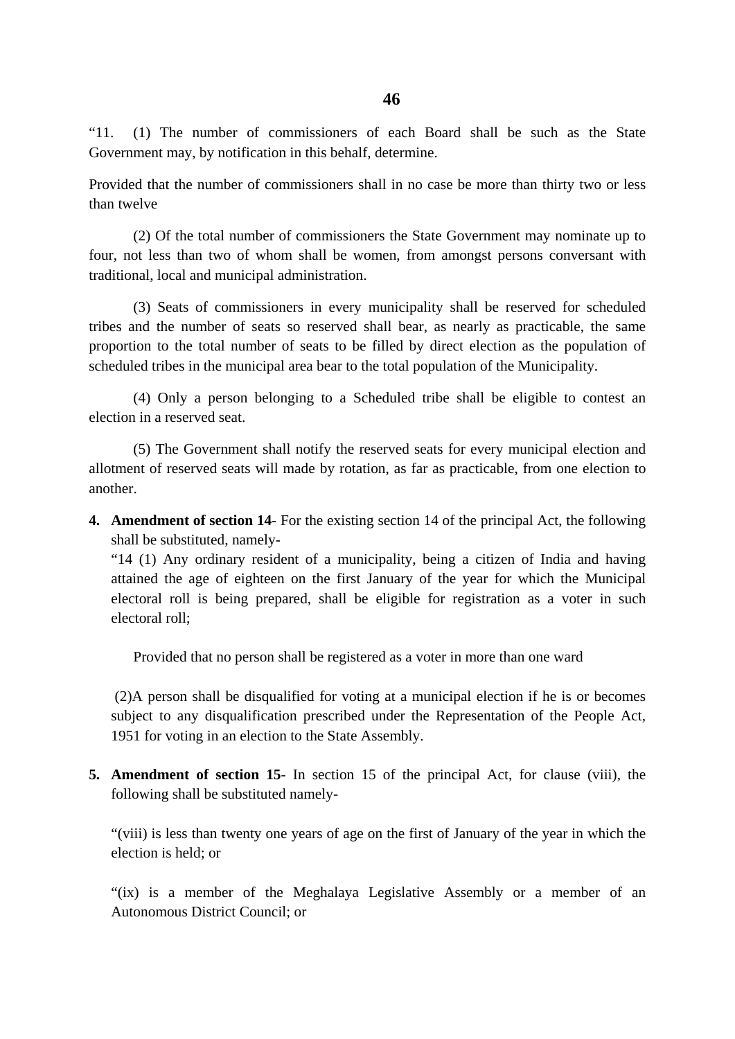"11. (1) The number of commissioners of each Board shall be such as the State Government may, by notification in this behalf, determine.

Provided that the number of commissioners shall in no case be more than thirty two or less than twelve

(2) Of the total number of commissioners the State Government may nominate up to four, not less than two of whom shall be women, from amongst persons conversant with traditional, local and municipal administration.

(3) Seats of commissioners in every municipality shall be reserved for scheduled tribes and the number of seats so reserved shall bear, as nearly as practicable, the same proportion to the total number of seats to be filled by direct election as the population of scheduled tribes in the municipal area bear to the total population of the Municipality.

(4) Only a person belonging to a Scheduled tribe shall be eligible to contest an election in a reserved seat.

(5) The Government shall notify the reserved seats for every municipal election and allotment of reserved seats will made by rotation, as far as practicable, from one election to another.

4. **Amendment of section 14**- For the existing section 14 of the principal Act, the following shall be substituted, namely-

"14 (1) Any ordinary resident of a municipality, being a citizen of India and having attained the age of eighteen on the first January of the year for which the Municipal electoral roll is being prepared, shall be eligible for registration as a voter in such electoral roll;

Provided that no person shall be registered as a voter in more than one ward

(2)A person shall be disqualified for voting at a municipal election if he is or becomes subject to any disqualification prescribed under the Representation of the People Act, 1951 for voting in an election to the State Assembly.

5. **Amendment of section 15**- In section 15 of the principal Act, for clause (viii), the following shall be substituted namely-

"(viii) is less than twenty one years of age on the first of January of the year in which the election is held; or

"(ix) is a member of the Meghalaya Legislative Assembly or a member of an Autonomous District Council; or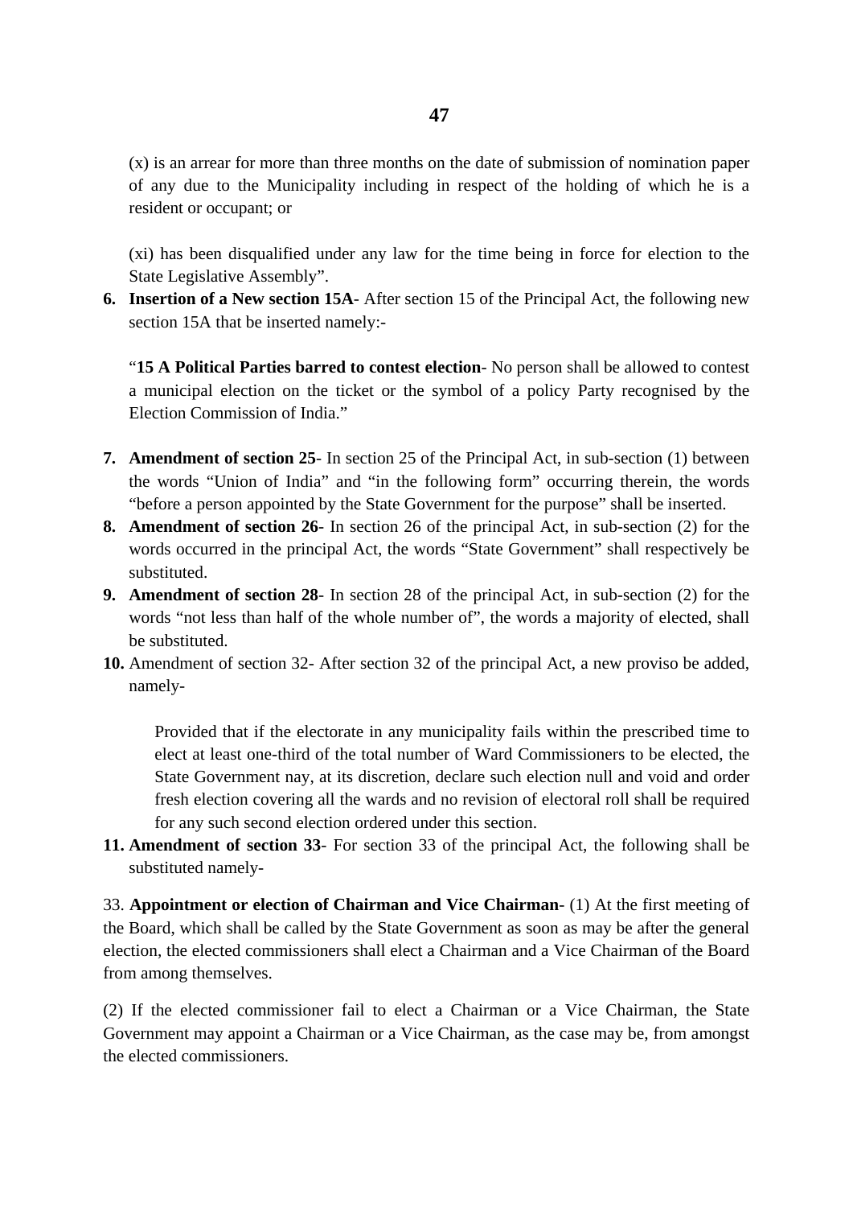(x) is an arrear for more than three months on the date of submission of nomination paper of any due to the Municipality including in respect of the holding of which he is a resident or occupant; or

(xi) has been disqualified under any law for the time being in force for election to the State Legislative Assembly".

6. **Insertion of a New section 15A**- After section 15 of the Principal Act, the following new section 15A that be inserted namely:-

   "**15 A Political Parties barred to contest election**- No person shall be allowed to contest a municipal election on the ticket or the symbol of a policy Party recognised by the Election Commission of India."

7. **Amendment of section 25**- In section 25 of the Principal Act, in sub-section (1) between the words "Union of India" and "in the following form" occurring therein, the words "before a person appointed by the State Government for the purpose" shall be inserted.
8. **Amendment of section 26**- In section 26 of the principal Act, in sub-section (2) for the words occurred in the principal Act, the words "State Government" shall respectively be substituted.
9. **Amendment of section 28**- In section 28 of the principal Act, in sub-section (2) for the words "not less than half of the whole number of", the words a majority of elected, shall be substituted.
10. Amendment of section 32- After section 32 of the principal Act, a new proviso be added, namely-

    Provided that if the electorate in any municipality fails within the prescribed time to elect at least one-third of the total number of Ward Commissioners to be elected, the State Government nay, at its discretion, declare such election null and void and order fresh election covering all the wards and no revision of electoral roll shall be required for any such second election ordered under this section.

11. **Amendment of section 33**- For section 33 of the principal Act, the following shall be substituted namely-

33. **Appointment or election of Chairman and Vice Chairman**- (1) At the first meeting of the Board, which shall be called by the State Government as soon as may be after the general election, the elected commissioners shall elect a Chairman and a Vice Chairman of the Board from among themselves.

(2) If the elected commissioner fail to elect a Chairman or a Vice Chairman, the State Government may appoint a Chairman or a Vice Chairman, as the case may be, from amongst the elected commissioners.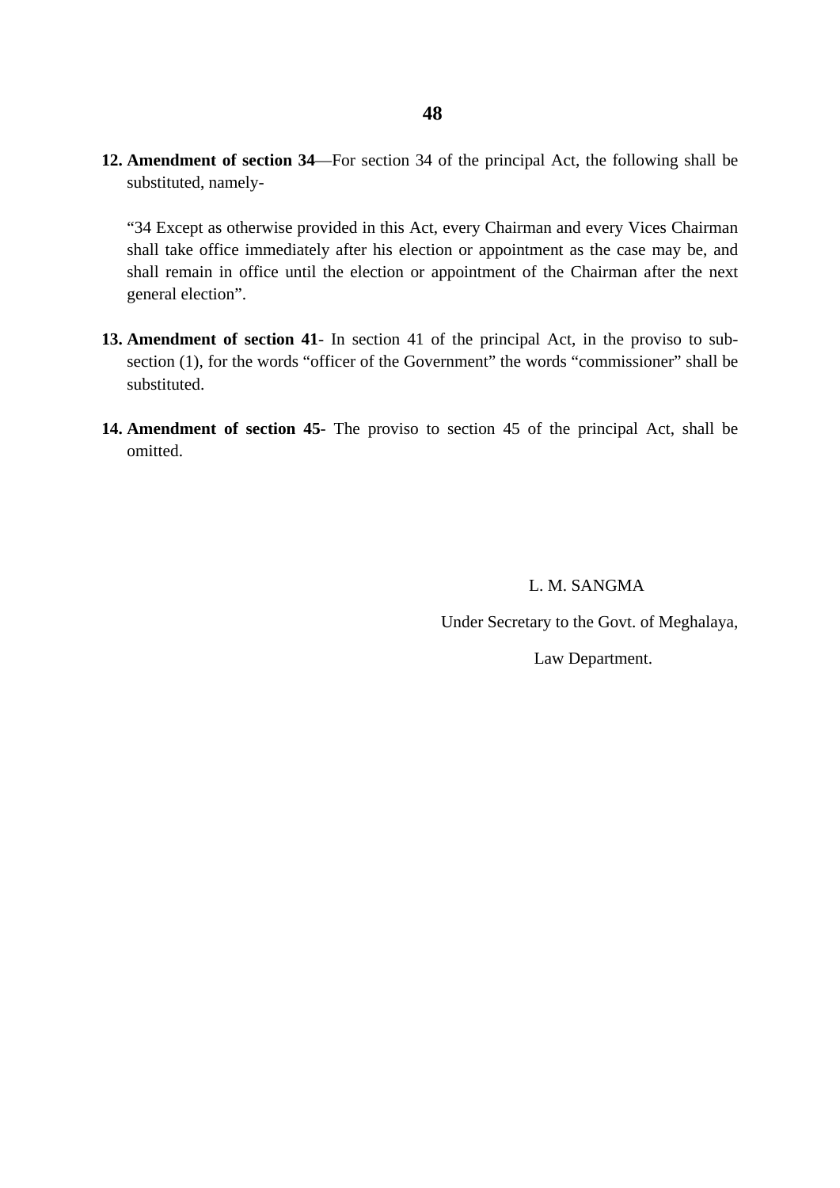**12. Amendment of section 34**—For section 34 of the principal Act, the following shall be substituted, namely-

"34 Except as otherwise provided in this Act, every Chairman and every Vices Chairman shall take office immediately after his election or appointment as the case may be, and shall remain in office until the election or appointment of the Chairman after the next general election".

**13. Amendment of section 41**- In section 41 of the principal Act, in the proviso to sub-section (1), for the words "officer of the Government" the words "commissioner" shall be substituted.

**14. Amendment of section 45**- The proviso to section 45 of the principal Act, shall be omitted.

L. M. SANGMA

Under Secretary to the Govt. of Meghalaya,

Law Department.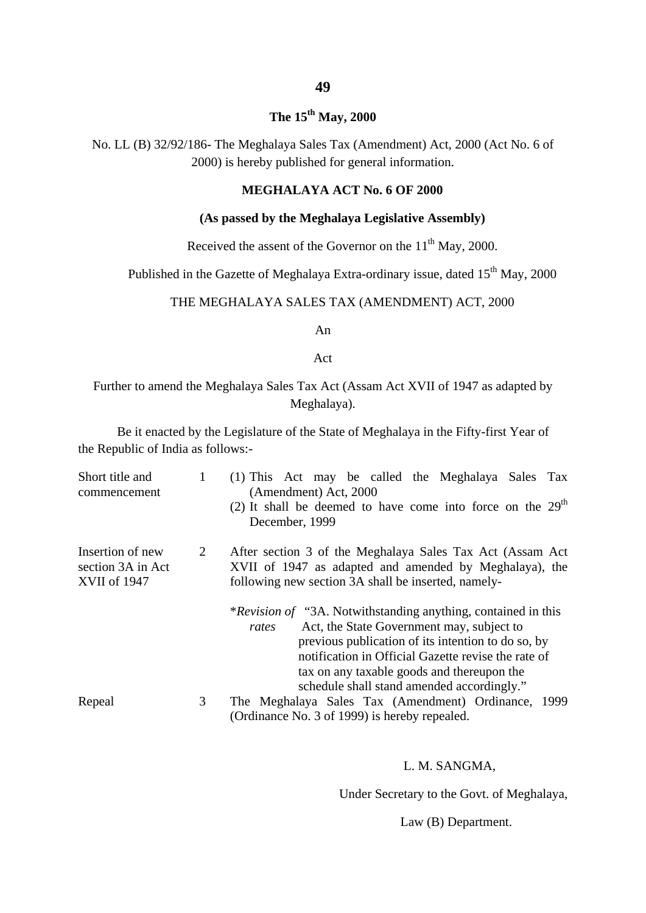**The 15th May, 2000**

No. LL (B) 32/92/186- The Meghalaya Sales Tax (Amendment) Act, 2000 (Act No. 6 of 2000) is hereby published for general information.

**MEGHALAYA ACT No. 6 OF 2000**

**(As passed by the Meghalaya Legislative Assembly)**

Received the assent of the Governor on the 11th May, 2000.

Published in the Gazette of Meghalaya Extra-ordinary issue, dated 15th May, 2000

THE MEGHALAYA SALES TAX (AMENDMENT) ACT, 2000

An

Act

Further to amend the Meghalaya Sales Tax Act (Assam Act XVII of 1947 as adapted by Meghalaya).

Be it enacted by the Legislature of the State of Meghalaya in the Fifty-first Year of the Republic of India as follows:-

| | | |
|---|---|---|
| Short title and commencement | 1 | (1) This Act may be called the Meghalaya Sales Tax (Amendment) Act, 2000<br>(2) It shall be deemed to have come into force on the 29th December, 1999 |
| Insertion of new section 3A in Act XVII of 1947 | 2 | After section 3 of the Meghalaya Sales Tax Act (Assam Act XVII of 1947 as adapted and amended by Meghalaya), the following new section 3A shall be inserted, namely-<br><br>*\*Revision of rates* "3A. Notwithstanding anything, contained in this Act, the State Government may, subject to previous publication of its intention to do so, by notification in Official Gazette revise the rate of tax on any taxable goods and thereupon the schedule shall stand amended accordingly." |
| Repeal | 3 | The Meghalaya Sales Tax (Amendment) Ordinance, 1999 (Ordinance No. 3 of 1999) is hereby repealed. |

L. M. SANGMA,

Under Secretary to the Govt. of Meghalaya,

Law (B) Department.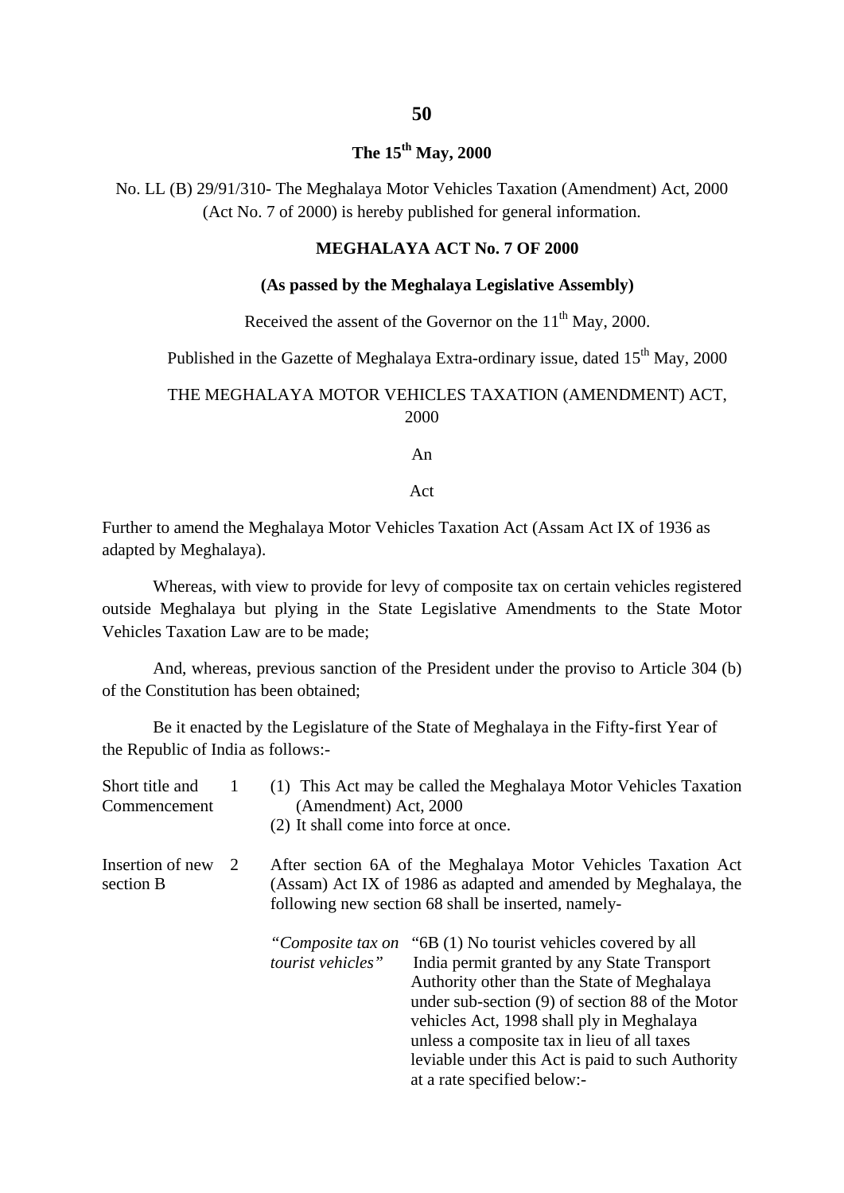**The 15th May, 2000**

No. LL (B) 29/91/310- The Meghalaya Motor Vehicles Taxation (Amendment) Act, 2000 (Act No. 7 of 2000) is hereby published for general information.

**MEGHALAYA ACT No. 7 OF 2000**

**(As passed by the Meghalaya Legislative Assembly)**

Received the assent of the Governor on the 11th May, 2000.

Published in the Gazette of Meghalaya Extra-ordinary issue, dated 15th May, 2000

THE MEGHALAYA MOTOR VEHICLES TAXATION (AMENDMENT) ACT, 2000

An

Act

Further to amend the Meghalaya Motor Vehicles Taxation Act (Assam Act IX of 1936 as adapted by Meghalaya).

Whereas, with view to provide for levy of composite tax on certain vehicles registered outside Meghalaya but plying in the State Legislative Amendments to the State Motor Vehicles Taxation Law are to be made;

And, whereas, previous sanction of the President under the proviso to Article 304 (b) of the Constitution has been obtained;

Be it enacted by the Legislature of the State of Meghalaya in the Fifty-first Year of the Republic of India as follows:-

Short title and Commencement

1 (1) This Act may be called the Meghalaya Motor Vehicles Taxation (Amendment) Act, 2000

(2) It shall come into force at once.

Insertion of new section B

2 After section 6A of the Meghalaya Motor Vehicles Taxation Act (Assam) Act IX of 1986 as adapted and amended by Meghalaya, the following new section 68 shall be inserted, namely-

*"Composite tax on tourist vehicles"*

"6B (1) No tourist vehicles covered by all India permit granted by any State Transport Authority other than the State of Meghalaya under sub-section (9) of section 88 of the Motor vehicles Act, 1998 shall ply in Meghalaya unless a composite tax in lieu of all taxes leviable under this Act is paid to such Authority at a rate specified below:-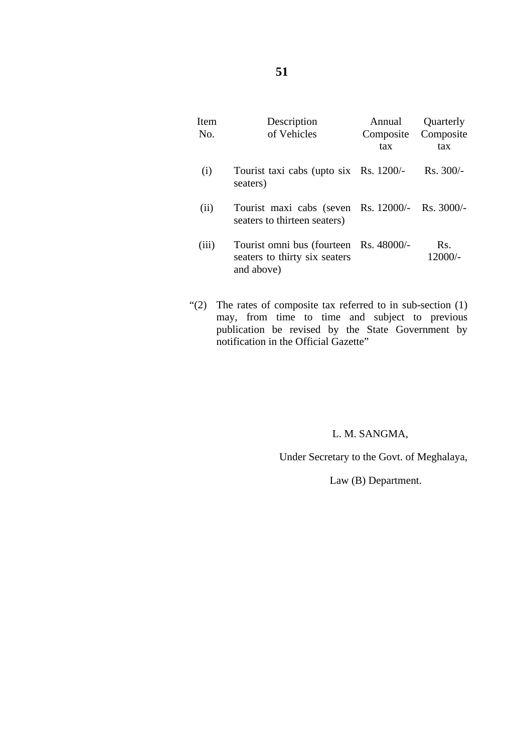| Item No. | Description of Vehicles | Annual Composite tax | Quarterly Composite tax |
|---|---|---|---|
| (i) | Tourist taxi cabs (upto six seaters) | Rs. 1200/- | Rs. 300/- |
| (ii) | Tourist maxi cabs (seven seaters to thirteen seaters) | Rs. 12000/- | Rs. 3000/- |
| (iii) | Tourist omni bus (fourteen seaters to thirty six seaters and above) | Rs. 48000/- | Rs. 12000/- |

"(2) The rates of composite tax referred to in sub-section (1) may, from time to time and subject to previous publication be revised by the State Government by notification in the Official Gazette"

L. M. SANGMA,

Under Secretary to the Govt. of Meghalaya,

Law (B) Department.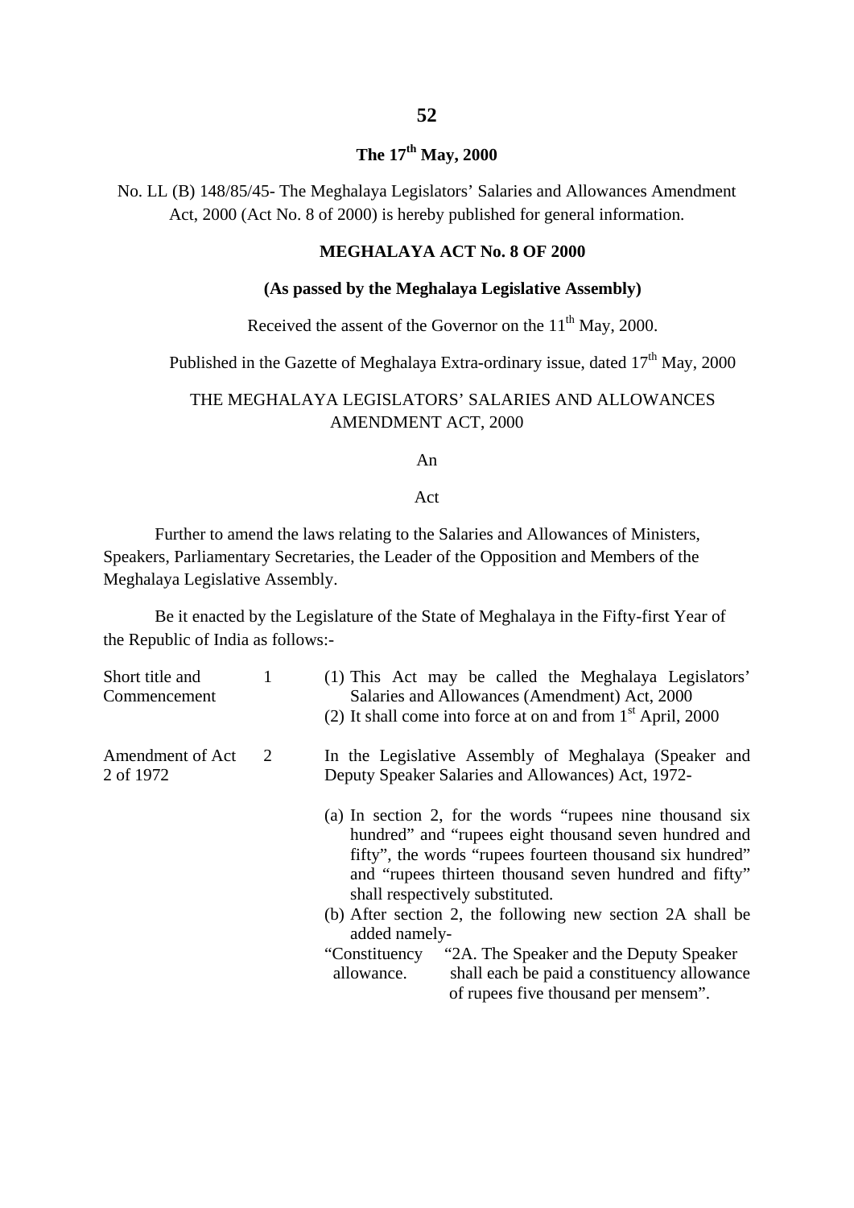**The 17th May, 2000**

No. LL (B) 148/85/45- The Meghalaya Legislators' Salaries and Allowances Amendment Act, 2000 (Act No. 8 of 2000) is hereby published for general information.

**MEGHALAYA ACT No. 8 OF 2000**

**(As passed by the Meghalaya Legislative Assembly)**

Received the assent of the Governor on the 11th May, 2000.

Published in the Gazette of Meghalaya Extra-ordinary issue, dated 17th May, 2000

THE MEGHALAYA LEGISLATORS' SALARIES AND ALLOWANCES AMENDMENT ACT, 2000

An

Act

Further to amend the laws relating to the Salaries and Allowances of Ministers, Speakers, Parliamentary Secretaries, the Leader of the Opposition and Members of the Meghalaya Legislative Assembly.

Be it enacted by the Legislature of the State of Meghalaya in the Fifty-first Year of the Republic of India as follows:-

Short title and Commencement

1. (1) This Act may be called the Meghalaya Legislators' Salaries and Allowances (Amendment) Act, 2000
   (2) It shall come into force at on and from 1st April, 2000

Amendment of Act 2 of 1972

2. In the Legislative Assembly of Meghalaya (Speaker and Deputy Speaker Salaries and Allowances) Act, 1972-

   (a) In section 2, for the words "rupees nine thousand six hundred" and "rupees eight thousand seven hundred and fifty", the words "rupees fourteen thousand six hundred" and "rupees thirteen thousand seven hundred and fifty" shall respectively substituted.
   (b) After section 2, the following new section 2A shall be added namely-

   "Constituency allowance. "2A. The Speaker and the Deputy Speaker shall each be paid a constituency allowance of rupees five thousand per mensem".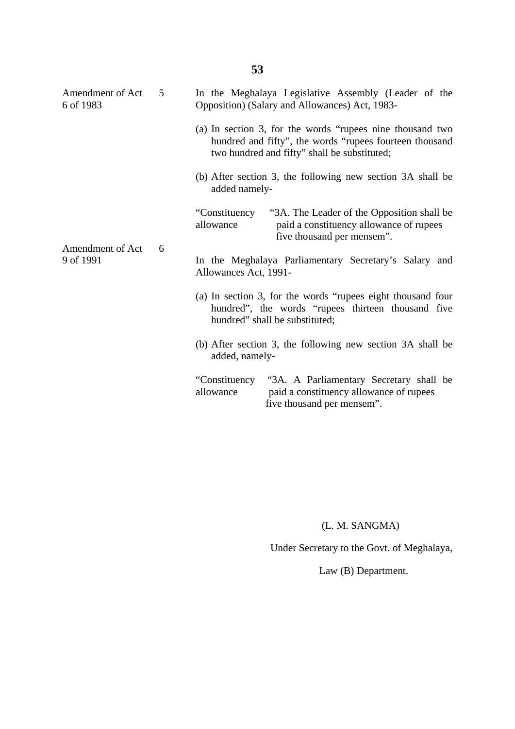Amendment of Act 6 of 1983

5 In the Meghalaya Legislative Assembly (Leader of the Opposition) (Salary and Allowances) Act, 1983-

(a) In section 3, for the words "rupees nine thousand two hundred and fifty", the words "rupees fourteen thousand two hundred and fifty" shall be substituted;

(b) After section 3, the following new section 3A shall be added namely-

"Constituency allowance — "3A. The Leader of the Opposition shall be paid a constituency allowance of rupees five thousand per mensem".

Amendment of Act 9 of 1991

6 In the Meghalaya Parliamentary Secretary's Salary and Allowances Act, 1991-

(a) In section 3, for the words "rupees eight thousand four hundred", the words "rupees thirteen thousand five hundred" shall be substituted;

(b) After section 3, the following new section 3A shall be added, namely-

"Constituency allowance — "3A. A Parliamentary Secretary shall be paid a constituency allowance of rupees five thousand per mensem".

(L. M. SANGMA)

Under Secretary to the Govt. of Meghalaya,

Law (B) Department.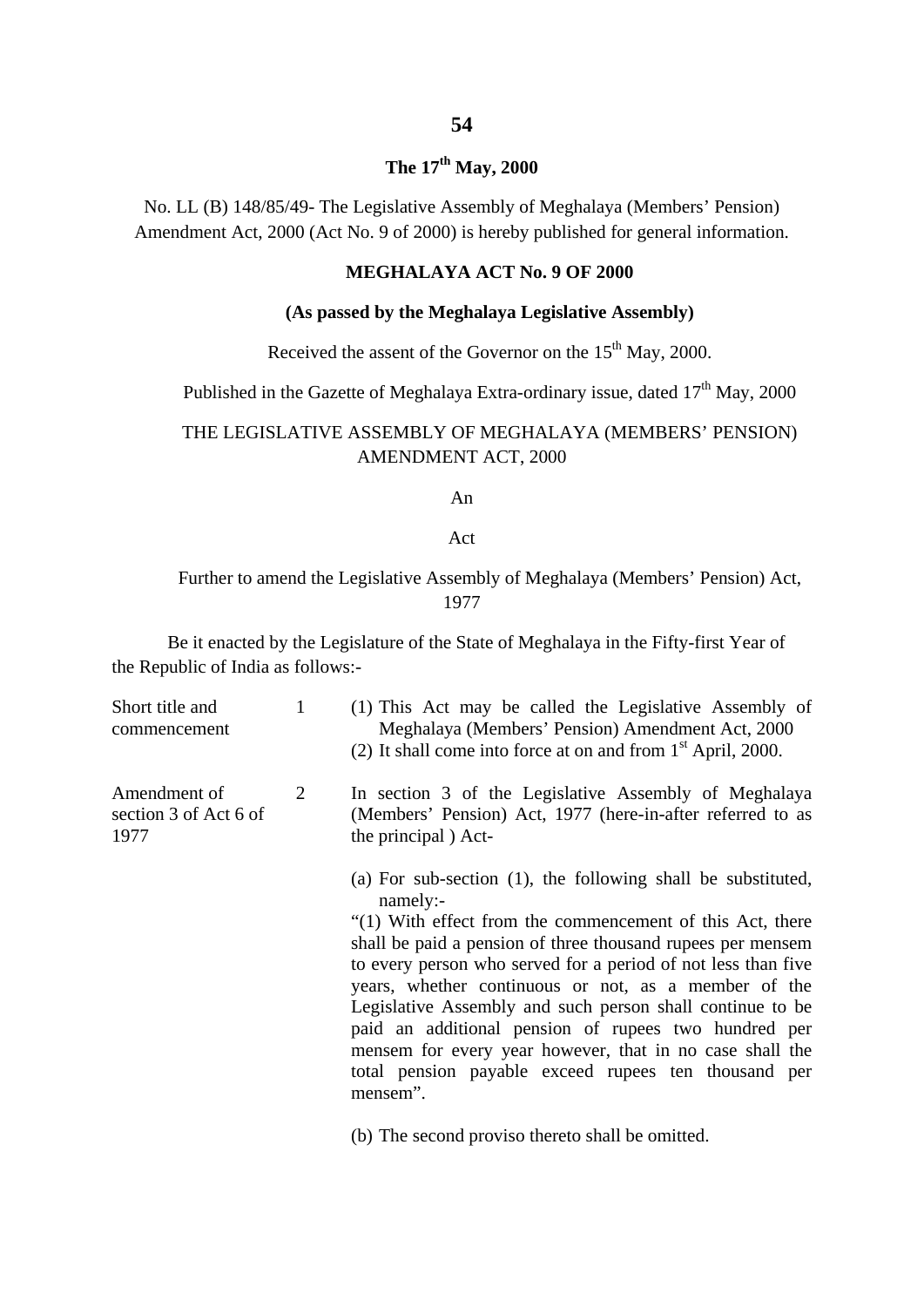**The 17th May, 2000**

No. LL (B) 148/85/49- The Legislative Assembly of Meghalaya (Members' Pension) Amendment Act, 2000 (Act No. 9 of 2000) is hereby published for general information.

**MEGHALAYA ACT No. 9 OF 2000**

**(As passed by the Meghalaya Legislative Assembly)**

Received the assent of the Governor on the 15th May, 2000.

Published in the Gazette of Meghalaya Extra-ordinary issue, dated 17th May, 2000

THE LEGISLATIVE ASSEMBLY OF MEGHALAYA (MEMBERS' PENSION) AMENDMENT ACT, 2000

An

Act

Further to amend the Legislative Assembly of Meghalaya (Members' Pension) Act, 1977

Be it enacted by the Legislature of the State of Meghalaya in the Fifty-first Year of the Republic of India as follows:-

Short title and commencement

1 (1) This Act may be called the Legislative Assembly of Meghalaya (Members' Pension) Amendment Act, 2000

(2) It shall come into force at on and from 1st April, 2000.

Amendment of section 3 of Act 6 of 1977

2 In section 3 of the Legislative Assembly of Meghalaya (Members' Pension) Act, 1977 (here-in-after referred to as the principal ) Act-

(a) For sub-section (1), the following shall be substituted, namely:-

"(1) With effect from the commencement of this Act, there shall be paid a pension of three thousand rupees per mensem to every person who served for a period of not less than five years, whether continuous or not, as a member of the Legislative Assembly and such person shall continue to be paid an additional pension of rupees two hundred per mensem for every year however, that in no case shall the total pension payable exceed rupees ten thousand per mensem".

(b) The second proviso thereto shall be omitted.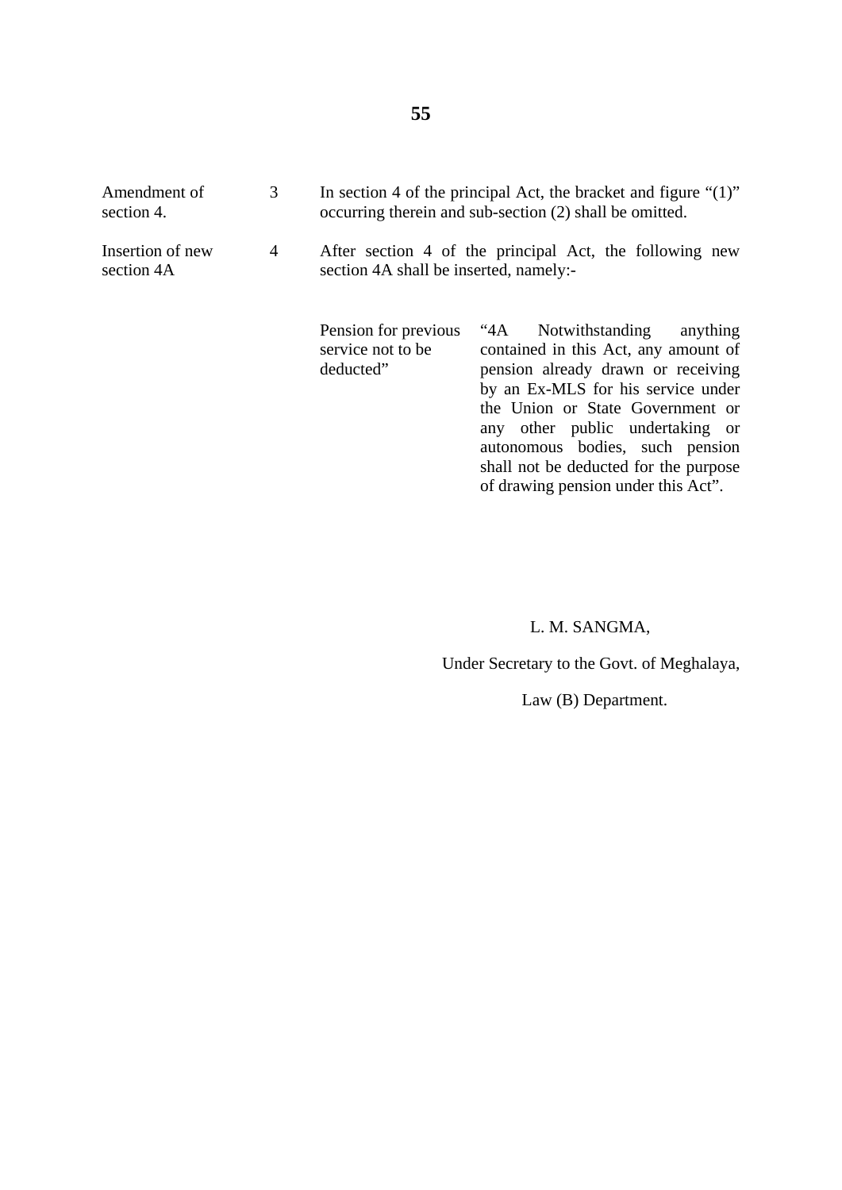| | | |
|---|---|---|
| Amendment of section 4. | 3 | In section 4 of the principal Act, the bracket and figure "(1)" occurring therein and sub-section (2) shall be omitted. |
| Insertion of new section 4A | 4 | After section 4 of the principal Act, the following new section 4A shall be inserted, namely:- |

| | |
|---|---|
| Pension for previous service not to be deducted" | "4A Notwithstanding anything contained in this Act, any amount of pension already drawn or receiving by an Ex-MLS for his service under the Union or State Government or any other public undertaking or autonomous bodies, such pension shall not be deducted for the purpose of drawing pension under this Act". |

L. M. SANGMA,

Under Secretary to the Govt. of Meghalaya,

Law (B) Department.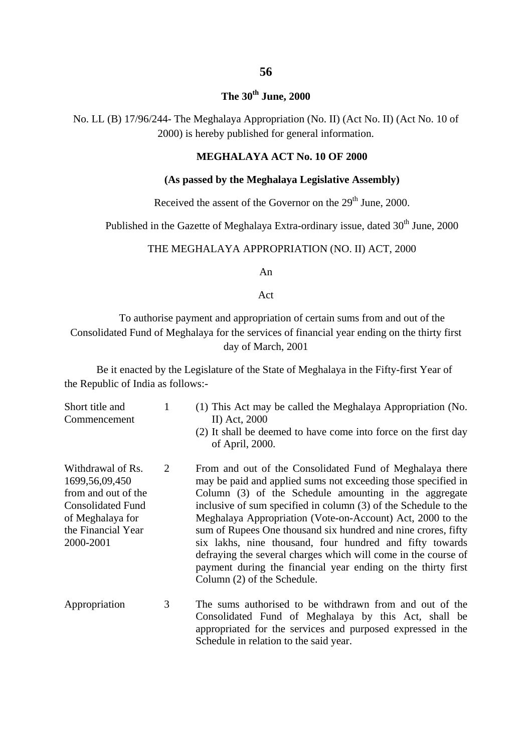**The 30th June, 2000**

No. LL (B) 17/96/244- The Meghalaya Appropriation (No. II) (Act No. II) (Act No. 10 of 2000) is hereby published for general information.

**MEGHALAYA ACT No. 10 OF 2000**

**(As passed by the Meghalaya Legislative Assembly)**

Received the assent of the Governor on the 29th June, 2000.

Published in the Gazette of Meghalaya Extra-ordinary issue, dated 30th June, 2000

THE MEGHALAYA APPROPRIATION (NO. II) ACT, 2000

An

Act

To authorise payment and appropriation of certain sums from and out of the Consolidated Fund of Meghalaya for the services of financial year ending on the thirty first day of March, 2001

Be it enacted by the Legislature of the State of Meghalaya in the Fifty-first Year of the Republic of India as follows:-

| | | |
|---|---|---|
| Short title and Commencement | 1 | (1) This Act may be called the Meghalaya Appropriation (No. II) Act, 2000<br>(2) It shall be deemed to have come into force on the first day of April, 2000. |
| Withdrawal of Rs. 1699,56,09,450 from and out of the Consolidated Fund of Meghalaya for the Financial Year 2000-2001 | 2 | From and out of the Consolidated Fund of Meghalaya there may be paid and applied sums not exceeding those specified in Column (3) of the Schedule amounting in the aggregate inclusive of sum specified in column (3) of the Schedule to the Meghalaya Appropriation (Vote-on-Account) Act, 2000 to the sum of Rupees One thousand six hundred and nine crores, fifty six lakhs, nine thousand, four hundred and fifty towards defraying the several charges which will come in the course of payment during the financial year ending on the thirty first Column (2) of the Schedule. |
| Appropriation | 3 | The sums authorised to be withdrawn from and out of the Consolidated Fund of Meghalaya by this Act, shall be appropriated for the services and purposed expressed in the Schedule in relation to the said year. |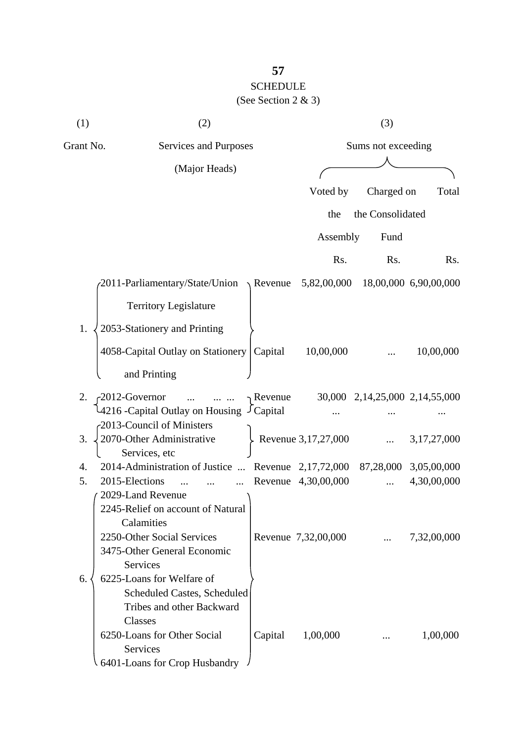## SCHEDULE

(See Section 2 & 3)

| (1) | (2) | | (3) | | |
|---|---|---|---|---|---|
| Grant No. | Services and Purposes (Major Heads) | | Sums not exceeding | | |
| | | | Voted by the Assembly | Charged on the Consolidated Fund | Total |
| | | | Rs. | Rs. | Rs. |
| 1. | 2011-Parliamentary/State/Union Territory Legislature; 2053-Stationery and Printing | Revenue | 5,82,00,000 | 18,00,000 | 6,90,00,000 |
| | 4058-Capital Outlay on Stationery and Printing | Capital | 10,00,000 | ... | 10,00,000 |
| 2. | 2012-Governor ... ... ... | Revenue | 30,000 | 2,14,25,000 | 2,14,55,000 |
| | 4216 -Capital Outlay on Housing | Capital | ... | ... | ... |
| 3. | 2013-Council of Ministers; 2070-Other Administrative Services, etc | Revenue | 3,17,27,000 | ... | 3,17,27,000 |
| 4. | 2014-Administration of Justice ... | Revenue | 2,17,72,000 | 87,28,000 | 3,05,00,000 |
| 5. | 2015-Elections ... ... ... | Revenue | 4,30,00,000 | ... | 4,30,00,000 |
| 6. | 2029-Land Revenue; 2245-Relief on account of Natural Calamities; 2250-Other Social Services; 3475-Other General Economic Services | Revenue | 7,32,00,000 | ... | 7,32,00,000 |
| | 6225-Loans for Welfare of Scheduled Castes, Scheduled Tribes and other Backward Classes; 6250-Loans for Other Social Services; 6401-Loans for Crop Husbandry | Capital | 1,00,000 | ... | 1,00,000 |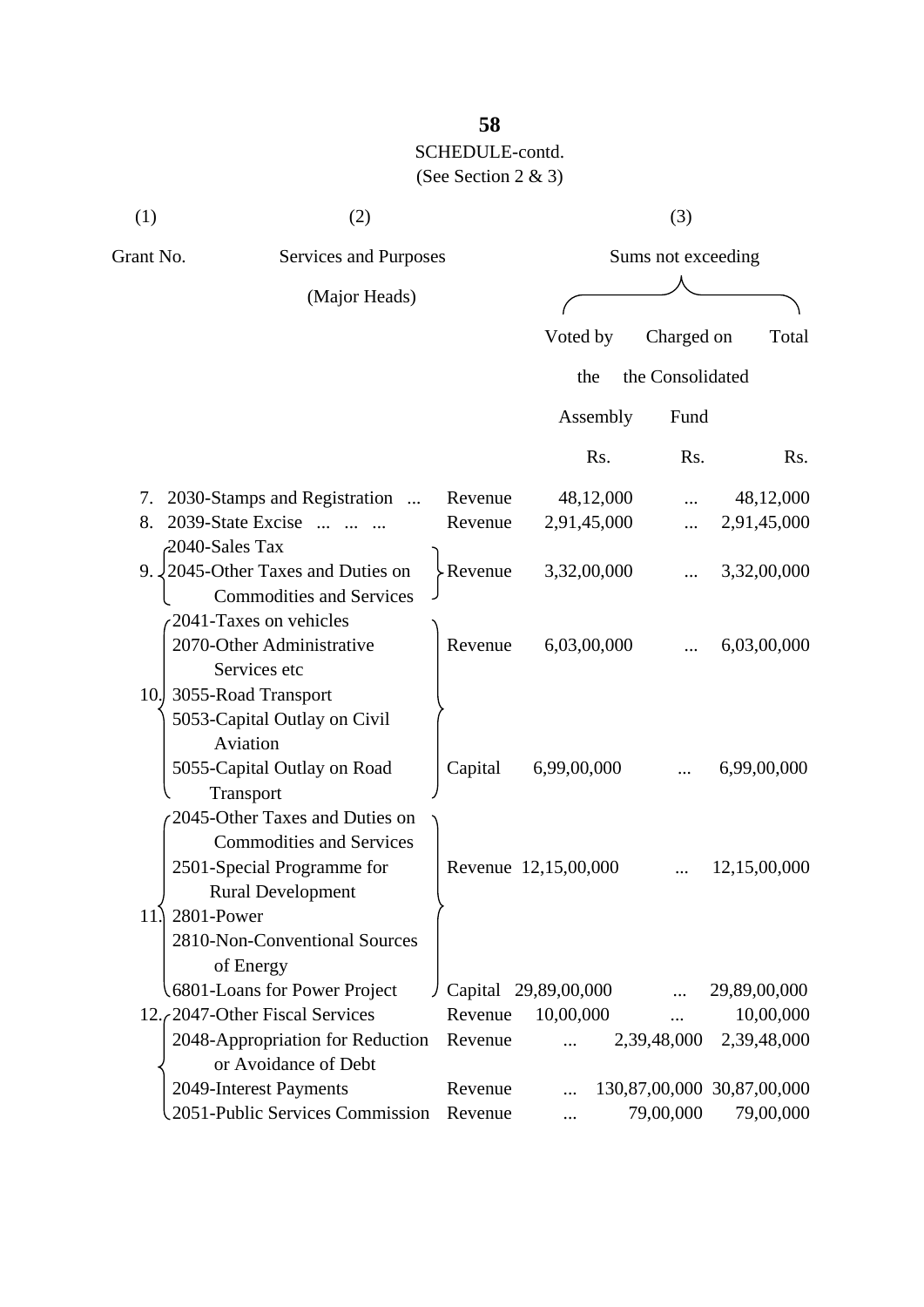SCHEDULE-contd.

(See Section 2 & 3)

| (1) | (2) | | (3) | | |
|---|---|---|---|---|---|
| Grant No. | Services and Purposes (Major Heads) | | Sums not exceeding | | |
| | | | Voted by the Assembly | Charged on the Consolidated Fund | Total |
| | | | Rs. | Rs. | Rs. |
| 7. | 2030-Stamps and Registration ... | Revenue | 48,12,000 | ... | 48,12,000 |
| 8. | 2039-State Excise ... ... ... | Revenue | 2,91,45,000 | ... | 2,91,45,000 |
| 9. | 2040-Sales Tax<br>2045-Other Taxes and Duties on Commodities and Services | Revenue | 3,32,00,000 | ... | 3,32,00,000 |
| 10. | 2041-Taxes on vehicles<br>2070-Other Administrative Services etc<br>3055-Road Transport | Revenue | 6,03,00,000 | ... | 6,03,00,000 |
| | 5053-Capital Outlay on Civil Aviation<br>5055-Capital Outlay on Road Transport | Capital | 6,99,00,000 | ... | 6,99,00,000 |
| 11. | 2045-Other Taxes and Duties on Commodities and Services<br>2501-Special Programme for Rural Development<br>2801-Power<br>2810-Non-Conventional Sources of Energy | Revenue | 12,15,00,000 | ... | 12,15,00,000 |
| | 6801-Loans for Power Project | Capital | 29,89,00,000 | ... | 29,89,00,000 |
| 12. | 2047-Other Fiscal Services | Revenue | 10,00,000 | ... | 10,00,000 |
| | 2048-Appropriation for Reduction or Avoidance of Debt | Revenue | ... | 2,39,48,000 | 2,39,48,000 |
| | 2049-Interest Payments | Revenue | ... | 130,87,00,000 | 30,87,00,000 |
| | 2051-Public Services Commission | Revenue | ... | 79,00,000 | 79,00,000 |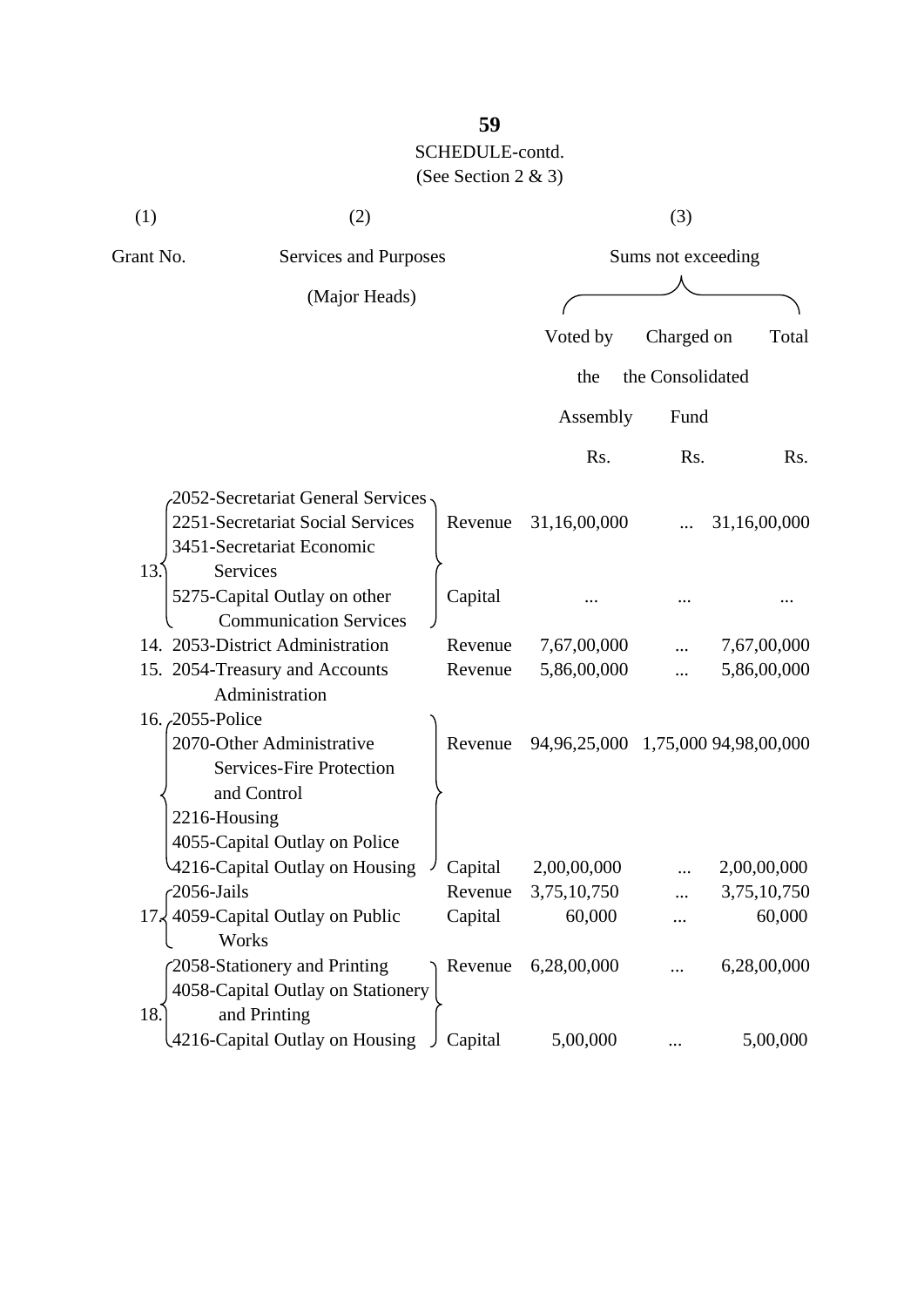SCHEDULE-contd.

(See Section 2 & 3)

| (1) | (2) | | (3) | | |
|---|---|---|---|---|---|
| Grant No. | Services and Purposes (Major Heads) | | Sums not exceeding | | |
| | | | Voted by the Assembly | Charged on the Consolidated Fund | Total |
| | | | Rs. | Rs. | Rs. |
| 13. | 2052-Secretariat General Services<br>2251-Secretariat Social Services<br>3451-Secretariat Economic Services | Revenue | 31,16,00,000 | ... | 31,16,00,000 |
| | 5275-Capital Outlay on other Communication Services | Capital | ... | ... | ... |
| 14. | 2053-District Administration | Revenue | 7,67,00,000 | ... | 7,67,00,000 |
| 15. | 2054-Treasury and Accounts Administration | Revenue | 5,86,00,000 | ... | 5,86,00,000 |
| 16. | 2055-Police<br>2070-Other Administrative Services-Fire Protection and Control<br>2216-Housing | Revenue | 94,96,25,000 | 1,75,000 | 94,98,00,000 |
| | 4055-Capital Outlay on Police<br>4216-Capital Outlay on Housing | Capital | 2,00,00,000 | ... | 2,00,00,000 |
| 17. | 2056-Jails | Revenue | 3,75,10,750 | ... | 3,75,10,750 |
| | 4059-Capital Outlay on Public Works | Capital | 60,000 | ... | 60,000 |
| 18. | 2058-Stationery and Printing | Revenue | 6,28,00,000 | ... | 6,28,00,000 |
| | 4058-Capital Outlay on Stationery and Printing<br>4216-Capital Outlay on Housing | Capital | 5,00,000 | ... | 5,00,000 |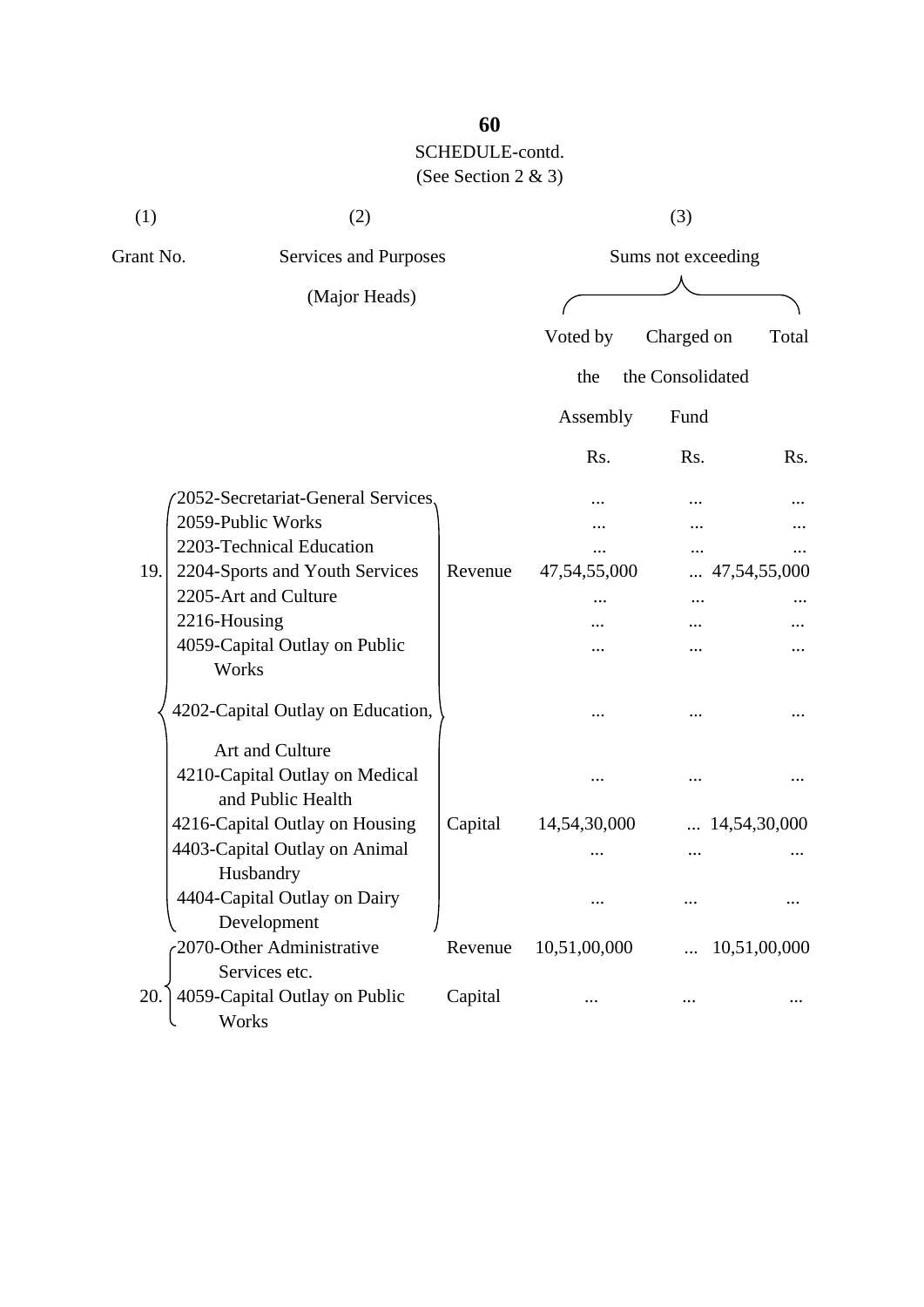SCHEDULE-contd.

(See Section 2 & 3)

| (1) | (2) | | (3) | | |
|---|---|---|---|---|---|
| Grant No. | Services and Purposes (Major Heads) | | Sums not exceeding | | |
| | | | Voted by the Assembly | Charged on the Consolidated Fund | Total |
| | | | Rs. | Rs. | Rs. |
| 19. | 2052-Secretariat-General Services | | ... | ... | ... |
| | 2059-Public Works | | ... | ... | ... |
| | 2203-Technical Education | | ... | ... | ... |
| | 2204-Sports and Youth Services | Revenue | 47,54,55,000 | ... | 47,54,55,000 |
| | 2205-Art and Culture | | ... | ... | ... |
| | 2216-Housing | | ... | ... | ... |
| | 4059-Capital Outlay on Public Works | | ... | ... | ... |
| | 4202-Capital Outlay on Education, Art and Culture | | ... | ... | ... |
| | 4210-Capital Outlay on Medical and Public Health | | ... | ... | ... |
| | 4216-Capital Outlay on Housing | Capital | 14,54,30,000 | ... | 14,54,30,000 |
| | 4403-Capital Outlay on Animal Husbandry | | ... | ... | ... |
| | 4404-Capital Outlay on Dairy Development | | ... | ... | ... |
| 20. | 2070-Other Administrative Services etc. | Revenue | 10,51,00,000 | ... | 10,51,00,000 |
| | 4059-Capital Outlay on Public Works | Capital | ... | ... | ... |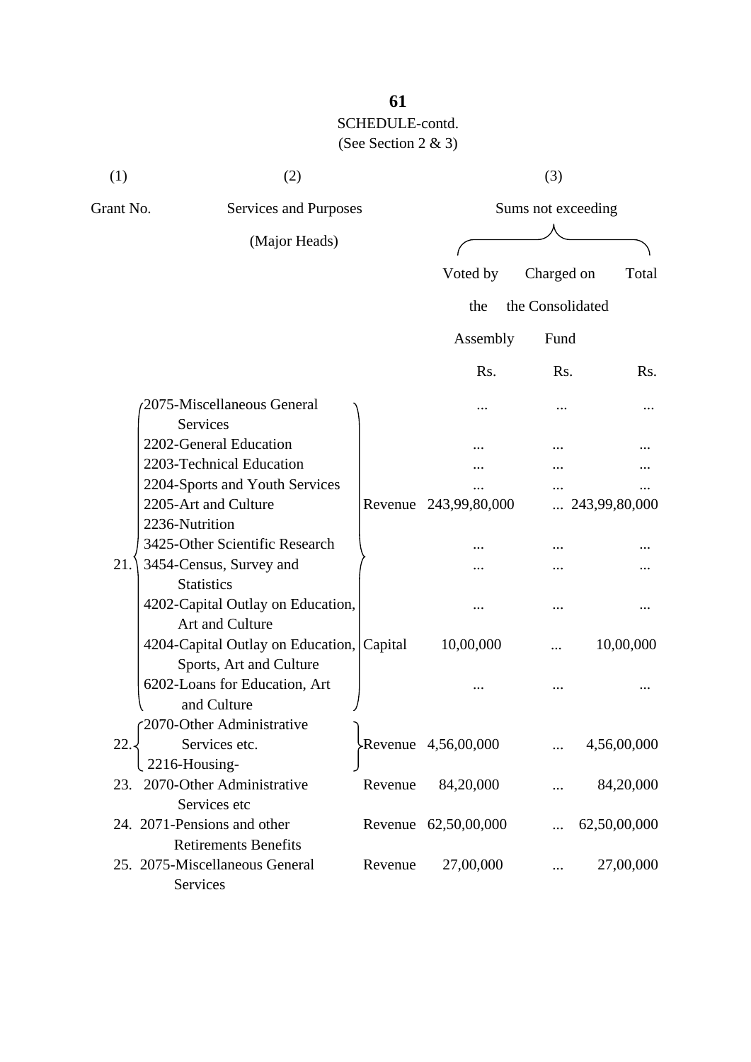SCHEDULE-contd.

(See Section 2 & 3)

| (1) | (2) | | (3) | | |
|---|---|---|---|---|---|
| Grant No. | Services and Purposes (Major Heads) | | Sums not exceeding | | |
| | | | Voted by the Assembly | Charged on the Consolidated Fund | Total |
| | | | Rs. | Rs. | Rs. |
| 21. | 2075-Miscellaneous General Services | | ... | ... | ... |
| | 2202-General Education | | ... | ... | ... |
| | 2203-Technical Education | | ... | ... | ... |
| | 2204-Sports and Youth Services | | ... | ... | ... |
| | 2205-Art and Culture | Revenue | 243,99,80,000 | ... | 243,99,80,000 |
| | 2236-Nutrition | | | | |
| | 3425-Other Scientific Research | | ... | ... | ... |
| | 3454-Census, Survey and Statistics | | ... | ... | ... |
| | 4202-Capital Outlay on Education, Art and Culture | | ... | ... | ... |
| | 4204-Capital Outlay on Education, Sports, Art and Culture | Capital | 10,00,000 | ... | 10,00,000 |
| | 6202-Loans for Education, Art and Culture | | ... | ... | ... |
| 22. | 2070-Other Administrative Services etc. 2216-Housing- | Revenue | 4,56,00,000 | ... | 4,56,00,000 |
| 23. | 2070-Other Administrative Services etc | Revenue | 84,20,000 | ... | 84,20,000 |
| 24. | 2071-Pensions and other Retirements Benefits | Revenue | 62,50,00,000 | ... | 62,50,00,000 |
| 25. | 2075-Miscellaneous General Services | Revenue | 27,00,000 | ... | 27,00,000 |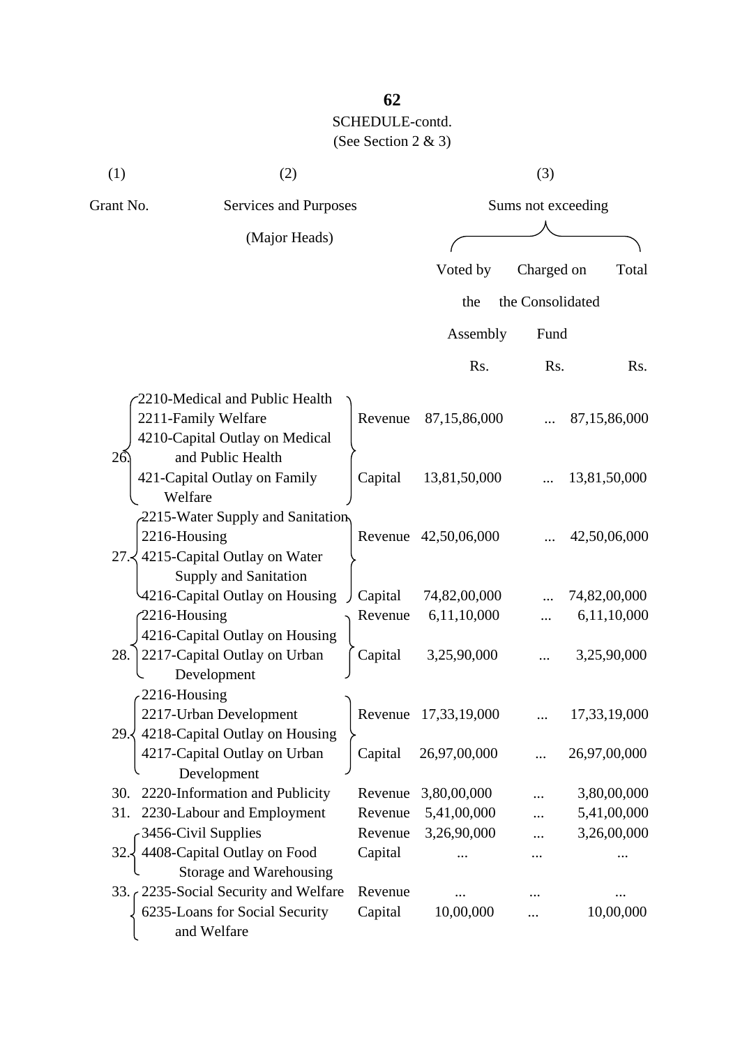## SCHEDULE-contd.

(See Section 2 & 3)

| (1) | (2) | | (3) | | |
|---|---|---|---|---|---|
| Grant No. | Services and Purposes (Major Heads) | | Sums not exceeding | | |
| | | | Voted by the Assembly | Charged on the Consolidated Fund | Total |
| | | | Rs. | Rs. | Rs. |
| 26. | 2210-Medical and Public Health<br>2211-Family Welfare | Revenue | 87,15,86,000 | ... | 87,15,86,000 |
| | 4210-Capital Outlay on Medical and Public Health<br>421-Capital Outlay on Family Welfare | Capital | 13,81,50,000 | ... | 13,81,50,000 |
| 27. | 2215-Water Supply and Sanitation<br>2216-Housing | Revenue | 42,50,06,000 | ... | 42,50,06,000 |
| | 4215-Capital Outlay on Water Supply and Sanitation<br>4216-Capital Outlay on Housing | Capital | 74,82,00,000 | ... | 74,82,00,000 |
| 28. | 2216-Housing | Revenue | 6,11,10,000 | ... | 6,11,10,000 |
| | 4216-Capital Outlay on Housing<br>2217-Capital Outlay on Urban Development | Capital | 3,25,90,000 | ... | 3,25,90,000 |
| 29. | 2216-Housing<br>2217-Urban Development | Revenue | 17,33,19,000 | ... | 17,33,19,000 |
| | 4218-Capital Outlay on Housing<br>4217-Capital Outlay on Urban Development | Capital | 26,97,00,000 | ... | 26,97,00,000 |
| 30. | 2220-Information and Publicity | Revenue | 3,80,00,000 | ... | 3,80,00,000 |
| 31. | 2230-Labour and Employment | Revenue | 5,41,00,000 | ... | 5,41,00,000 |
| 32. | 3456-Civil Supplies | Revenue | 3,26,90,000 | ... | 3,26,00,000 |
| | 4408-Capital Outlay on Food Storage and Warehousing | Capital | ... | ... | ... |
| 33. | 2235-Social Security and Welfare | Revenue | ... | ... | ... |
| | 6235-Loans for Social Security and Welfare | Capital | 10,00,000 | ... | 10,00,000 |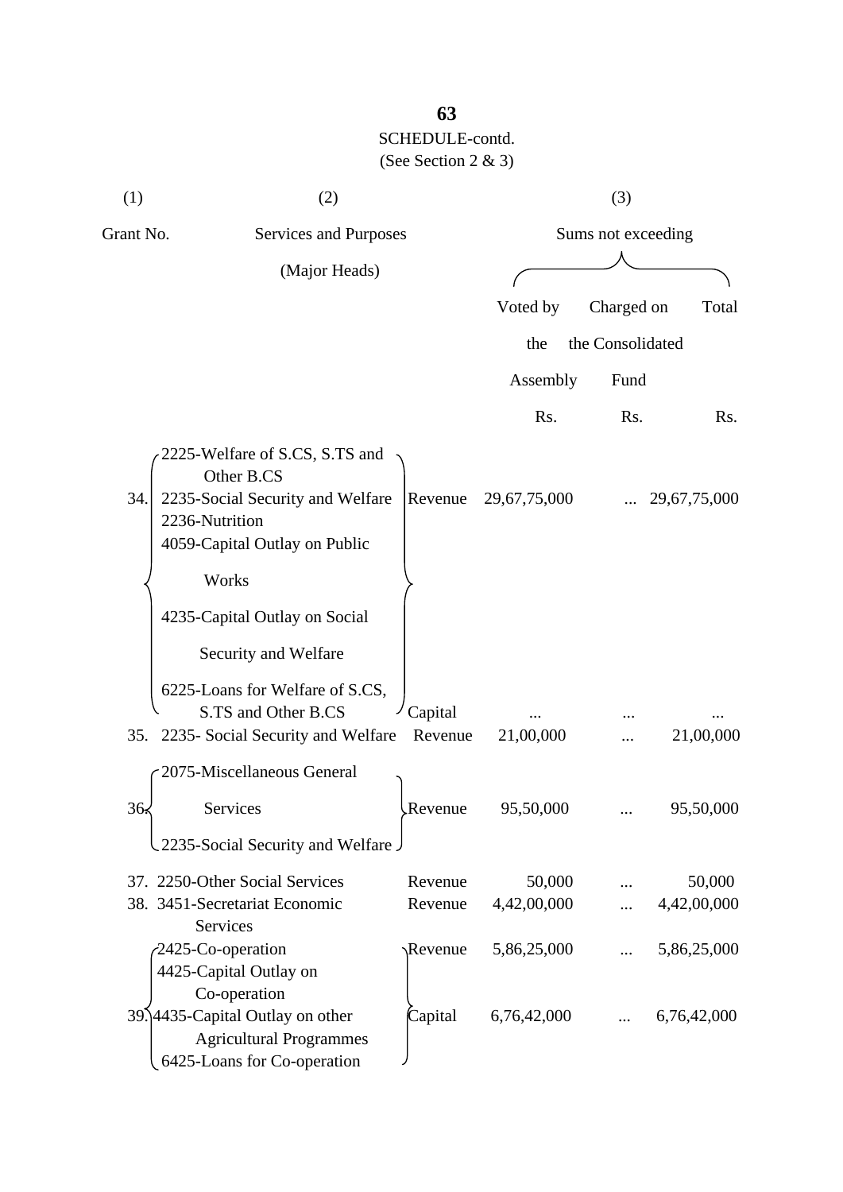SCHEDULE-contd.

(See Section 2 & 3)

| (1) | (2) | | (3) | | |
|---|---|---|---|---|---|
| Grant No. | Services and Purposes (Major Heads) | | Sums not exceeding | | |
| | | | Voted by the Assembly | Charged on the Consolidated Fund | Total |
| | | | Rs. | Rs. | Rs. |
| 34. | 2225-Welfare of S.CS, S.TS and Other B.CS<br>2235-Social Security and Welfare<br>2236-Nutrition<br>4059-Capital Outlay on Public Works<br>4235-Capital Outlay on Social Security and Welfare<br>6225-Loans for Welfare of S.CS, S.TS and Other B.CS | Revenue | 29,67,75,000 | ... | 29,67,75,000 |
| | | Capital | ... | ... | ... |
| 35. | 2235- Social Security and Welfare | Revenue | 21,00,000 | ... | 21,00,000 |
| 36. | 2075-Miscellaneous General Services<br>2235-Social Security and Welfare | Revenue | 95,50,000 | ... | 95,50,000 |
| 37. | 2250-Other Social Services | Revenue | 50,000 | ... | 50,000 |
| 38. | 3451-Secretariat Economic Services | Revenue | 4,42,00,000 | ... | 4,42,00,000 |
| 39. | 2425-Co-operation<br>4425-Capital Outlay on Co-operation<br>4435-Capital Outlay on other Agricultural Programmes<br>6425-Loans for Co-operation | Revenue | 5,86,25,000 | ... | 5,86,25,000 |
| | | Capital | 6,76,42,000 | ... | 6,76,42,000 |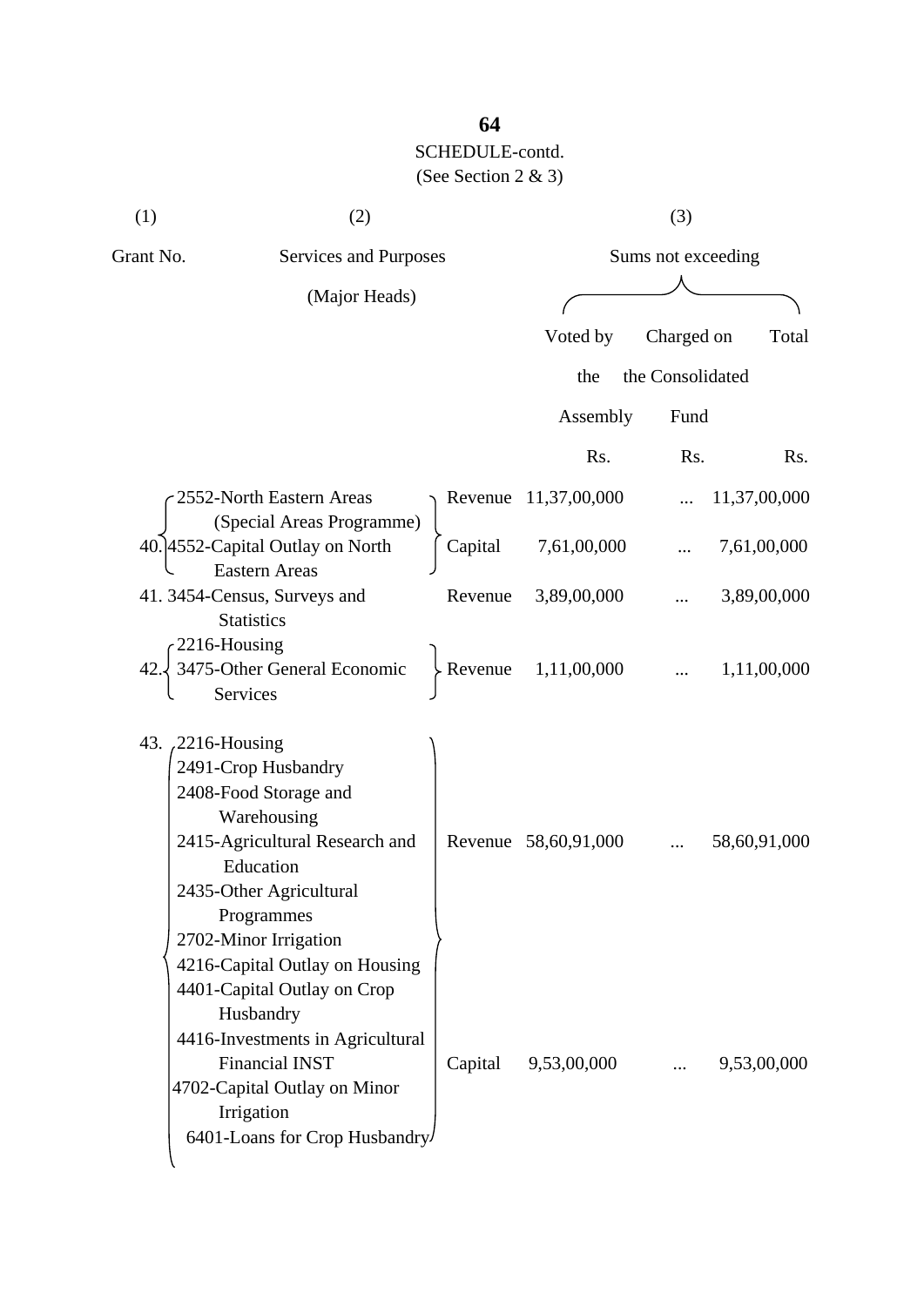**SCHEDULE-contd.**

(See Section 2 & 3)

| (1) | (2) | | (3) | | |
|---|---|---|---|---|---|
| Grant No. | Services and Purposes (Major Heads) | | Sums not exceeding | | |
| | | | Voted by the Assembly | Charged on the Consolidated Fund | Total |
| | | | Rs. | Rs. | Rs. |
| 40. | 2552-North Eastern Areas (Special Areas Programme) | Revenue | 11,37,00,000 | ... | 11,37,00,000 |
| | 4552-Capital Outlay on North Eastern Areas | Capital | 7,61,00,000 | ... | 7,61,00,000 |
| 41. | 3454-Census, Surveys and Statistics | Revenue | 3,89,00,000 | ... | 3,89,00,000 |
| 42. | 2216-Housing<br>3475-Other General Economic Services | Revenue | 1,11,00,000 | ... | 1,11,00,000 |
| 43. | 2216-Housing<br>2491-Crop Husbandry<br>2408-Food Storage and Warehousing<br>2415-Agricultural Research and Education<br>2435-Other Agricultural Programmes<br>2702-Minor Irrigation | Revenue | 58,60,91,000 | ... | 58,60,91,000 |
| | 4216-Capital Outlay on Housing<br>4401-Capital Outlay on Crop Husbandry<br>4416-Investments in Agricultural Financial INST<br>4702-Capital Outlay on Minor Irrigation<br>6401-Loans for Crop Husbandry | Capital | 9,53,00,000 | ... | 9,53,00,000 |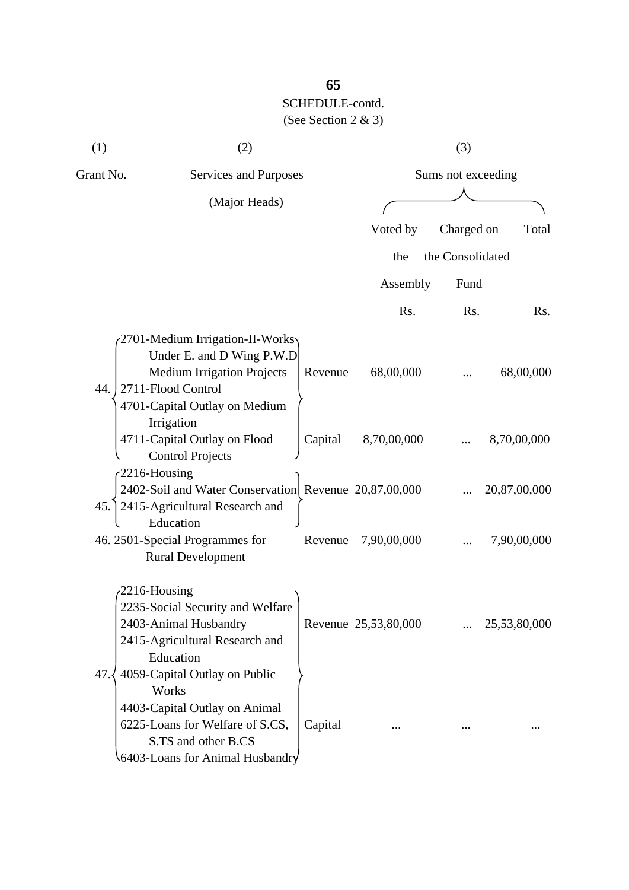SCHEDULE-contd.
(See Section 2 & 3)

| (1) | (2) | | (3) | | |
|---|---|---|---|---|---|
| Grant No. | Services and Purposes (Major Heads) | | Sums not exceeding | | |
| | | | Voted by the Assembly | Charged on the Consolidated Fund | Total |
| | | | Rs. | Rs. | Rs. |
| 44. | 2701-Medium Irrigation-II-Works Under E. and D Wing P.W.D Medium Irrigation Projects<br>2711-Flood Control | Revenue | 68,00,000 | ... | 68,00,000 |
| | 4701-Capital Outlay on Medium Irrigation<br>4711-Capital Outlay on Flood Control Projects | Capital | 8,70,00,000 | ... | 8,70,00,000 |
| 45. | 2216-Housing<br>2402-Soil and Water Conservation<br>2415-Agricultural Research and Education | Revenue | 20,87,00,000 | ... | 20,87,00,000 |
| 46. | 2501-Special Programmes for Rural Development | Revenue | 7,90,00,000 | ... | 7,90,00,000 |
| 47. | 2216-Housing<br>2235-Social Security and Welfare<br>2403-Animal Husbandry<br>2415-Agricultural Research and Education | Revenue | 25,53,80,000 | ... | 25,53,80,000 |
| | 4059-Capital Outlay on Public Works<br>4403-Capital Outlay on Animal<br>6225-Loans for Welfare of S.CS, S.TS and other B.CS<br>6403-Loans for Animal Husbandry | Capital | ... | ... | ... |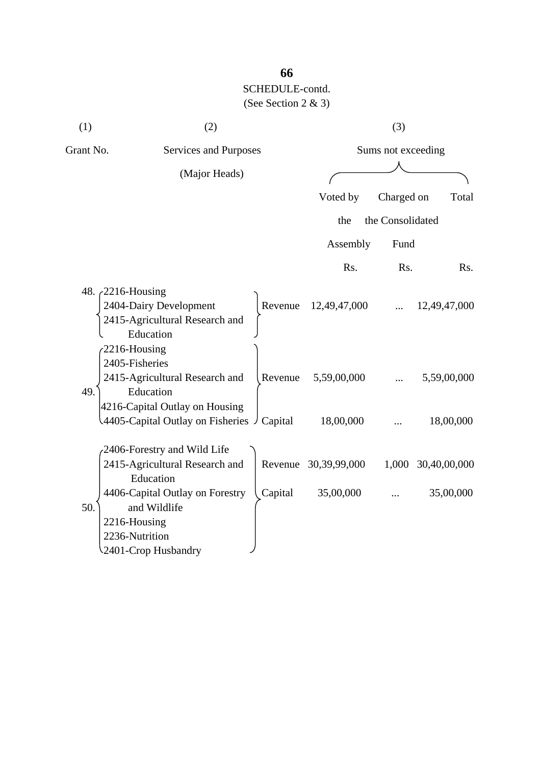SCHEDULE-contd.

(See Section 2 & 3)

| (1) | (2) | | (3) | | |
|---|---|---|---|---|---|
| Grant No. | Services and Purposes (Major Heads) | | Sums not exceeding | | |
| | | | Voted by the Assembly | Charged on the Consolidated Fund | Total |
| | | | Rs. | Rs. | Rs. |
| 48. | 2216-Housing<br>2404-Dairy Development<br>2415-Agricultural Research and Education | Revenue | 12,49,47,000 | ... | 12,49,47,000 |
| 49. | 2216-Housing<br>2405-Fisheries<br>2415-Agricultural Research and Education | Revenue | 5,59,00,000 | ... | 5,59,00,000 |
| | 4216-Capital Outlay on Housing<br>4405-Capital Outlay on Fisheries | Capital | 18,00,000 | ... | 18,00,000 |
| 50. | 2406-Forestry and Wild Life<br>2415-Agricultural Research and Education | Revenue | 30,39,99,000 | 1,000 | 30,40,00,000 |
| | 4406-Capital Outlay on Forestry and Wildlife<br>2216-Housing<br>2236-Nutrition<br>2401-Crop Husbandry | Capital | 35,00,000 | ... | 35,00,000 |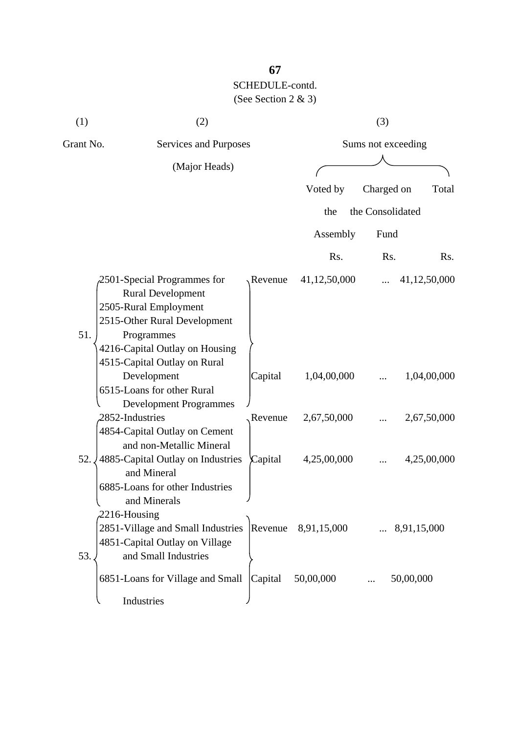SCHEDULE-contd.

(See Section 2 & 3)

| (1) | (2) | | (3) | | |
|---|---|---|---|---|---|
| Grant No. | Services and Purposes (Major Heads) | | Sums not exceeding | | |
| | | | Voted by the Assembly | Charged on the Consolidated Fund | Total |
| | | | Rs. | Rs. | Rs. |
| 51. | 2501-Special Programmes for Rural Development<br>2505-Rural Employment<br>2515-Other Rural Development Programmes | Revenue | 41,12,50,000 | ... | 41,12,50,000 |
| | 4216-Capital Outlay on Housing<br>4515-Capital Outlay on Rural Development<br>6515-Loans for other Rural Development Programmes | Capital | 1,04,00,000 | ... | 1,04,00,000 |
| 52. | 2852-Industries | Revenue | 2,67,50,000 | ... | 2,67,50,000 |
| | 4854-Capital Outlay on Cement and non-Metallic Mineral<br>4885-Capital Outlay on Industries and Mineral<br>6885-Loans for other Industries and Minerals | Capital | 4,25,00,000 | ... | 4,25,00,000 |
| 53. | 2216-Housing<br>2851-Village and Small Industries | Revenue | 8,91,15,000 | ... | 8,91,15,000 |
| | 4851-Capital Outlay on Village and Small Industries<br>6851-Loans for Village and Small Industries | Capital | 50,00,000 | ... | 50,00,000 |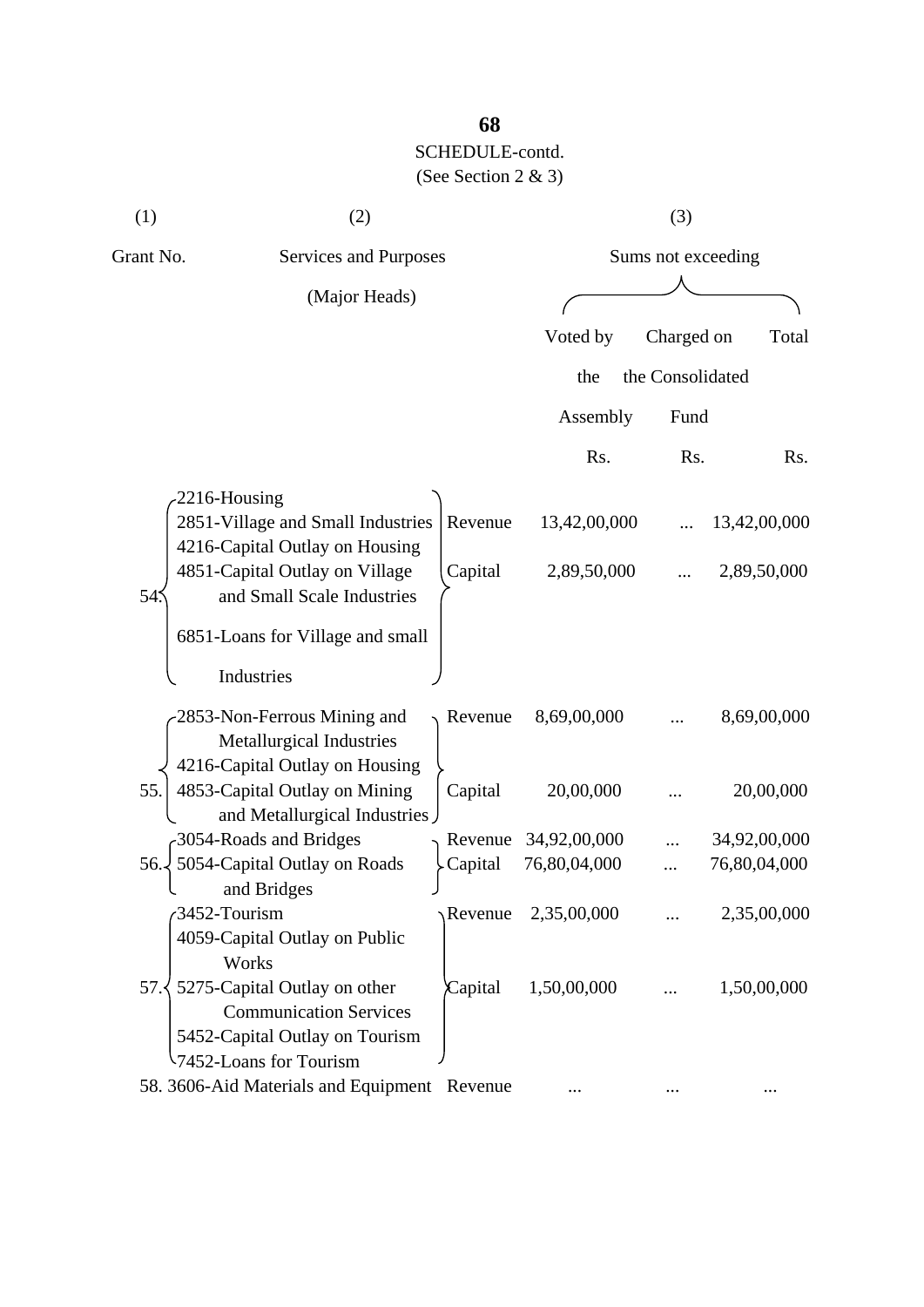SCHEDULE-contd.

(See Section 2 & 3)

| (1) | (2) | | (3) | | |
|---|---|---|---|---|---|
| Grant No. | Services and Purposes (Major Heads) | | Sums not exceeding | | |
| | | | Voted by the Assembly | Charged on the Consolidated Fund | Total |
| | | | Rs. | Rs. | Rs. |
| 54. | 2216-Housing<br>2851-Village and Small Industries<br>4216-Capital Outlay on Housing<br>4851-Capital Outlay on Village and Small Scale Industries<br>6851-Loans for Village and small Industries | Revenue | 13,42,00,000 | ... | 13,42,00,000 |
| | | Capital | 2,89,50,000 | ... | 2,89,50,000 |
| 55. | 2853-Non-Ferrous Mining and Metallurgical Industries<br>4216-Capital Outlay on Housing<br>4853-Capital Outlay on Mining and Metallurgical Industries | Revenue | 8,69,00,000 | ... | 8,69,00,000 |
| | | Capital | 20,00,000 | ... | 20,00,000 |
| 56. | 3054-Roads and Bridges<br>5054-Capital Outlay on Roads and Bridges | Revenue | 34,92,00,000 | ... | 34,92,00,000 |
| | | Capital | 76,80,04,000 | ... | 76,80,04,000 |
| 57. | 3452-Tourism<br>4059-Capital Outlay on Public Works<br>5275-Capital Outlay on other Communication Services<br>5452-Capital Outlay on Tourism<br>7452-Loans for Tourism | Revenue | 2,35,00,000 | ... | 2,35,00,000 |
| | | Capital | 1,50,00,000 | ... | 1,50,00,000 |
| 58. | 3606-Aid Materials and Equipment | Revenue | ... | ... | ... |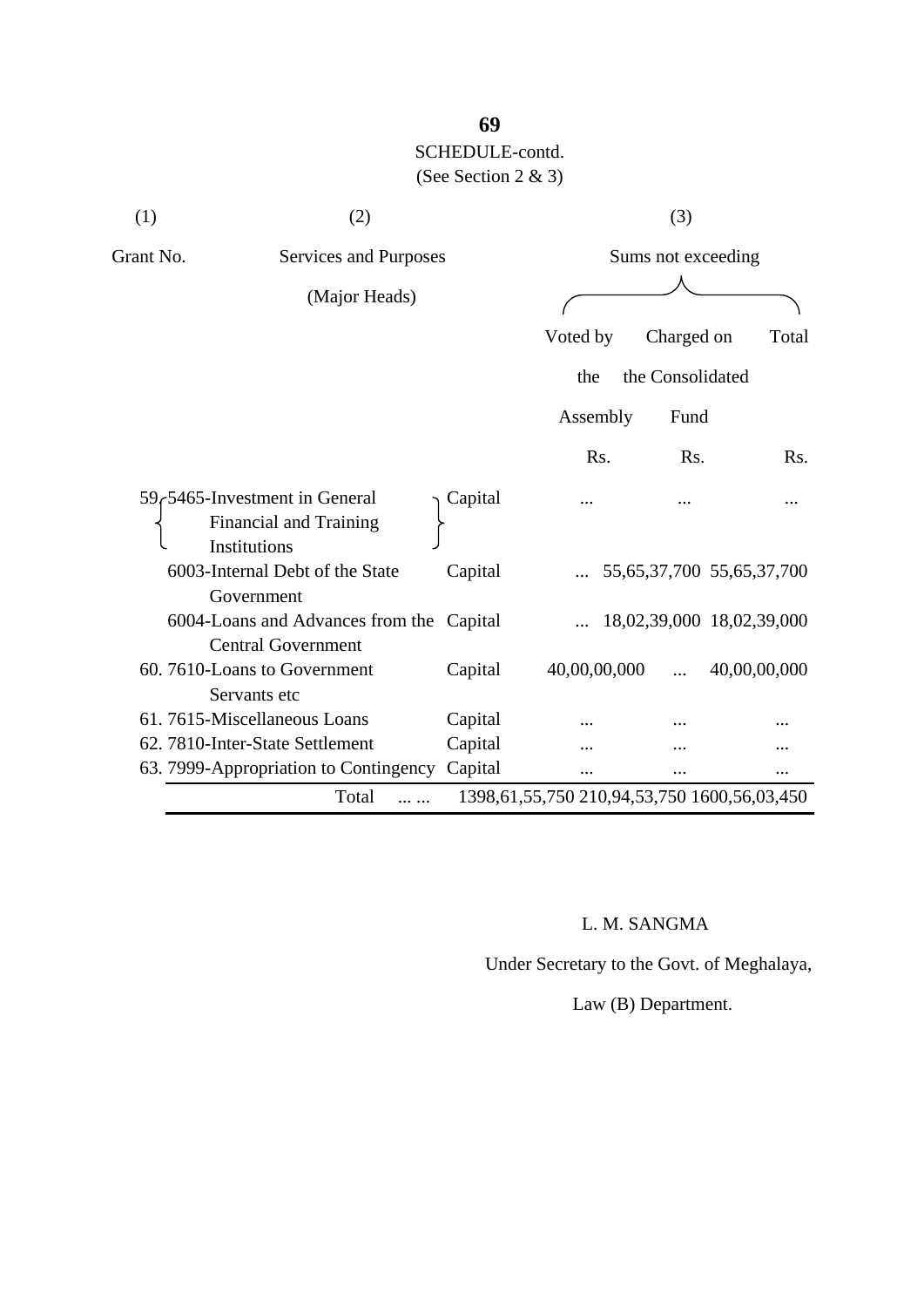SCHEDULE-contd.

(See Section 2 & 3)

| (1) | (2) | | (3) | | |
|---|---|---|---|---|---|
| Grant No. | Services and Purposes (Major Heads) | | Sums not exceeding | | |
| | | | Voted by the Assembly | Charged on the Consolidated Fund | Total |
| | | | Rs. | Rs. | Rs. |
| 59. | 5465-Investment in General Financial and Training Institutions | Capital | ... | ... | ... |
| | 6003-Internal Debt of the State Government | Capital | ... | 55,65,37,700 | 55,65,37,700 |
| | 6004-Loans and Advances from the Central Government | Capital | ... | 18,02,39,000 | 18,02,39,000 |
| 60. | 7610-Loans to Government Servants etc | Capital | 40,00,00,000 | ... | 40,00,00,000 |
| 61. | 7615-Miscellaneous Loans | Capital | ... | ... | ... |
| 62. | 7810-Inter-State Settlement | Capital | ... | ... | ... |
| 63. | 7999-Appropriation to Contingency | Capital | ... | ... | ... |
| | Total ... ... | | 1398,61,55,750 | 210,94,53,750 | 1600,56,03,450 |

L. M. SANGMA

Under Secretary to the Govt. of Meghalaya,

Law (B) Department.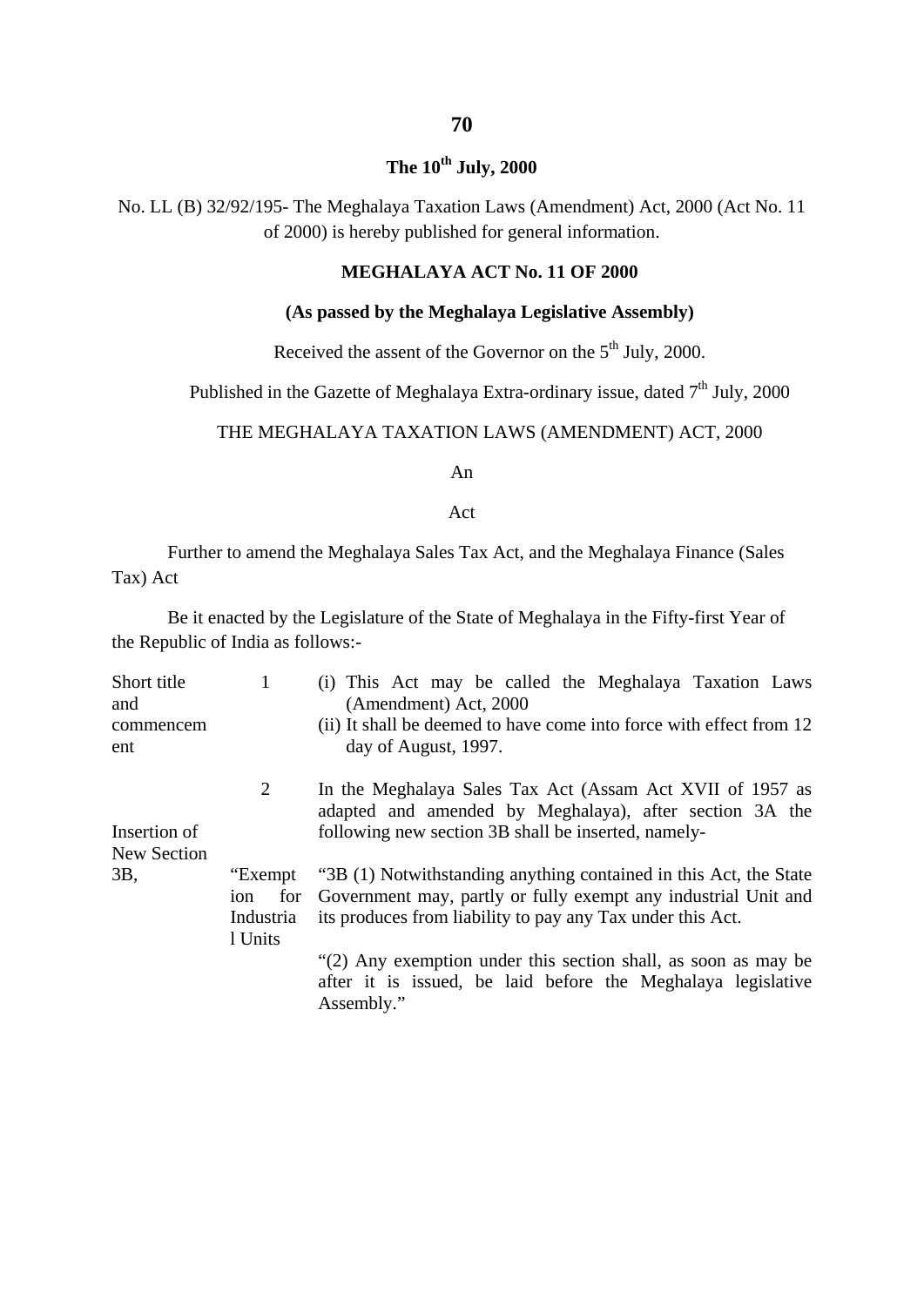**The 10th July, 2000**

No. LL (B) 32/92/195- The Meghalaya Taxation Laws (Amendment) Act, 2000 (Act No. 11 of 2000) is hereby published for general information.

**MEGHALAYA ACT No. 11 OF 2000**

**(As passed by the Meghalaya Legislative Assembly)**

Received the assent of the Governor on the 5th July, 2000.

Published in the Gazette of Meghalaya Extra-ordinary issue, dated 7th July, 2000

THE MEGHALAYA TAXATION LAWS (AMENDMENT) ACT, 2000

An

Act

Further to amend the Meghalaya Sales Tax Act, and the Meghalaya Finance (Sales Tax) Act

Be it enacted by the Legislature of the State of Meghalaya in the Fifty-first Year of the Republic of India as follows:-

Short title and commencement

1 (i) This Act may be called the Meghalaya Taxation Laws (Amendment) Act, 2000

(ii) It shall be deemed to have come into force with effect from 12 day of August, 1997.

Insertion of New Section 3B,

2 In the Meghalaya Sales Tax Act (Assam Act XVII of 1957 as adapted and amended by Meghalaya), after section 3A the following new section 3B shall be inserted, namely-

"Exemption for Industrial Units

"3B (1) Notwithstanding anything contained in this Act, the State Government may, partly or fully exempt any industrial Unit and its produces from liability to pay any Tax under this Act.

"(2) Any exemption under this section shall, as soon as may be after it is issued, be laid before the Meghalaya legislative Assembly."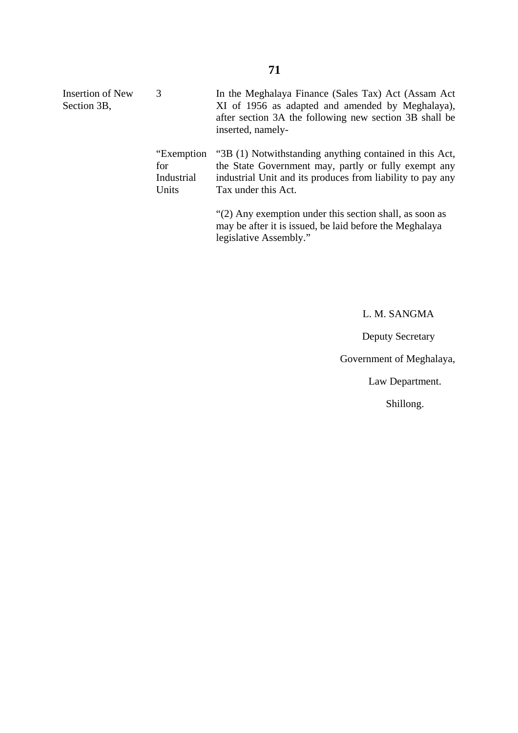| | | |
|---|---|---|
| Insertion of New Section 3B, | 3 | In the Meghalaya Finance (Sales Tax) Act (Assam Act XI of 1956 as adapted and amended by Meghalaya), after section 3A the following new section 3B shall be inserted, namely- |
| | "Exemption for Industrial Units | "3B (1) Notwithstanding anything contained in this Act, the State Government may, partly or fully exempt any industrial Unit and its produces from liability to pay any Tax under this Act. |
| | | "(2) Any exemption under this section shall, as soon as may be after it is issued, be laid before the Meghalaya legislative Assembly." |

L. M. SANGMA

Deputy Secretary

Government of Meghalaya,

Law Department.

Shillong.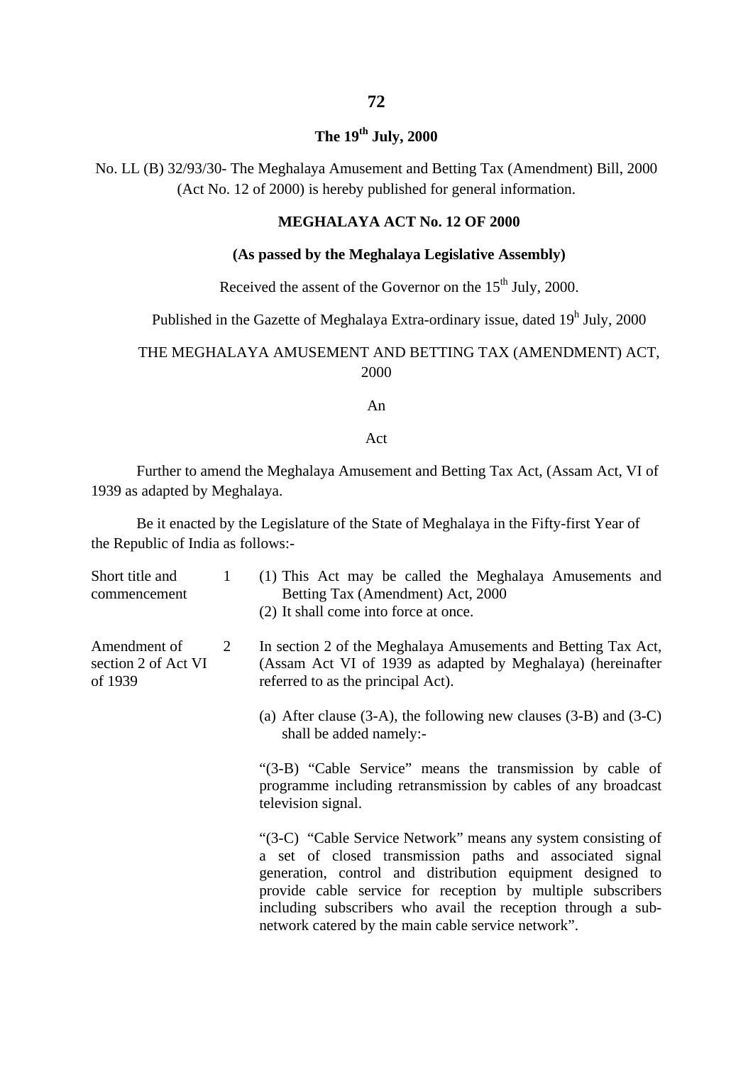**The 19th July, 2000**

No. LL (B) 32/93/30- The Meghalaya Amusement and Betting Tax (Amendment) Bill, 2000 (Act No. 12 of 2000) is hereby published for general information.

**MEGHALAYA ACT No. 12 OF 2000**

**(As passed by the Meghalaya Legislative Assembly)**

Received the assent of the Governor on the 15th July, 2000.

Published in the Gazette of Meghalaya Extra-ordinary issue, dated 19h July, 2000

THE MEGHALAYA AMUSEMENT AND BETTING TAX (AMENDMENT) ACT, 2000

An

Act

Further to amend the Meghalaya Amusement and Betting Tax Act, (Assam Act, VI of 1939 as adapted by Meghalaya.

Be it enacted by the Legislature of the State of Meghalaya in the Fifty-first Year of the Republic of India as follows:-

Short title and commencement — 1 (1) This Act may be called the Meghalaya Amusements and Betting Tax (Amendment) Act, 2000

(2) It shall come into force at once.

Amendment of section 2 of Act VI of 1939 — 2 In section 2 of the Meghalaya Amusements and Betting Tax Act, (Assam Act VI of 1939 as adapted by Meghalaya) (hereinafter referred to as the principal Act).

(a) After clause (3-A), the following new clauses (3-B) and (3-C) shall be added namely:-

"(3-B) "Cable Service" means the transmission by cable of programme including retransmission by cables of any broadcast television signal.

"(3-C) "Cable Service Network" means any system consisting of a set of closed transmission paths and associated signal generation, control and distribution equipment designed to provide cable service for reception by multiple subscribers including subscribers who avail the reception through a sub-network catered by the main cable service network".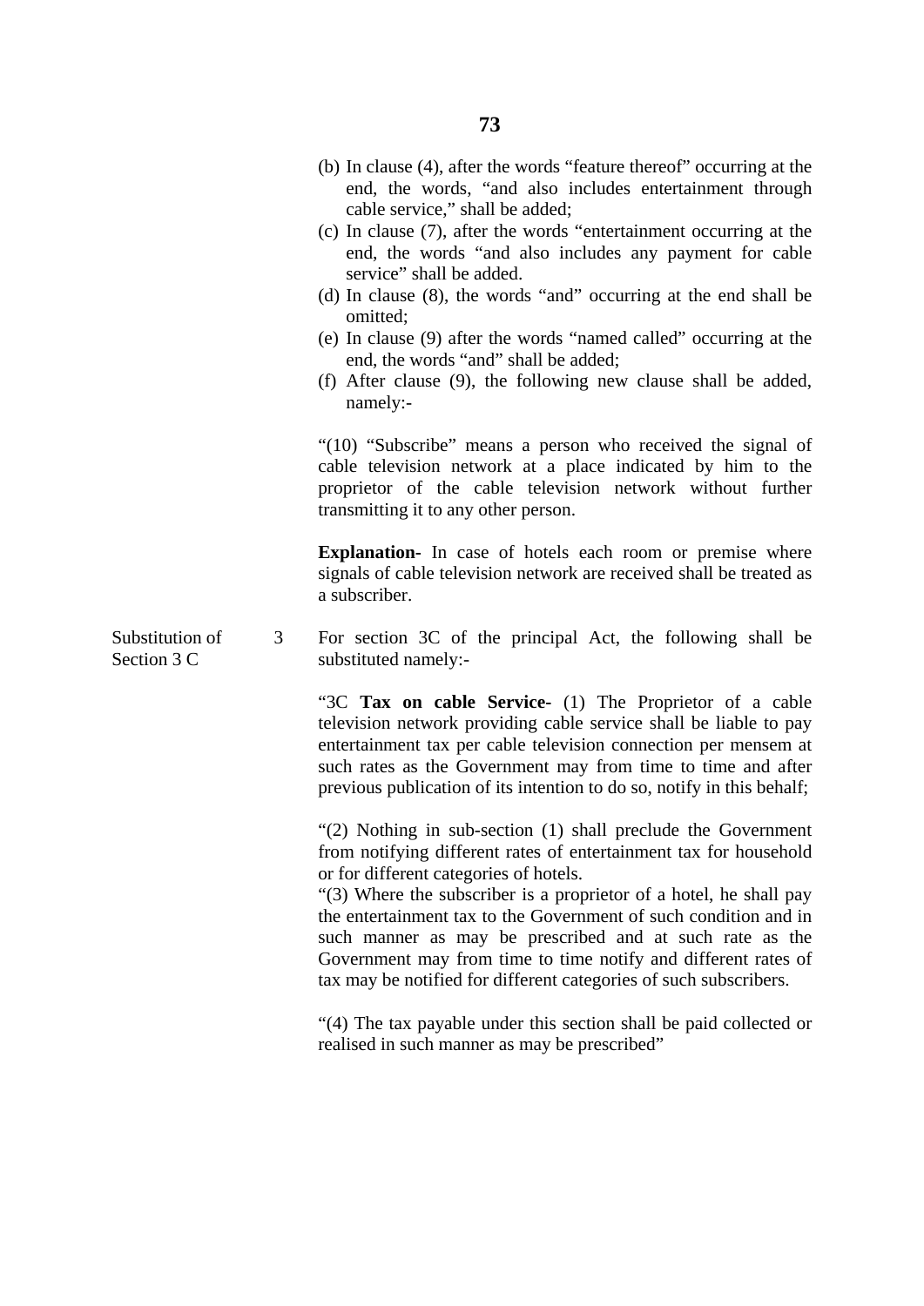(b) In clause (4), after the words "feature thereof" occurring at the end, the words, "and also includes entertainment through cable service," shall be added;

(c) In clause (7), after the words "entertainment occurring at the end, the words "and also includes any payment for cable service" shall be added.

(d) In clause (8), the words "and" occurring at the end shall be omitted;

(e) In clause (9) after the words "named called" occurring at the end, the words "and" shall be added;

(f) After clause (9), the following new clause shall be added, namely:-

"(10) "Subscribe" means a person who received the signal of cable television network at a place indicated by him to the proprietor of the cable television network without further transmitting it to any other person.

**Explanation-** In case of hotels each room or premise where signals of cable television network are received shall be treated as a subscriber.

Substitution of Section 3 C

3 For section 3C of the principal Act, the following shall be substituted namely:-

"3C **Tax on cable Service-** (1) The Proprietor of a cable television network providing cable service shall be liable to pay entertainment tax per cable television connection per mensem at such rates as the Government may from time to time and after previous publication of its intention to do so, notify in this behalf;

"(2) Nothing in sub-section (1) shall preclude the Government from notifying different rates of entertainment tax for household or for different categories of hotels.

"(3) Where the subscriber is a proprietor of a hotel, he shall pay the entertainment tax to the Government of such condition and in such manner as may be prescribed and at such rate as the Government may from time to time notify and different rates of tax may be notified for different categories of such subscribers.

"(4) The tax payable under this section shall be paid collected or realised in such manner as may be prescribed"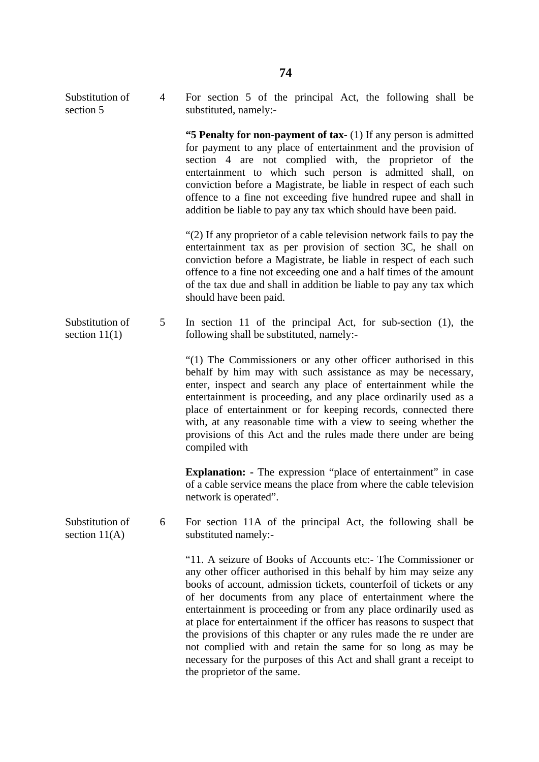Substitution of section 5

4 For section 5 of the principal Act, the following shall be substituted, namely:-

**"5 Penalty for non-payment of tax-** (1) If any person is admitted for payment to any place of entertainment and the provision of section 4 are not complied with, the proprietor of the entertainment to which such person is admitted shall, on conviction before a Magistrate, be liable in respect of each such offence to a fine not exceeding five hundred rupee and shall in addition be liable to pay any tax which should have been paid.

"(2) If any proprietor of a cable television network fails to pay the entertainment tax as per provision of section 3C, he shall on conviction before a Magistrate, be liable in respect of each such offence to a fine not exceeding one and a half times of the amount of the tax due and shall in addition be liable to pay any tax which should have been paid.

Substitution of section 11(1)

5 In section 11 of the principal Act, for sub-section (1), the following shall be substituted, namely:-

"(1) The Commissioners or any other officer authorised in this behalf by him may with such assistance as may be necessary, enter, inspect and search any place of entertainment while the entertainment is proceeding, and any place ordinarily used as a place of entertainment or for keeping records, connected there with, at any reasonable time with a view to seeing whether the provisions of this Act and the rules made there under are being compiled with

**Explanation: -** The expression "place of entertainment" in case of a cable service means the place from where the cable television network is operated".

Substitution of section 11(A)

6 For section 11A of the principal Act, the following shall be substituted namely:-

"11. A seizure of Books of Accounts etc:- The Commissioner or any other officer authorised in this behalf by him may seize any books of account, admission tickets, counterfoil of tickets or any of her documents from any place of entertainment where the entertainment is proceeding or from any place ordinarily used as at place for entertainment if the officer has reasons to suspect that the provisions of this chapter or any rules made the re under are not complied with and retain the same for so long as may be necessary for the purposes of this Act and shall grant a receipt to the proprietor of the same.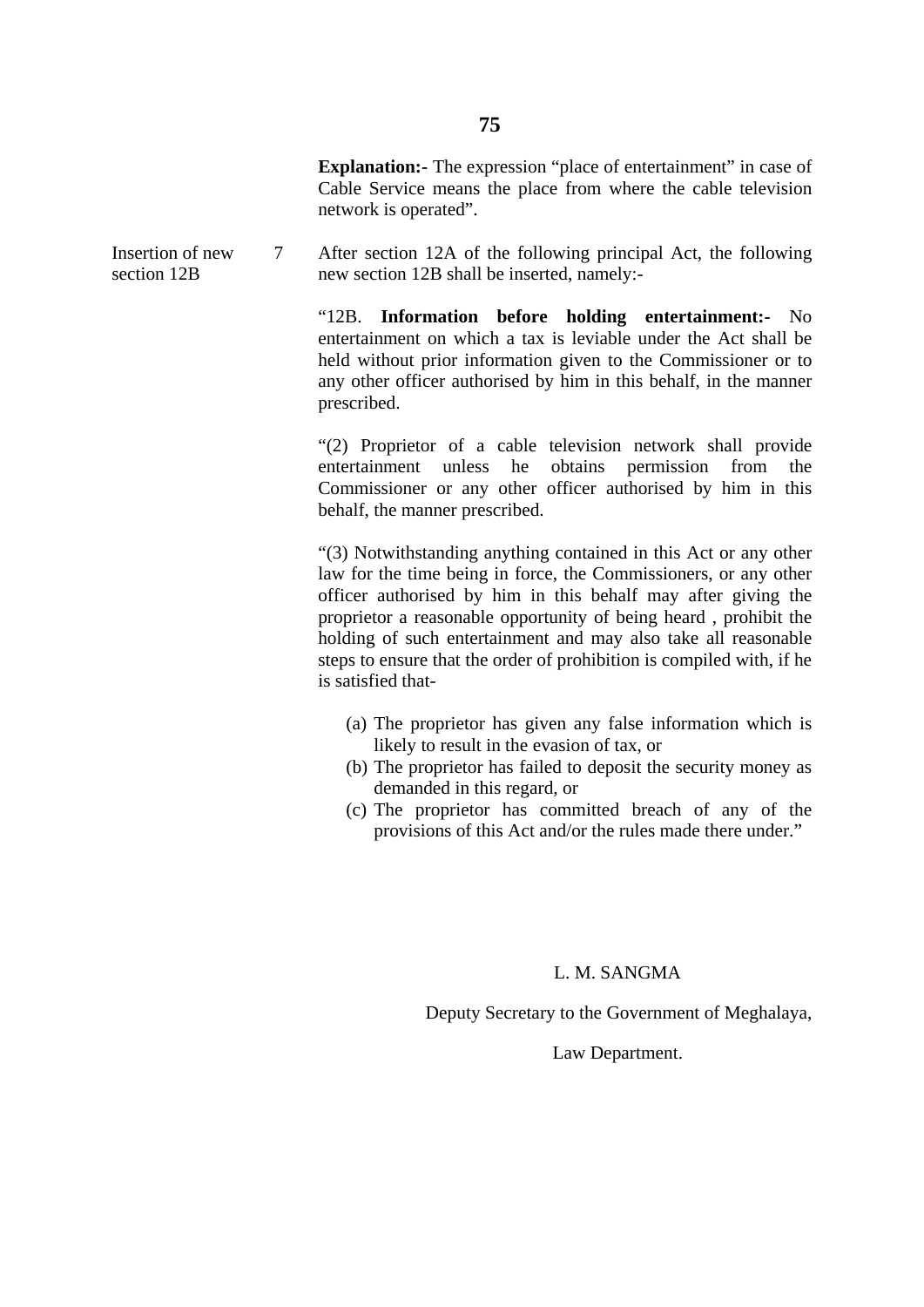**Explanation:-** The expression "place of entertainment" in case of Cable Service means the place from where the cable television network is operated".

Insertion of new section 12B

7 After section 12A of the following principal Act, the following new section 12B shall be inserted, namely:-

"12B. **Information before holding entertainment:-** No entertainment on which a tax is leviable under the Act shall be held without prior information given to the Commissioner or to any other officer authorised by him in this behalf, in the manner prescribed.

"(2) Proprietor of a cable television network shall provide entertainment unless he obtains permission from the Commissioner or any other officer authorised by him in this behalf, the manner prescribed.

"(3) Notwithstanding anything contained in this Act or any other law for the time being in force, the Commissioners, or any other officer authorised by him in this behalf may after giving the proprietor a reasonable opportunity of being heard , prohibit the holding of such entertainment and may also take all reasonable steps to ensure that the order of prohibition is compiled with, if he is satisfied that-

(a) The proprietor has given any false information which is likely to result in the evasion of tax, or
(b) The proprietor has failed to deposit the security money as demanded in this regard, or
(c) The proprietor has committed breach of any of the provisions of this Act and/or the rules made there under."

L. M. SANGMA

Deputy Secretary to the Government of Meghalaya,

Law Department.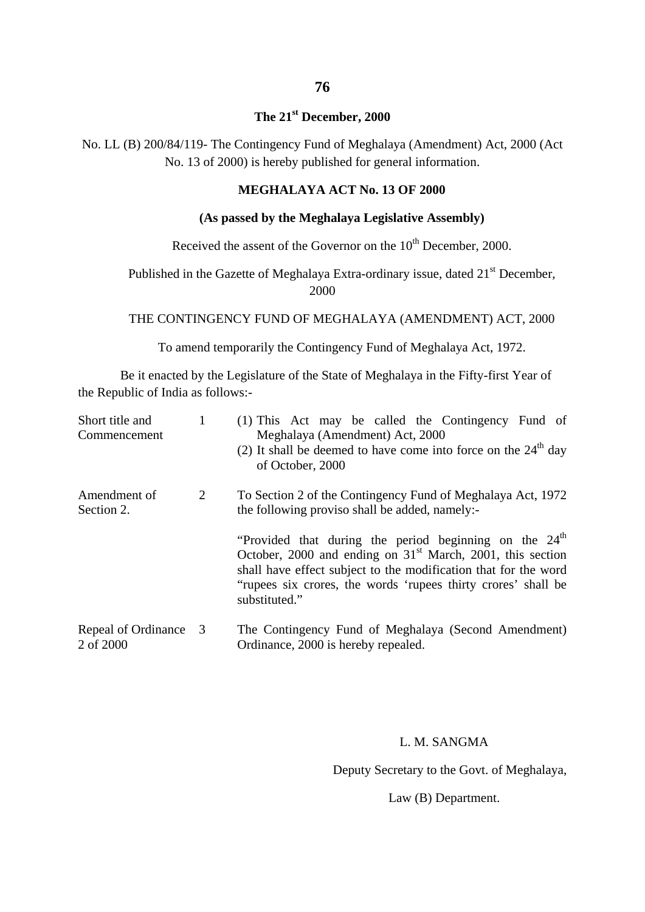**The 21st December, 2000**

No. LL (B) 200/84/119- The Contingency Fund of Meghalaya (Amendment) Act, 2000 (Act No. 13 of 2000) is hereby published for general information.

**MEGHALAYA ACT No. 13 OF 2000**

**(As passed by the Meghalaya Legislative Assembly)**

Received the assent of the Governor on the 10th December, 2000.

Published in the Gazette of Meghalaya Extra-ordinary issue, dated 21st December, 2000

THE CONTINGENCY FUND OF MEGHALAYA (AMENDMENT) ACT, 2000

To amend temporarily the Contingency Fund of Meghalaya Act, 1972.

Be it enacted by the Legislature of the State of Meghalaya in the Fifty-first Year of the Republic of India as follows:-

| | | |
|---|---|---|
| Short title and Commencement | 1 | (1) This Act may be called the Contingency Fund of Meghalaya (Amendment) Act, 2000<br>(2) It shall be deemed to have come into force on the 24th day of October, 2000 |
| Amendment of Section 2. | 2 | To Section 2 of the Contingency Fund of Meghalaya Act, 1972 the following proviso shall be added, namely:-<br><br>"Provided that during the period beginning on the 24th October, 2000 and ending on 31st March, 2001, this section shall have effect subject to the modification that for the word "rupees six crores, the words 'rupees thirty crores' shall be substituted." |
| Repeal of Ordinance 2 of 2000 | 3 | The Contingency Fund of Meghalaya (Second Amendment) Ordinance, 2000 is hereby repealed. |

L. M. SANGMA

Deputy Secretary to the Govt. of Meghalaya,

Law (B) Department.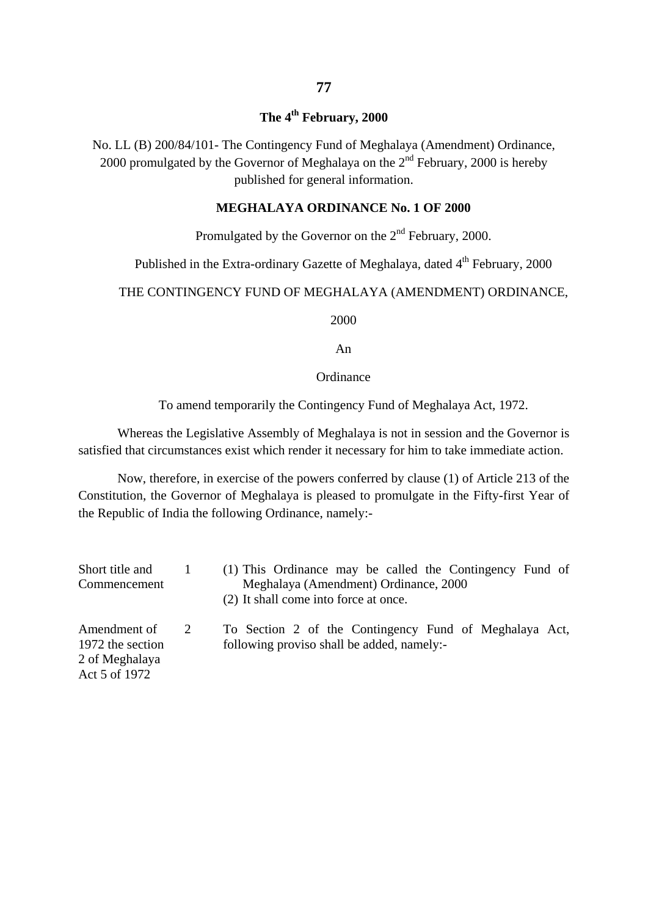**The 4th February, 2000**

No. LL (B) 200/84/101- The Contingency Fund of Meghalaya (Amendment) Ordinance, 2000 promulgated by the Governor of Meghalaya on the 2nd February, 2000 is hereby published for general information.

**MEGHALAYA ORDINANCE No. 1 OF 2000**

Promulgated by the Governor on the 2nd February, 2000.

Published in the Extra-ordinary Gazette of Meghalaya, dated 4th February, 2000

THE CONTINGENCY FUND OF MEGHALAYA (AMENDMENT) ORDINANCE, 2000

An

Ordinance

To amend temporarily the Contingency Fund of Meghalaya Act, 1972.

Whereas the Legislative Assembly of Meghalaya is not in session and the Governor is satisfied that circumstances exist which render it necessary for him to take immediate action.

Now, therefore, in exercise of the powers conferred by clause (1) of Article 213 of the Constitution, the Governor of Meghalaya is pleased to promulgate in the Fifty-first Year of the Republic of India the following Ordinance, namely:-

| | | |
|---|---|---|
| Short title and Commencement | 1 | (1) This Ordinance may be called the Contingency Fund of Meghalaya (Amendment) Ordinance, 2000<br>(2) It shall come into force at once. |
| Amendment of 1972 the section 2 of Meghalaya Act 5 of 1972 | 2 | To Section 2 of the Contingency Fund of Meghalaya Act, following proviso shall be added, namely:- |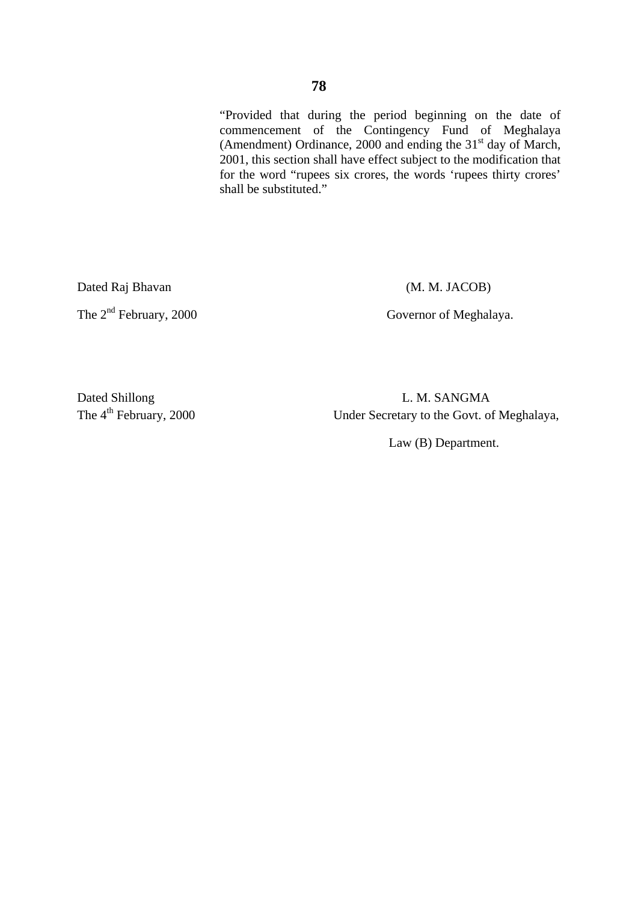"Provided that during the period beginning on the date of commencement of the Contingency Fund of Meghalaya (Amendment) Ordinance, 2000 and ending the 31st day of March, 2001, this section shall have effect subject to the modification that for the word "rupees six crores, the words 'rupees thirty crores' shall be substituted."

Dated Raj Bhavan

The 2nd February, 2000

(M. M. JACOB)

Governor of Meghalaya.

Dated Shillong

The 4th February, 2000

L. M. SANGMA

Under Secretary to the Govt. of Meghalaya,

Law (B) Department.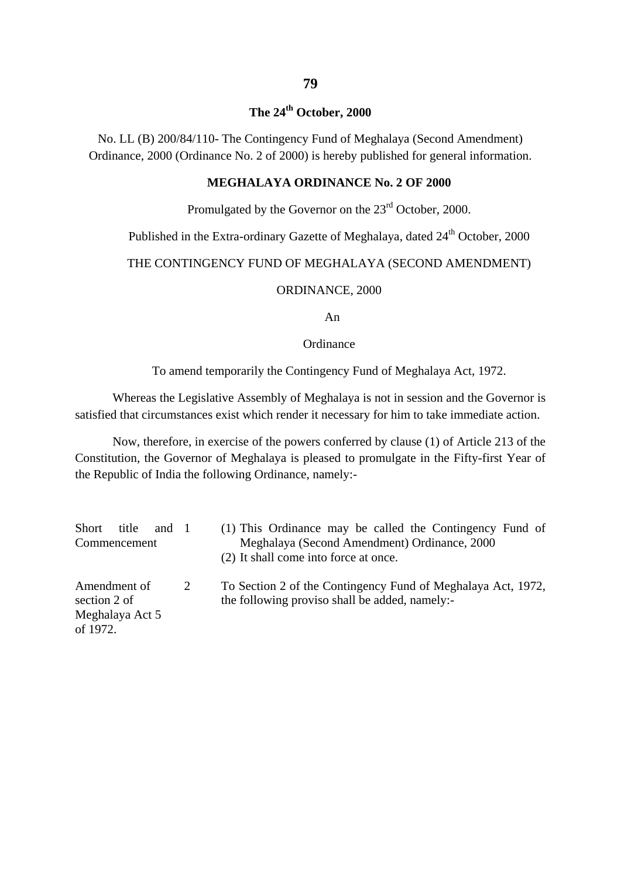## The 24th October, 2000

No. LL (B) 200/84/110- The Contingency Fund of Meghalaya (Second Amendment) Ordinance, 2000 (Ordinance No. 2 of 2000) is hereby published for general information.

**MEGHALAYA ORDINANCE No. 2 OF 2000**

Promulgated by the Governor on the 23rd October, 2000.

Published in the Extra-ordinary Gazette of Meghalaya, dated 24th October, 2000

THE CONTINGENCY FUND OF MEGHALAYA (SECOND AMENDMENT)

ORDINANCE, 2000

An

Ordinance

To amend temporarily the Contingency Fund of Meghalaya Act, 1972.

Whereas the Legislative Assembly of Meghalaya is not in session and the Governor is satisfied that circumstances exist which render it necessary for him to take immediate action.

Now, therefore, in exercise of the powers conferred by clause (1) of Article 213 of the Constitution, the Governor of Meghalaya is pleased to promulgate in the Fifty-first Year of the Republic of India the following Ordinance, namely:-

| | | |
|---|---|---|
| Short title and Commencement | 1 | (1) This Ordinance may be called the Contingency Fund of Meghalaya (Second Amendment) Ordinance, 2000<br>(2) It shall come into force at once. |
| Amendment of section 2 of Meghalaya Act 5 of 1972. | 2 | To Section 2 of the Contingency Fund of Meghalaya Act, 1972, the following proviso shall be added, namely:- |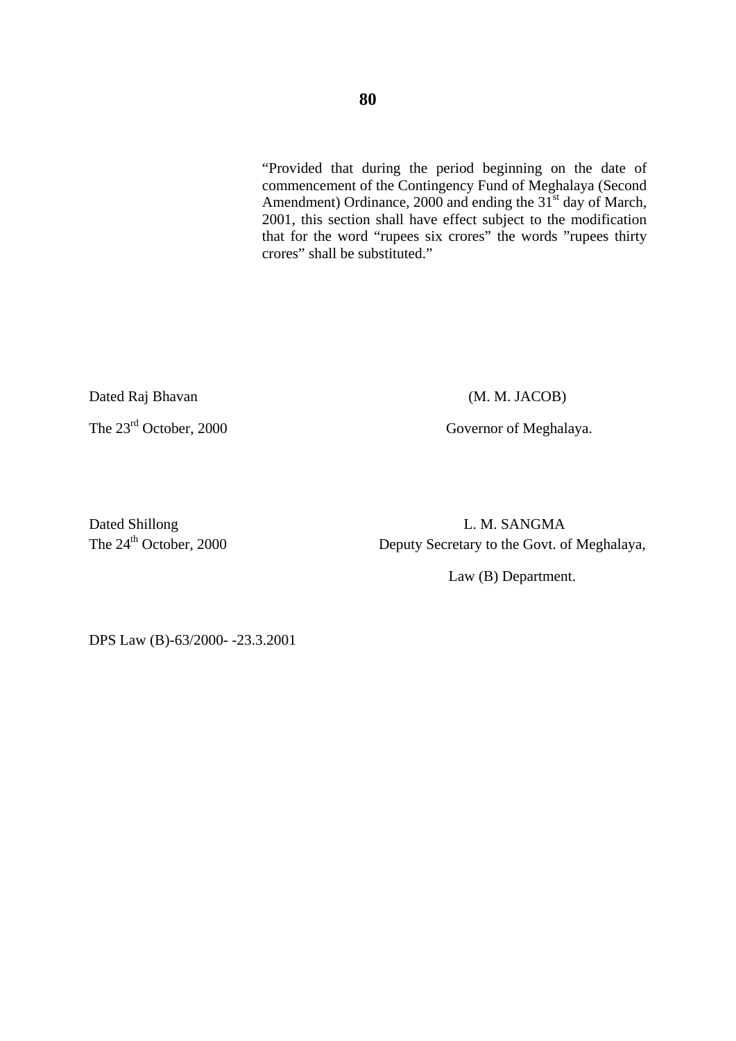"Provided that during the period beginning on the date of commencement of the Contingency Fund of Meghalaya (Second Amendment) Ordinance, 2000 and ending the 31st day of March, 2001, this section shall have effect subject to the modification that for the word "rupees six crores" the words "rupees thirty crores" shall be substituted."

Dated Raj Bhavan

The 23rd October, 2000

(M. M. JACOB)

Governor of Meghalaya.

Dated Shillong

The 24th October, 2000

L. M. SANGMA

Deputy Secretary to the Govt. of Meghalaya,

Law (B) Department.

DPS Law (B)-63/2000- -23.3.2001